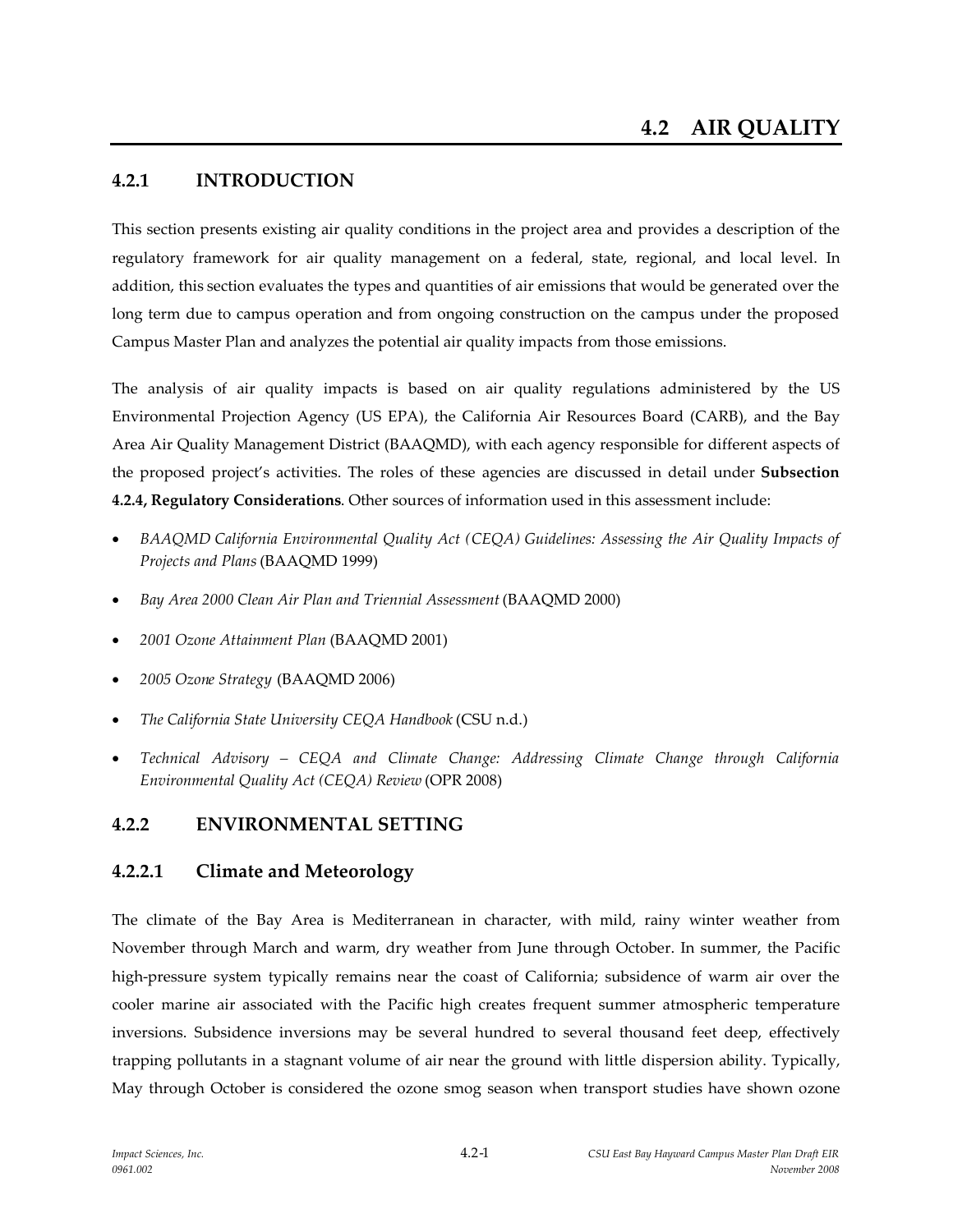# 4.2 AIR QUALITY

## 4.2.1 INTRODUCTION

This section presents existing air quality conditions in the project area and provides a description of the regulatory framework for air quality management on a federal, state, regional, and local level. In addition, this section evaluates the types and quantities of air emissions that would be generated over the long term due to campus operation and from ongoing construction on the campus under the proposed Campus Master Plan and analyzes the potential air quality impacts from those emissions.

The analysis of air quality impacts is based on air quality regulations administered by the US Environmental Projection Agency (US EPA), the California Air Resources Board (CARB), and the Bay Area Air Quality Management District (BAAQMD), with each agency responsible for different aspects of the proposed project's activities. The roles of these agencies are discussed in detail under **Subsection 4.2.4, Regulatory Considerations**. Other sources of information used in this assessment include:

- *BAAQMD California Environmental Quality Act (CEQA) Guidelines: Assessing the Air Quality Impacts of Projects and Plans* (BAAQMD 1999)
- *Bay Area 2000 Clean Air Plan and Triennial Assessment* (BAAQMD 2000)
- *2001 Ozone Attainment Plan* (BAAQMD 2001)
- *2005 Ozone Strategy* (BAAQMD 2006)
- *The California State University CEQA Handbook* (CSU n.d.)
- *Technical Advisory – CEQA and Climate Change: Addressing Climate Change through California Environmental Quality Act (CEQA) Review* (OPR 2008)

## 4.2.2 ENVIRONMENTAL SETTING

### 4.2.2.1 Climate and Meteorology

The climate of the Bay Area is Mediterranean in character, with mild, rainy winter weather from November through March and warm, dry weather from June through October. In summer, the Pacific high-pressure system typically remains near the coast of California; subsidence of warm air over the cooler marine air associated with the Pacific high creates frequent summer atmospheric temperature inversions. Subsidence inversions may be several hundred to several thousand feet deep, effectively trapping pollutants in a stagnant volume of air near the ground with little dispersion ability. Typically, May through October is considered the ozone smog season when transport studies have shown ozone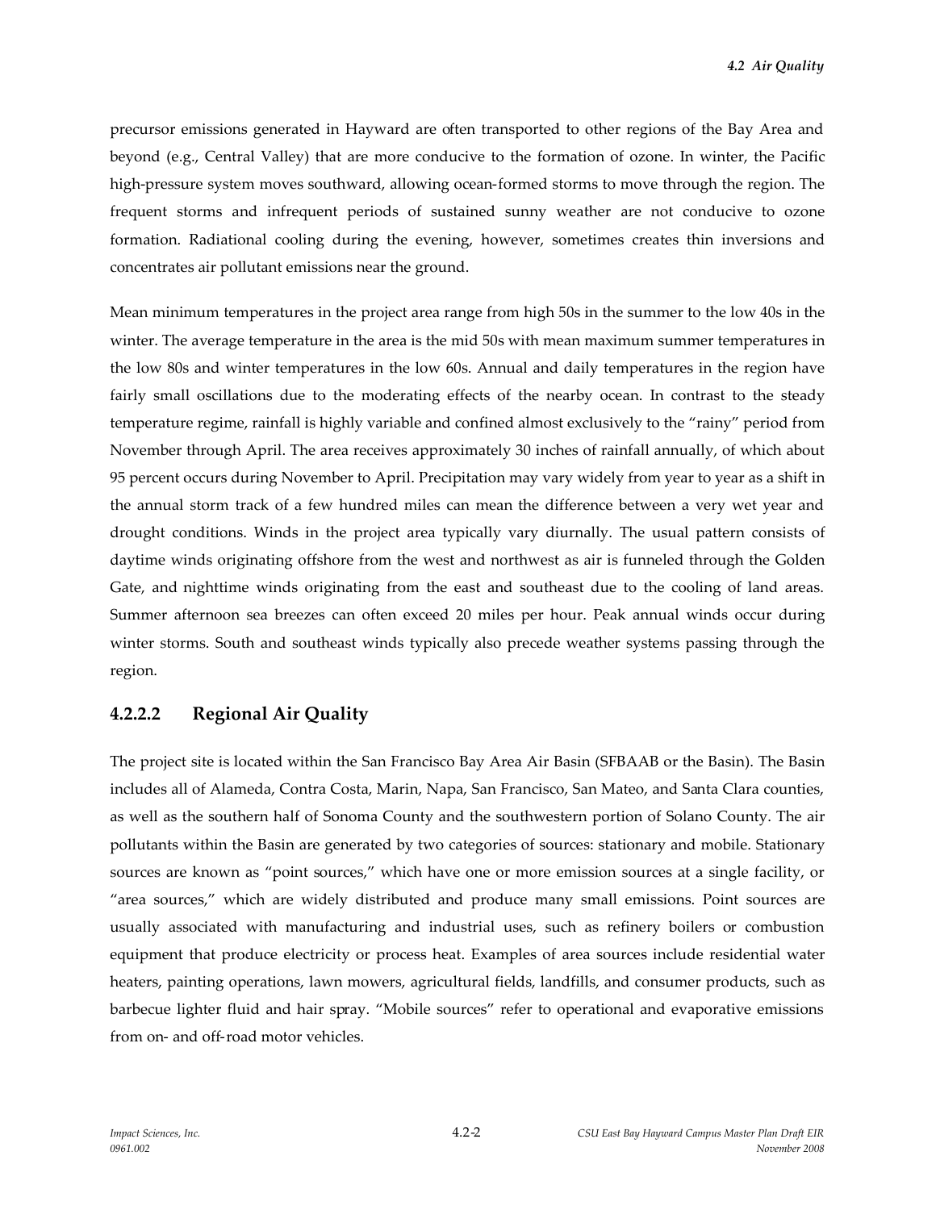precursor emissions generated in Hayward are often transported to other regions of the Bay Area and beyond (e.g., Central Valley) that are more conducive to the formation of ozone. In winter, the Pacific high-pressure system moves southward, allowing ocean-formed storms to move through the region. The frequent storms and infrequent periods of sustained sunny weather are not conducive to ozone formation. Radiational cooling during the evening, however, sometimes creates thin inversions and concentrates air pollutant emissions near the ground.

Mean minimum temperatures in the project area range from high 50s in the summer to the low 40s in the winter. The average temperature in the area is the mid 50s with mean maximum summer temperatures in the low 80s and winter temperatures in the low 60s. Annual and daily temperatures in the region have fairly small oscillations due to the moderating effects of the nearby ocean. In contrast to the steady temperature regime, rainfall is highly variable and confined almost exclusively to the "rainy" period from November through April. The area receives approximately 30 inches of rainfall annually, of which about 95 percent occurs during November to April. Precipitation may vary widely from year to year as a shift in the annual storm track of a few hundred miles can mean the difference between a very wet year and drought conditions. Winds in the project area typically vary diurnally. The usual pattern consists of daytime winds originating offshore from the west and northwest as air is funneled through the Golden Gate, and nighttime winds originating from the east and southeast due to the cooling of land areas. Summer afternoon sea breezes can often exceed 20 miles per hour. Peak annual winds occur during winter storms. South and southeast winds typically also precede weather systems passing through the region.

### 4.2.2.2 Regional Air Quality

The project site is located within the San Francisco Bay Area Air Basin (SFBAAB or the Basin). The Basin includes all of Alameda, Contra Costa, Marin, Napa, San Francisco, San Mateo, and Santa Clara counties, as well as the southern half of Sonoma County and the southwestern portion of Solano County. The air pollutants within the Basin are generated by two categories of sources: stationary and mobile. Stationary sources are known as "point sources," which have one or more emission sources at a single facility, or "area sources," which are widely distributed and produce many small emissions. Point sources are usually associated with manufacturing and industrial uses, such as refinery boilers or combustion equipment that produce electricity or process heat. Examples of area sources include residential water heaters, painting operations, lawn mowers, agricultural fields, landfills, and consumer products, such as barbecue lighter fluid and hair spray. "Mobile sources" refer to operational and evaporative emissions from on- and off-road motor vehicles.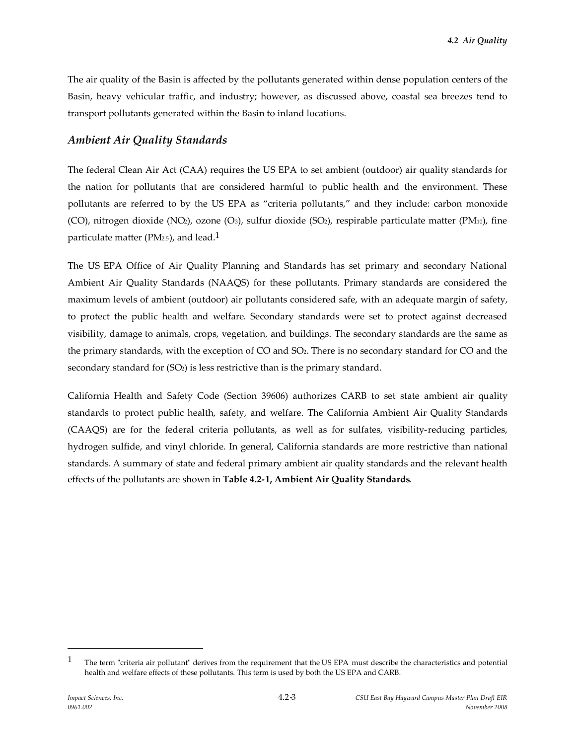The air quality of the Basin is affected by the pollutants generated within dense population centers of the Basin, heavy vehicular traffic, and industry; however, as discussed above, coastal sea breezes tend to transport pollutants generated within the Basin to inland locations.

### *Ambient Air Quality Standards*

The federal Clean Air Act (CAA) requires the US EPA to set ambient (outdoor) air quality standards for the nation for pollutants that are considered harmful to public health and the environment. These pollutants are referred to by the US EPA as "criteria pollutants," and they include: carbon monoxide (CO), nitrogen dioxide ($NO_2$), ozone ($O_3$), sulfur dioxide ($SO_2$), respirable particulate matter ($PM_{10}$), fine particulate matter ($PM_{2.5}$), and lead.[1]

The US EPA Office of Air Quality Planning and Standards has set primary and secondary National Ambient Air Quality Standards (NAAQS) for these pollutants. Primary standards are considered the maximum levels of ambient (outdoor) air pollutants considered safe, with an adequate margin of safety, to protect the public health and welfare. Secondary standards were set to protect against decreased visibility, damage to animals, crops, vegetation, and buildings. The secondary standards are the same as the primary standards, with the exception of CO and $SO_2$. There is no secondary standard for CO and the secondary standard for ($SO_2$) is less restrictive than is the primary standard.

California Health and Safety Code (Section 39606) authorizes CARB to set state ambient air quality standards to protect public health, safety, and welfare. The California Ambient Air Quality Standards (CAAQS) are for the federal criteria pollutants, as well as for sulfates, visibility-reducing particles, hydrogen sulfide, and vinyl chloride. In general, California standards are more restrictive than national standards. A summary of state and federal primary ambient air quality standards and the relevant health effects of the pollutants are shown in **Table 4.2-1, Ambient Air Quality Standards**.

---

[1] The term "criteria air pollutant" derives from the requirement that the US EPA must describe the characteristics and potential health and welfare effects of these pollutants. This term is used by both the US EPA and CARB.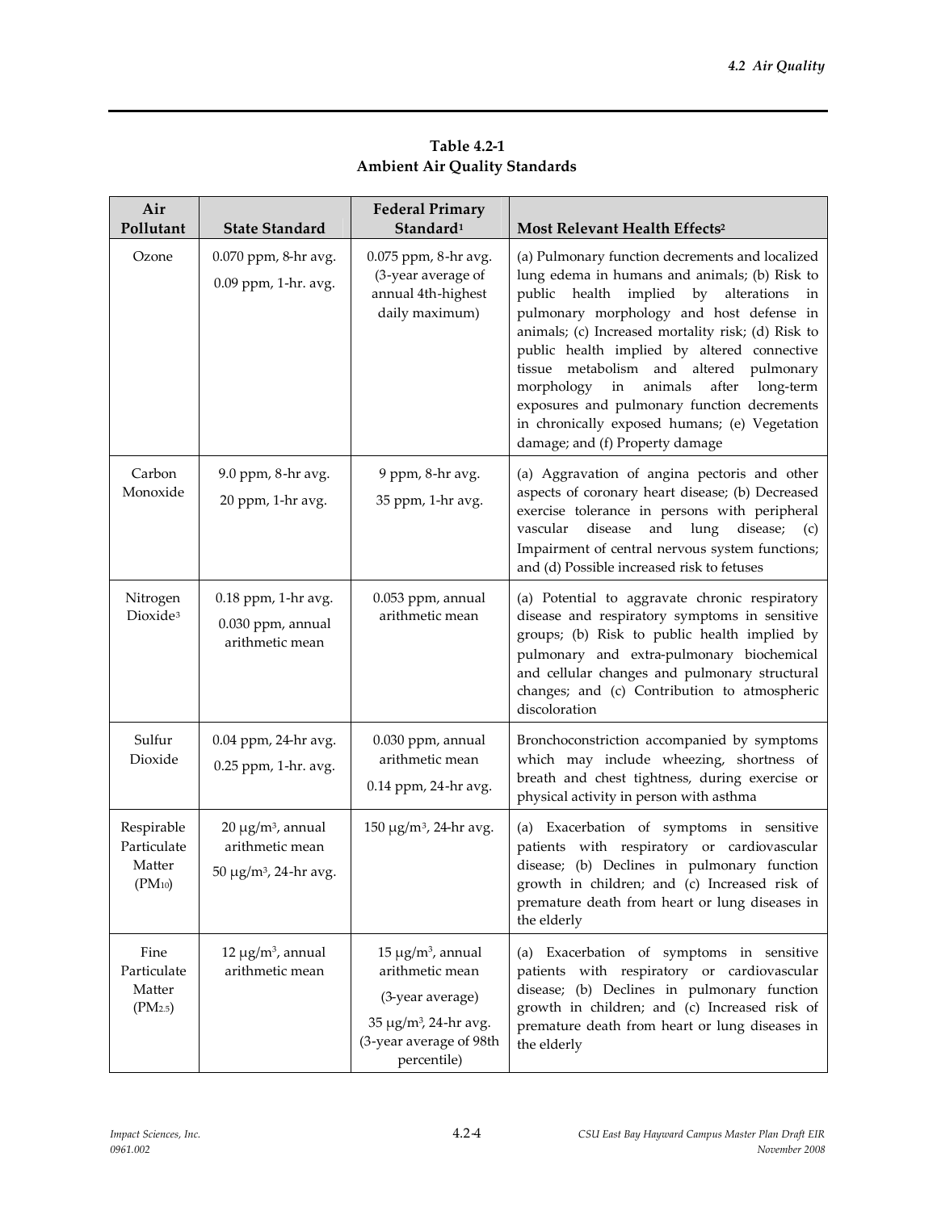**Table 4.2-1**
**Ambient Air Quality Standards**

| Air Pollutant | State Standard | Federal Primary Standard[1] | Most Relevant Health Effects[2] |
|---|---|---|---|
| Ozone | 0.070 ppm, 8-hr avg.<br>0.09 ppm, 1-hr. avg. | 0.075 ppm, 8-hr avg. (3-year average of annual 4th-highest daily maximum) | (a) Pulmonary function decrements and localized lung edema in humans and animals; (b) Risk to public health implied by alterations in pulmonary morphology and host defense in animals; (c) Increased mortality risk; (d) Risk to public health implied by altered connective tissue metabolism and altered pulmonary morphology in animals after long-term exposures and pulmonary function decrements in chronically exposed humans; (e) Vegetation damage; and (f) Property damage |
| Carbon Monoxide | 9.0 ppm, 8-hr avg.<br>20 ppm, 1-hr avg. | 9 ppm, 8-hr avg.<br>35 ppm, 1-hr avg. | (a) Aggravation of angina pectoris and other aspects of coronary heart disease; (b) Decreased exercise tolerance in persons with peripheral vascular disease and lung disease; (c) Impairment of central nervous system functions; and (d) Possible increased risk to fetuses |
| Nitrogen Dioxide[3] | 0.18 ppm, 1-hr avg.<br>0.030 ppm, annual arithmetic mean | 0.053 ppm, annual arithmetic mean | (a) Potential to aggravate chronic respiratory disease and respiratory symptoms in sensitive groups; (b) Risk to public health implied by pulmonary and extra-pulmonary biochemical and cellular changes and pulmonary structural changes; and (c) Contribution to atmospheric discoloration |
| Sulfur Dioxide | 0.04 ppm, 24-hr avg.<br>0.25 ppm, 1-hr. avg. | 0.030 ppm, annual arithmetic mean<br>0.14 ppm, 24-hr avg. | Bronchoconstriction accompanied by symptoms which may include wheezing, shortness of breath and chest tightness, during exercise or physical activity in person with asthma |
| Respirable Particulate Matter ($PM_{10}$) | 20 μg/m$^3$, annual arithmetic mean<br>50 μg/m$^3$, 24-hr avg. | 150 μg/m$^3$, 24-hr avg. | (a) Exacerbation of symptoms in sensitive patients with respiratory or cardiovascular disease; (b) Declines in pulmonary function growth in children; and (c) Increased risk of premature death from heart or lung diseases in the elderly |
| Fine Particulate Matter ($PM_{2.5}$) | 12 μg/m$^3$, annual arithmetic mean | 15 μg/m$^3$, annual arithmetic mean<br>(3-year average)<br>35 μg/m$^3$, 24-hr avg. (3-year average of 98th percentile) | (a) Exacerbation of symptoms in sensitive patients with respiratory or cardiovascular disease; (b) Declines in pulmonary function growth in children; and (c) Increased risk of premature death from heart or lung diseases in the elderly |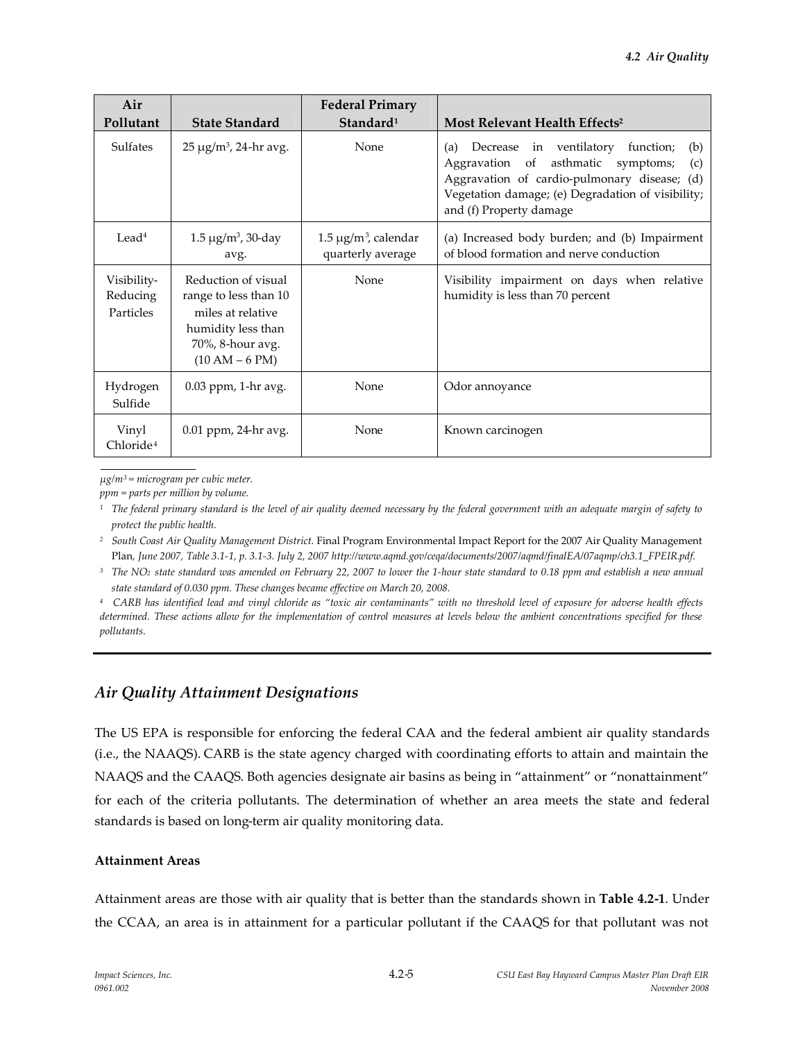| Air Pollutant | State Standard | Federal Primary Standard[1] | Most Relevant Health Effects[2] |
|---|---|---|---|
| Sulfates | 25 μg/m³, 24-hr avg. | None | (a) Decrease in ventilatory function; (b) Aggravation of asthmatic symptoms; (c) Aggravation of cardio-pulmonary disease; (d) Vegetation damage; (e) Degradation of visibility; and (f) Property damage |
| Lead[4] | 1.5 μg/m³, 30-day avg. | 1.5 μg/m³, calendar quarterly average | (a) Increased body burden; and (b) Impairment of blood formation and nerve conduction |
| Visibility-Reducing Particles | Reduction of visual range to less than 10 miles at relative humidity less than 70%, 8-hour avg. (10 AM – 6 PM) | None | Visibility impairment on days when relative humidity is less than 70 percent |
| Hydrogen Sulfide | 0.03 ppm, 1-hr avg. | None | Odor annoyance |
| Vinyl Chloride[4] | 0.01 ppm, 24-hr avg. | None | Known carcinogen |

*μg/m³ = microgram per cubic meter.*

*ppm = parts per million by volume.*

[1] *The federal primary standard is the level of air quality deemed necessary by the federal government with an adequate margin of safety to protect the public health.*

[2] *South Coast Air Quality Management District.* Final Program Environmental Impact Report for the 2007 Air Quality Management Plan, *June 2007, Table 3.1-1, p. 3.1-3. July 2, 2007 http://www.aqmd.gov/ceqa/documents/2007/aqmd/finalEA/07aqmp/ch3.1_FPEIR.pdf.*

[3] *The $NO_2$ state standard was amended on February 22, 2007 to lower the 1-hour state standard to 0.18 ppm and establish a new annual state standard of 0.030 ppm. These changes became effective on March 20, 2008.*

[4] *CARB has identified lead and vinyl chloride as "toxic air contaminants" with no threshold level of exposure for adverse health effects determined. These actions allow for the implementation of control measures at levels below the ambient concentrations specified for these pollutants.*

## *Air Quality Attainment Designations*

The US EPA is responsible for enforcing the federal CAA and the federal ambient air quality standards (i.e., the NAAQS). CARB is the state agency charged with coordinating efforts to attain and maintain the NAAQS and the CAAQS. Both agencies designate air basins as being in "attainment" or "nonattainment" for each of the criteria pollutants. The determination of whether an area meets the state and federal standards is based on long-term air quality monitoring data.

### Attainment Areas

Attainment areas are those with air quality that is better than the standards shown in **Table 4.2-1**. Under the CCAA, an area is in attainment for a particular pollutant if the CAAQS for that pollutant was not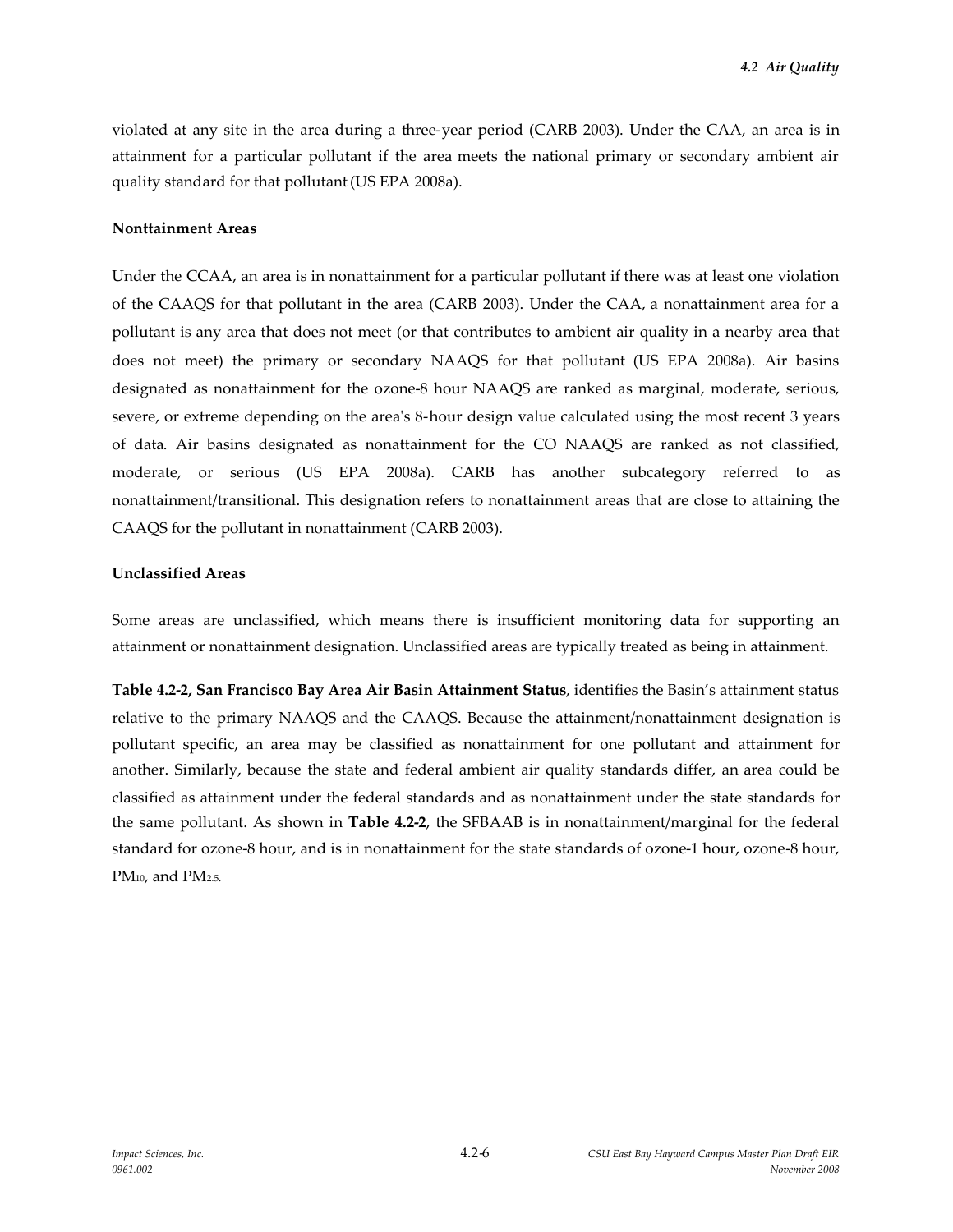violated at any site in the area during a three-year period (CARB 2003). Under the CAA, an area is in attainment for a particular pollutant if the area meets the national primary or secondary ambient air quality standard for that pollutant (US EPA 2008a).

**Nonttainment Areas**

Under the CCAA, an area is in nonattainment for a particular pollutant if there was at least one violation of the CAAQS for that pollutant in the area (CARB 2003). Under the CAA, a nonattainment area for a pollutant is any area that does not meet (or that contributes to ambient air quality in a nearby area that does not meet) the primary or secondary NAAQS for that pollutant (US EPA 2008a). Air basins designated as nonattainment for the ozone-8 hour NAAQS are ranked as marginal, moderate, serious, severe, or extreme depending on the area's 8-hour design value calculated using the most recent 3 years of data. Air basins designated as nonattainment for the CO NAAQS are ranked as not classified, moderate, or serious (US EPA 2008a). CARB has another subcategory referred to as nonattainment/transitional. This designation refers to nonattainment areas that are close to attaining the CAAQS for the pollutant in nonattainment (CARB 2003).

**Unclassified Areas**

Some areas are unclassified, which means there is insufficient monitoring data for supporting an attainment or nonattainment designation. Unclassified areas are typically treated as being in attainment.

**Table 4.2-2, San Francisco Bay Area Air Basin Attainment Status**, identifies the Basin's attainment status relative to the primary NAAQS and the CAAQS. Because the attainment/nonattainment designation is pollutant specific, an area may be classified as nonattainment for one pollutant and attainment for another. Similarly, because the state and federal ambient air quality standards differ, an area could be classified as attainment under the federal standards and as nonattainment under the state standards for the same pollutant. As shown in **Table 4.2-2**, the SFBAAB is in nonattainment/marginal for the federal standard for ozone-8 hour, and is in nonattainment for the state standards of ozone-1 hour, ozone-8 hour, $PM_{10}$, and $PM_{2.5}$.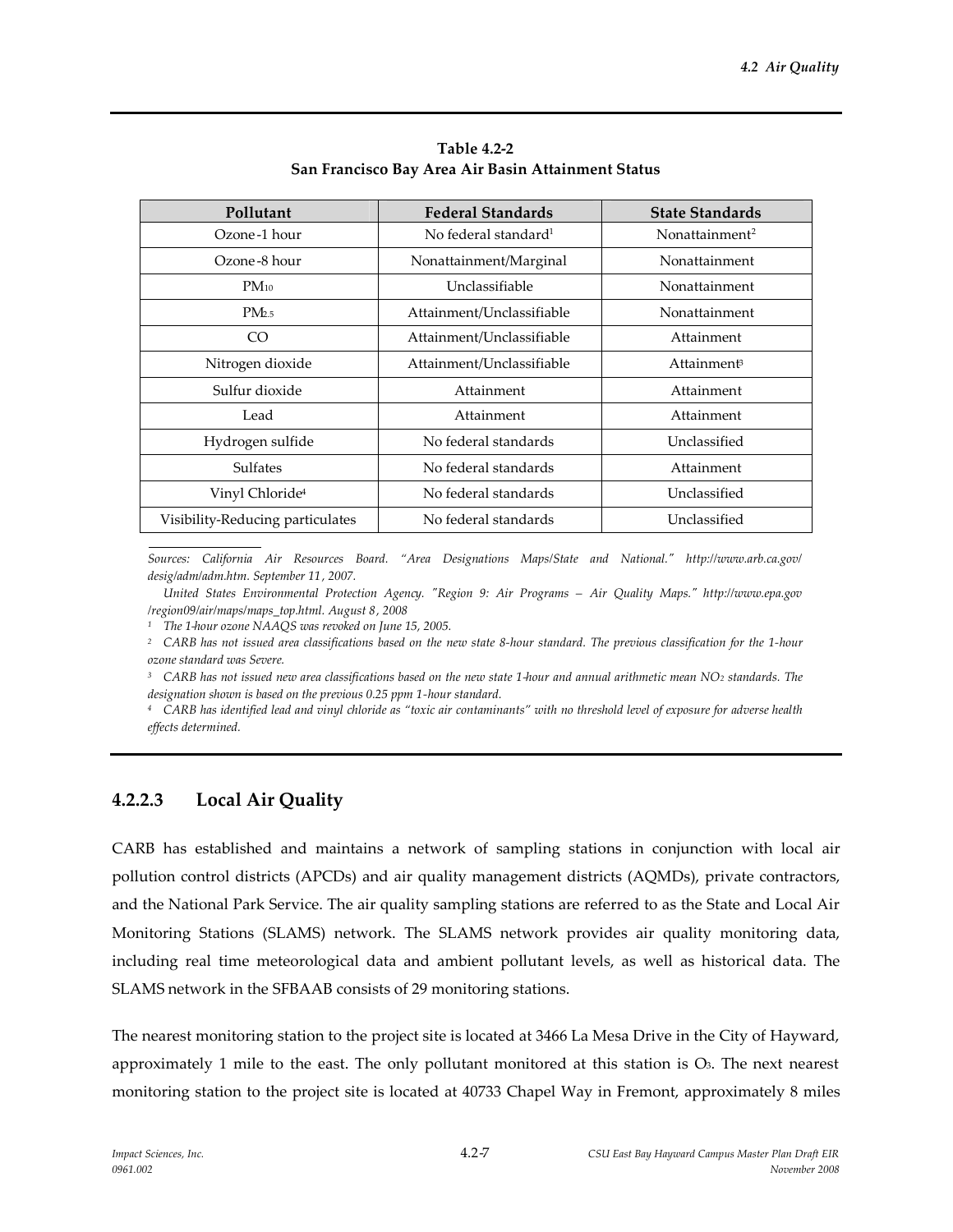**Table 4.2-2**
**San Francisco Bay Area Air Basin Attainment Status**

| Pollutant | Federal Standards | State Standards |
|---|---|---|
| Ozone-1 hour | No federal standard[1] | Nonattainment[2] |
| Ozone-8 hour | Nonattainment/Marginal | Nonattainment |
| $PM_{10}$ | Unclassifiable | Nonattainment |
| $PM_{2.5}$ | Attainment/Unclassifiable | Nonattainment |
| CO | Attainment/Unclassifiable | Attainment |
| Nitrogen dioxide | Attainment/Unclassifiable | Attainment[3] |
| Sulfur dioxide | Attainment | Attainment |
| Lead | Attainment | Attainment |
| Hydrogen sulfide | No federal standards | Unclassified |
| Sulfates | No federal standards | Attainment |
| Vinyl Chloride[4] | No federal standards | Unclassified |
| Visibility-Reducing particulates | No federal standards | Unclassified |

*Sources: California Air Resources Board. "Area Designations Maps/State and National." http://www.arb.ca.gov/desig/adm/adm.htm. September 11, 2007.*

*United States Environmental Protection Agency. "Region 9: Air Programs – Air Quality Maps." http://www.epa.gov/region09/air/maps/maps_top.html. August 8, 2008*

*[1] The 1-hour ozone NAAQS was revoked on June 15, 2005.*

*[2] CARB has not issued area classifications based on the new state 8-hour standard. The previous classification for the 1-hour ozone standard was Severe.*

*[3] CARB has not issued new area classifications based on the new state 1-hour and annual arithmetic mean $NO_2$ standards. The designation shown is based on the previous 0.25 ppm 1-hour standard.*

*[4] CARB has identified lead and vinyl chloride as "toxic air contaminants" with no threshold level of exposure for adverse health effects determined.*

### 4.2.2.3 Local Air Quality

CARB has established and maintains a network of sampling stations in conjunction with local air pollution control districts (APCDs) and air quality management districts (AQMDs), private contractors, and the National Park Service. The air quality sampling stations are referred to as the State and Local Air Monitoring Stations (SLAMS) network. The SLAMS network provides air quality monitoring data, including real time meteorological data and ambient pollutant levels, as well as historical data. The SLAMS network in the SFBAAB consists of 29 monitoring stations.

The nearest monitoring station to the project site is located at 3466 La Mesa Drive in the City of Hayward, approximately 1 mile to the east. The only pollutant monitored at this station is $O_3$. The next nearest monitoring station to the project site is located at 40733 Chapel Way in Fremont, approximately 8 miles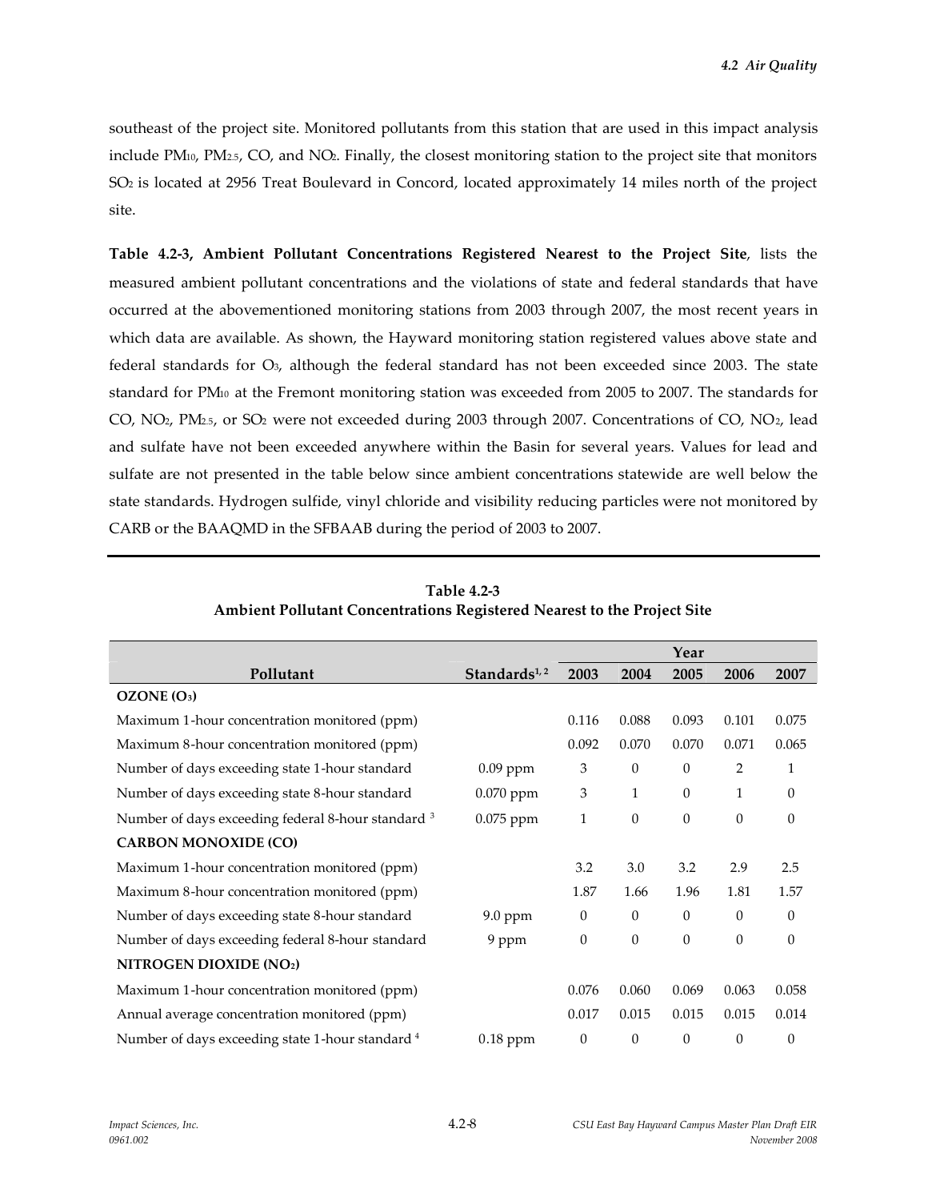southeast of the project site. Monitored pollutants from this station that are used in this impact analysis include $PM_{10}$, $PM_{2.5}$, CO, and $NO_2$. Finally, the closest monitoring station to the project site that monitors $SO_2$ is located at 2956 Treat Boulevard in Concord, located approximately 14 miles north of the project site.

**Table 4.2-3, Ambient Pollutant Concentrations Registered Nearest to the Project Site**, lists the measured ambient pollutant concentrations and the violations of state and federal standards that have occurred at the abovementioned monitoring stations from 2003 through 2007, the most recent years in which data are available. As shown, the Hayward monitoring station registered values above state and federal standards for $O_3$, although the federal standard has not been exceeded since 2003. The state standard for $PM_{10}$ at the Fremont monitoring station was exceeded from 2005 to 2007. The standards for CO, $NO_2$, $PM_{2.5}$, or $SO_2$ were not exceeded during 2003 through 2007. Concentrations of CO, $NO_2$, lead and sulfate have not been exceeded anywhere within the Basin for several years. Values for lead and sulfate are not presented in the table below since ambient concentrations statewide are well below the state standards. Hydrogen sulfide, vinyl chloride and visibility reducing particles were not monitored by CARB or the BAAQMD in the SFBAAB during the period of 2003 to 2007.

**Table 4.2-3**
**Ambient Pollutant Concentrations Registered Nearest to the Project Site**

| Pollutant | Standards[1, 2] | Year | | | | |
|---|---|---|---|---|---|---|
| | | 2003 | 2004 | 2005 | 2006 | 2007 |
| **OZONE ($O_3$)** | | | | | | |
| Maximum 1-hour concentration monitored (ppm) | | 0.116 | 0.088 | 0.093 | 0.101 | 0.075 |
| Maximum 8-hour concentration monitored (ppm) | | 0.092 | 0.070 | 0.070 | 0.071 | 0.065 |
| Number of days exceeding state 1-hour standard | 0.09 ppm | 3 | 0 | 0 | 2 | 1 |
| Number of days exceeding state 8-hour standard | 0.070 ppm | 3 | 1 | 0 | 1 | 0 |
| Number of days exceeding federal 8-hour standard [3] | 0.075 ppm | 1 | 0 | 0 | 0 | 0 |
| **CARBON MONOXIDE (CO)** | | | | | | |
| Maximum 1-hour concentration monitored (ppm) | | 3.2 | 3.0 | 3.2 | 2.9 | 2.5 |
| Maximum 8-hour concentration monitored (ppm) | | 1.87 | 1.66 | 1.96 | 1.81 | 1.57 |
| Number of days exceeding state 8-hour standard | 9.0 ppm | 0 | 0 | 0 | 0 | 0 |
| Number of days exceeding federal 8-hour standard | 9 ppm | 0 | 0 | 0 | 0 | 0 |
| **NITROGEN DIOXIDE ($NO_2$)** | | | | | | |
| Maximum 1-hour concentration monitored (ppm) | | 0.076 | 0.060 | 0.069 | 0.063 | 0.058 |
| Annual average concentration monitored (ppm) | | 0.017 | 0.015 | 0.015 | 0.015 | 0.014 |
| Number of days exceeding state 1-hour standard [4] | 0.18 ppm | 0 | 0 | 0 | 0 | 0 |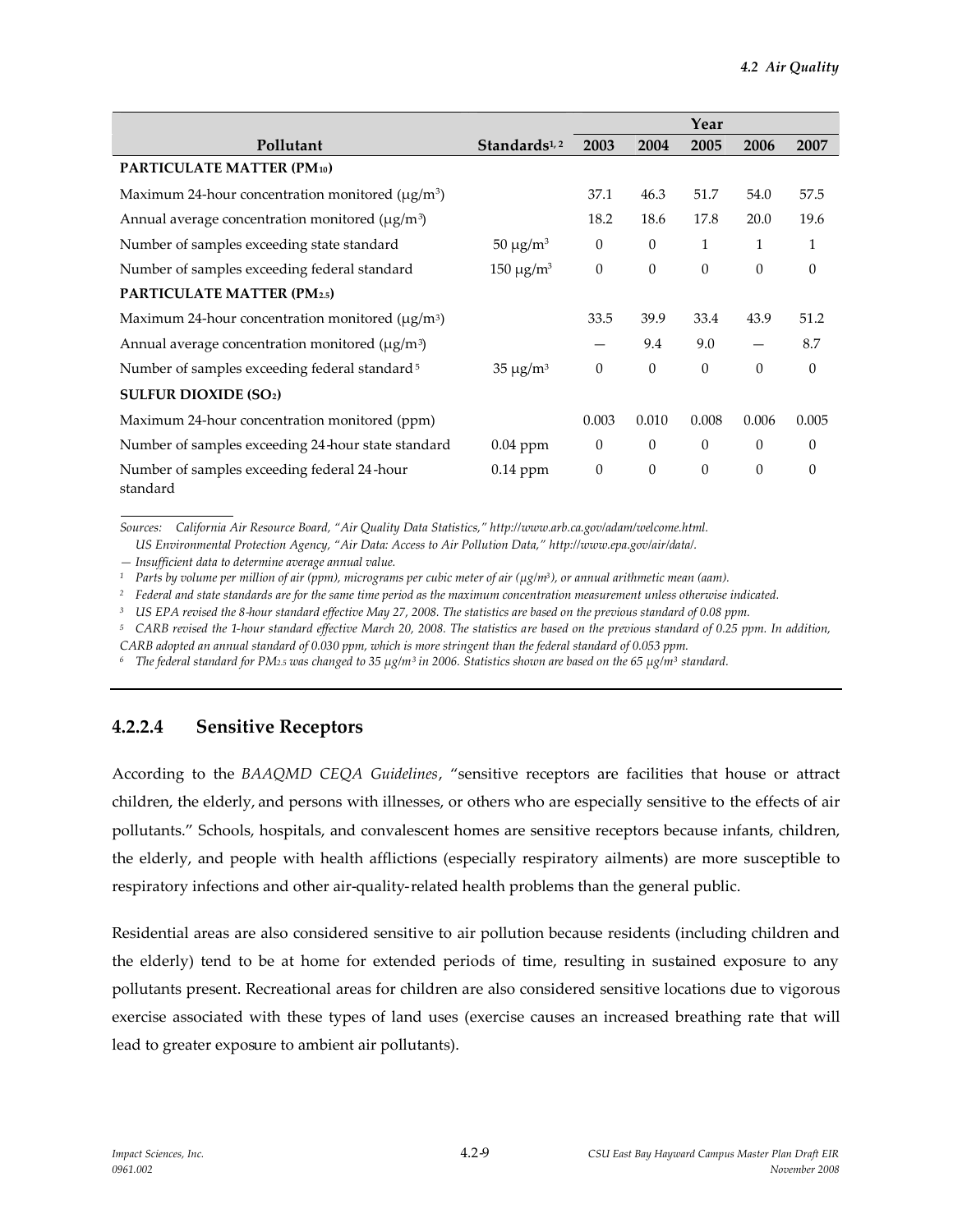| Pollutant | Standards[1, 2] | Year | | | | |
|---|---|---|---|---|---|---|
| | | 2003 | 2004 | 2005 | 2006 | 2007 |
| **PARTICULATE MATTER ($PM_{10}$)** | | | | | | |
| Maximum 24-hour concentration monitored ($\mu g/m^3$) | | 37.1 | 46.3 | 51.7 | 54.0 | 57.5 |
| Annual average concentration monitored ($\mu g/m^3$) | | 18.2 | 18.6 | 17.8 | 20.0 | 19.6 |
| Number of samples exceeding state standard | 50 $\mu g/m^3$ | 0 | 0 | 1 | 1 | 1 |
| Number of samples exceeding federal standard | 150 $\mu g/m^3$ | 0 | 0 | 0 | 0 | 0 |
| **PARTICULATE MATTER ($PM_{2.5}$)** | | | | | | |
| Maximum 24-hour concentration monitored ($\mu g/m^3$) | | 33.5 | 39.9 | 33.4 | 43.9 | 51.2 |
| Annual average concentration monitored ($\mu g/m^3$) | | — | 9.4 | 9.0 | — | 8.7 |
| Number of samples exceeding federal standard[5] | 35 $\mu g/m^3$ | 0 | 0 | 0 | 0 | 0 |
| **SULFUR DIOXIDE ($SO_2$)** | | | | | | |
| Maximum 24-hour concentration monitored (ppm) | | 0.003 | 0.010 | 0.008 | 0.006 | 0.005 |
| Number of samples exceeding 24-hour state standard | 0.04 ppm | 0 | 0 | 0 | 0 | 0 |
| Number of samples exceeding federal 24-hour standard | 0.14 ppm | 0 | 0 | 0 | 0 | 0 |

*Sources: California Air Resource Board, "Air Quality Data Statistics," http://www.arb.ca.gov/adam/welcome.html.*
*US Environmental Protection Agency, "Air Data: Access to Air Pollution Data," http://www.epa.gov/air/data/.*

*— Insufficient data to determine average annual value.*

*[1] Parts by volume per million of air (ppm), micrograms per cubic meter of air ($\mu g/m^3$), or annual arithmetic mean (aam).*

*[2] Federal and state standards are for the same time period as the maximum concentration measurement unless otherwise indicated.*

*[3] US EPA revised the 8-hour standard effective May 27, 2008. The statistics are based on the previous standard of 0.08 ppm.*

*[5] CARB revised the 1-hour standard effective March 20, 2008. The statistics are based on the previous standard of 0.25 ppm. In addition, CARB adopted an annual standard of 0.030 ppm, which is more stringent than the federal standard of 0.053 ppm.*

*[6] The federal standard for $PM_{2.5}$ was changed to 35 $\mu g/m^3$ in 2006. Statistics shown are based on the 65 $\mu g/m^3$ standard.*

### 4.2.2.4 Sensitive Receptors

According to the *BAAQMD CEQA Guidelines*, "sensitive receptors are facilities that house or attract children, the elderly, and persons with illnesses, or others who are especially sensitive to the effects of air pollutants." Schools, hospitals, and convalescent homes are sensitive receptors because infants, children, the elderly, and people with health afflictions (especially respiratory ailments) are more susceptible to respiratory infections and other air-quality-related health problems than the general public.

Residential areas are also considered sensitive to air pollution because residents (including children and the elderly) tend to be at home for extended periods of time, resulting in sustained exposure to any pollutants present. Recreational areas for children are also considered sensitive locations due to vigorous exercise associated with these types of land uses (exercise causes an increased breathing rate that will lead to greater exposure to ambient air pollutants).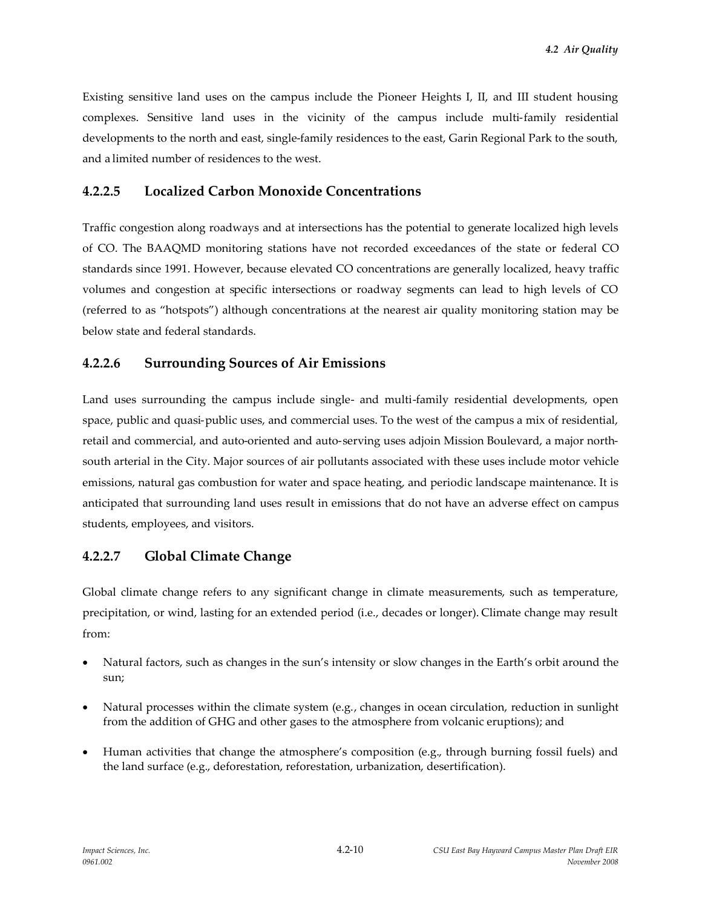Existing sensitive land uses on the campus include the Pioneer Heights I, II, and III student housing complexes. Sensitive land uses in the vicinity of the campus include multi-family residential developments to the north and east, single-family residences to the east, Garin Regional Park to the south, and a limited number of residences to the west.

### 4.2.2.5 Localized Carbon Monoxide Concentrations

Traffic congestion along roadways and at intersections has the potential to generate localized high levels of CO. The BAAQMD monitoring stations have not recorded exceedances of the state or federal CO standards since 1991. However, because elevated CO concentrations are generally localized, heavy traffic volumes and congestion at specific intersections or roadway segments can lead to high levels of CO (referred to as "hotspots") although concentrations at the nearest air quality monitoring station may be below state and federal standards.

### 4.2.2.6 Surrounding Sources of Air Emissions

Land uses surrounding the campus include single- and multi-family residential developments, open space, public and quasi-public uses, and commercial uses. To the west of the campus a mix of residential, retail and commercial, and auto-oriented and auto-serving uses adjoin Mission Boulevard, a major north-south arterial in the City. Major sources of air pollutants associated with these uses include motor vehicle emissions, natural gas combustion for water and space heating, and periodic landscape maintenance. It is anticipated that surrounding land uses result in emissions that do not have an adverse effect on campus students, employees, and visitors.

### 4.2.2.7 Global Climate Change

Global climate change refers to any significant change in climate measurements, such as temperature, precipitation, or wind, lasting for an extended period (i.e., decades or longer). Climate change may result from:

- Natural factors, such as changes in the sun's intensity or slow changes in the Earth's orbit around the sun;
- Natural processes within the climate system (e.g., changes in ocean circulation, reduction in sunlight from the addition of GHG and other gases to the atmosphere from volcanic eruptions); and
- Human activities that change the atmosphere's composition (e.g., through burning fossil fuels) and the land surface (e.g., deforestation, reforestation, urbanization, desertification).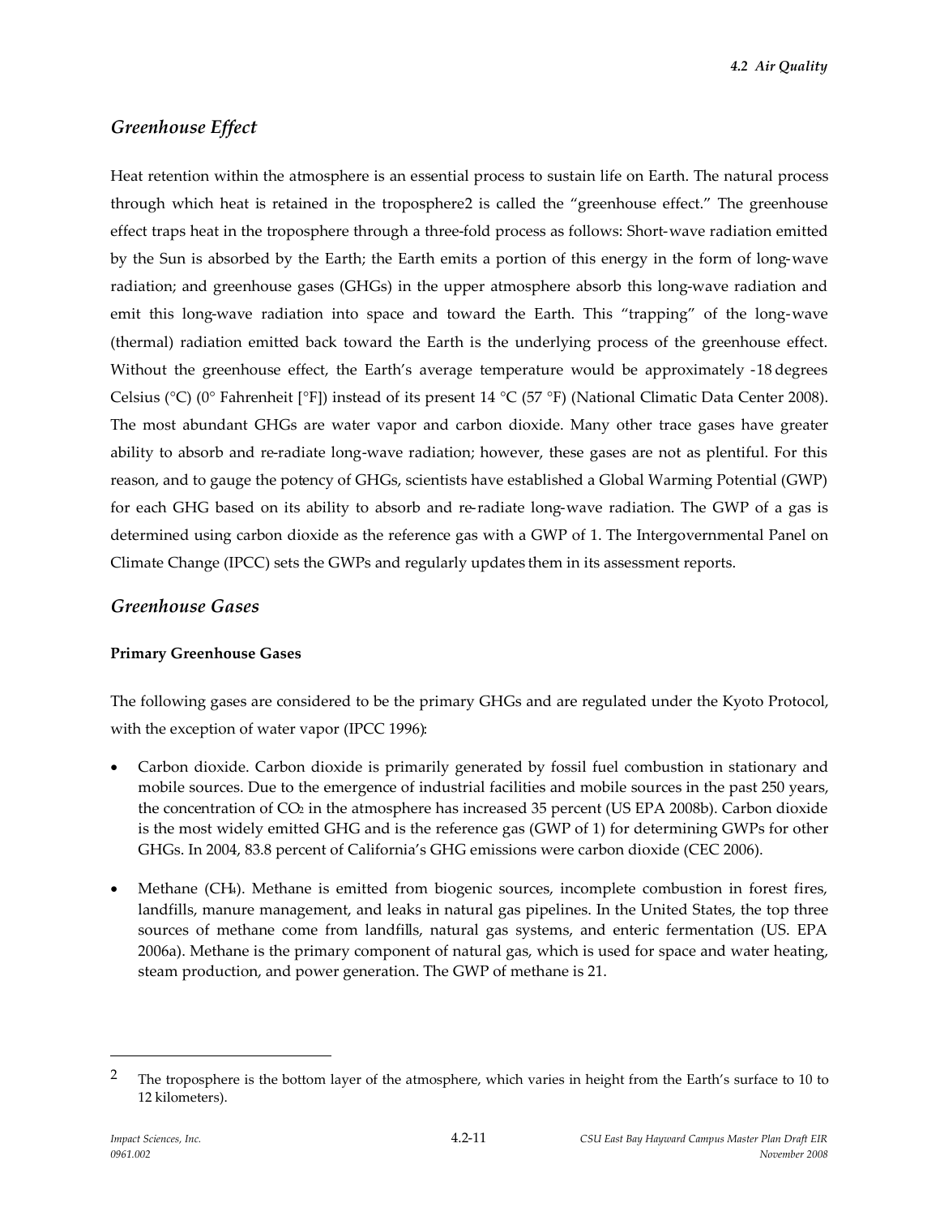## *Greenhouse Effect*

Heat retention within the atmosphere is an essential process to sustain life on Earth. The natural process through which heat is retained in the troposphere[2] is called the "greenhouse effect." The greenhouse effect traps heat in the troposphere through a three-fold process as follows: Short-wave radiation emitted by the Sun is absorbed by the Earth; the Earth emits a portion of this energy in the form of long-wave radiation; and greenhouse gases (GHGs) in the upper atmosphere absorb this long-wave radiation and emit this long-wave radiation into space and toward the Earth. This "trapping" of the long-wave (thermal) radiation emitted back toward the Earth is the underlying process of the greenhouse effect. Without the greenhouse effect, the Earth's average temperature would be approximately -18 degrees Celsius (°C) (0° Fahrenheit [°F]) instead of its present 14 °C (57 °F) (National Climatic Data Center 2008). The most abundant GHGs are water vapor and carbon dioxide. Many other trace gases have greater ability to absorb and re-radiate long-wave radiation; however, these gases are not as plentiful. For this reason, and to gauge the potency of GHGs, scientists have established a Global Warming Potential (GWP) for each GHG based on its ability to absorb and re-radiate long-wave radiation. The GWP of a gas is determined using carbon dioxide as the reference gas with a GWP of 1. The Intergovernmental Panel on Climate Change (IPCC) sets the GWPs and regularly updates them in its assessment reports.

## *Greenhouse Gases*

### Primary Greenhouse Gases

The following gases are considered to be the primary GHGs and are regulated under the Kyoto Protocol, with the exception of water vapor (IPCC 1996):

- Carbon dioxide. Carbon dioxide is primarily generated by fossil fuel combustion in stationary and mobile sources. Due to the emergence of industrial facilities and mobile sources in the past 250 years, the concentration of $CO_2$ in the atmosphere has increased 35 percent (US EPA 2008b). Carbon dioxide is the most widely emitted GHG and is the reference gas (GWP of 1) for determining GWPs for other GHGs. In 2004, 83.8 percent of California's GHG emissions were carbon dioxide (CEC 2006).
- Methane ($CH_4$). Methane is emitted from biogenic sources, incomplete combustion in forest fires, landfills, manure management, and leaks in natural gas pipelines. In the United States, the top three sources of methane come from landfills, natural gas systems, and enteric fermentation (US. EPA 2006a). Methane is the primary component of natural gas, which is used for space and water heating, steam production, and power generation. The GWP of methane is 21.

---

[2] The troposphere is the bottom layer of the atmosphere, which varies in height from the Earth's surface to 10 to 12 kilometers).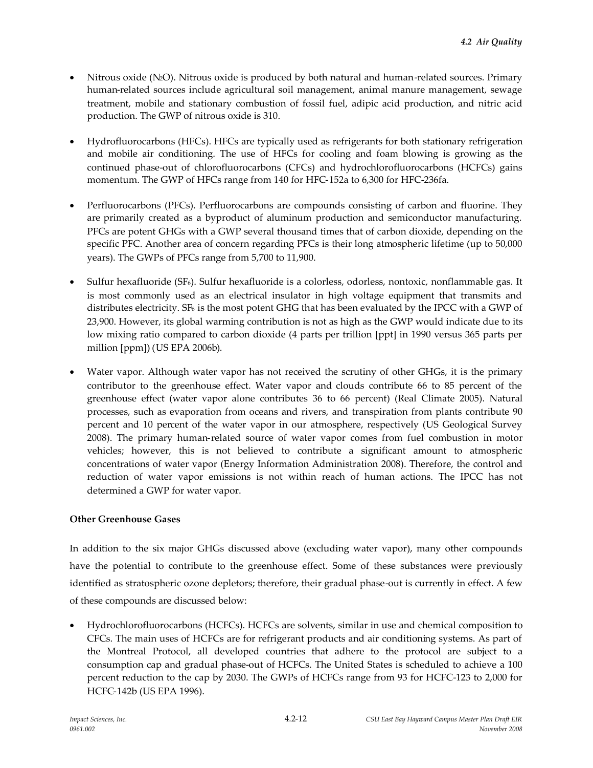- Nitrous oxide ($N_2O$). Nitrous oxide is produced by both natural and human-related sources. Primary human-related sources include agricultural soil management, animal manure management, sewage treatment, mobile and stationary combustion of fossil fuel, adipic acid production, and nitric acid production. The GWP of nitrous oxide is 310.

- Hydrofluorocarbons (HFCs). HFCs are typically used as refrigerants for both stationary refrigeration and mobile air conditioning. The use of HFCs for cooling and foam blowing is growing as the continued phase-out of chlorofluorocarbons (CFCs) and hydrochlorofluorocarbons (HCFCs) gains momentum. The GWP of HFCs range from 140 for HFC-152a to 6,300 for HFC-236fa.

- Perfluorocarbons (PFCs). Perfluorocarbons are compounds consisting of carbon and fluorine. They are primarily created as a byproduct of aluminum production and semiconductor manufacturing. PFCs are potent GHGs with a GWP several thousand times that of carbon dioxide, depending on the specific PFC. Another area of concern regarding PFCs is their long atmospheric lifetime (up to 50,000 years). The GWPs of PFCs range from 5,700 to 11,900.

- Sulfur hexafluoride ($SF_6$). Sulfur hexafluoride is a colorless, odorless, nontoxic, nonflammable gas. It is most commonly used as an electrical insulator in high voltage equipment that transmits and distributes electricity. $SF_6$ is the most potent GHG that has been evaluated by the IPCC with a GWP of 23,900. However, its global warming contribution is not as high as the GWP would indicate due to its low mixing ratio compared to carbon dioxide (4 parts per trillion [ppt] in 1990 versus 365 parts per million [ppm]) (US EPA 2006b).

- Water vapor. Although water vapor has not received the scrutiny of other GHGs, it is the primary contributor to the greenhouse effect. Water vapor and clouds contribute 66 to 85 percent of the greenhouse effect (water vapor alone contributes 36 to 66 percent) (Real Climate 2005). Natural processes, such as evaporation from oceans and rivers, and transpiration from plants contribute 90 percent and 10 percent of the water vapor in our atmosphere, respectively (US Geological Survey 2008). The primary human-related source of water vapor comes from fuel combustion in motor vehicles; however, this is not believed to contribute a significant amount to atmospheric concentrations of water vapor (Energy Information Administration 2008). Therefore, the control and reduction of water vapor emissions is not within reach of human actions. The IPCC has not determined a GWP for water vapor.

**Other Greenhouse Gases**

In addition to the six major GHGs discussed above (excluding water vapor), many other compounds have the potential to contribute to the greenhouse effect. Some of these substances were previously identified as stratospheric ozone depletors; therefore, their gradual phase-out is currently in effect. A few of these compounds are discussed below:

- Hydrochlorofluorocarbons (HCFCs). HCFCs are solvents, similar in use and chemical composition to CFCs. The main uses of HCFCs are for refrigerant products and air conditioning systems. As part of the Montreal Protocol, all developed countries that adhere to the protocol are subject to a consumption cap and gradual phase-out of HCFCs. The United States is scheduled to achieve a 100 percent reduction to the cap by 2030. The GWPs of HCFCs range from 93 for HCFC-123 to 2,000 for HCFC-142b (US EPA 1996).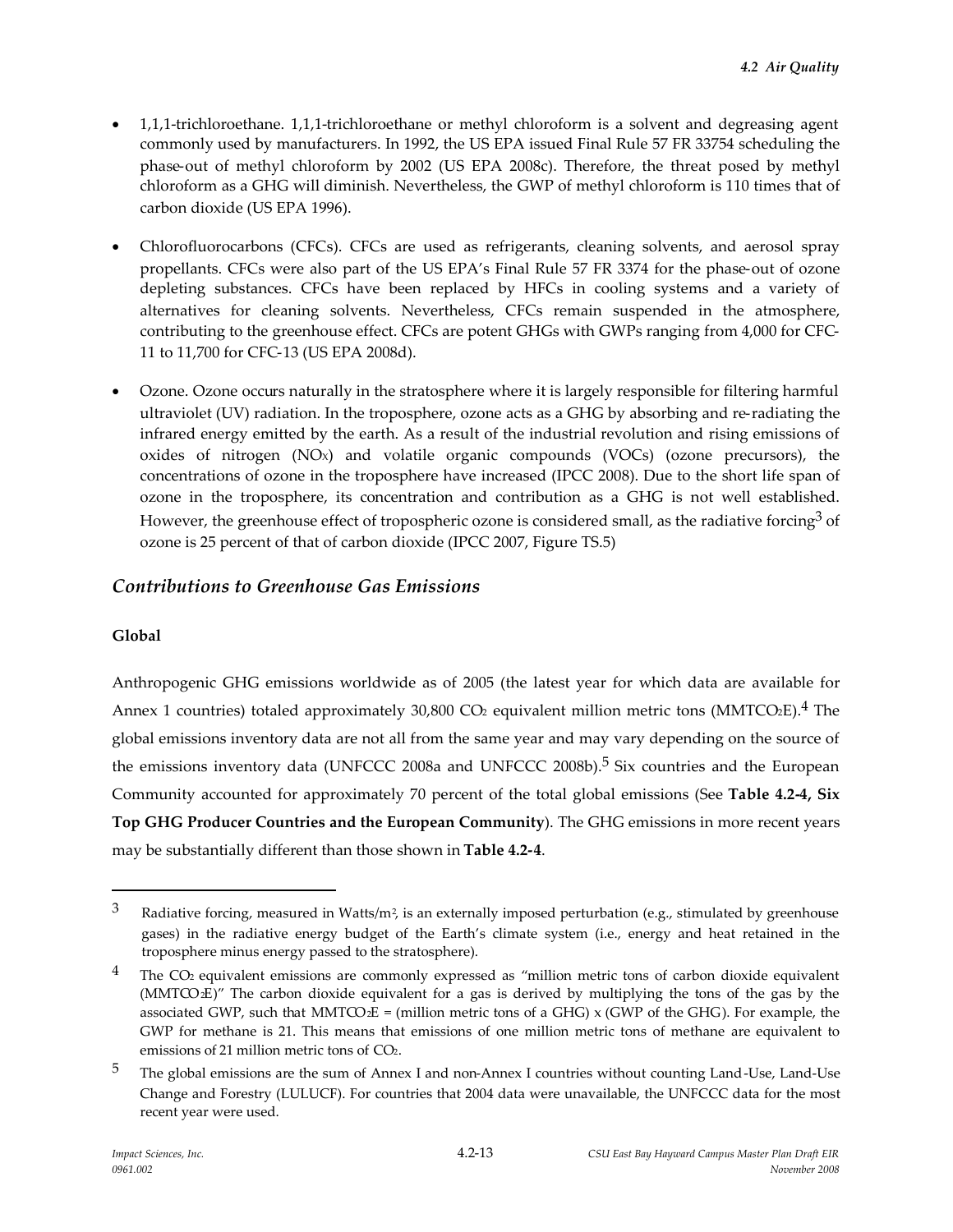- 1,1,1-trichloroethane. 1,1,1-trichloroethane or methyl chloroform is a solvent and degreasing agent commonly used by manufacturers. In 1992, the US EPA issued Final Rule 57 FR 33754 scheduling the phase-out of methyl chloroform by 2002 (US EPA 2008c). Therefore, the threat posed by methyl chloroform as a GHG will diminish. Nevertheless, the GWP of methyl chloroform is 110 times that of carbon dioxide (US EPA 1996).

- Chlorofluorocarbons (CFCs). CFCs are used as refrigerants, cleaning solvents, and aerosol spray propellants. CFCs were also part of the US EPA's Final Rule 57 FR 3374 for the phase-out of ozone depleting substances. CFCs have been replaced by HFCs in cooling systems and a variety of alternatives for cleaning solvents. Nevertheless, CFCs remain suspended in the atmosphere, contributing to the greenhouse effect. CFCs are potent GHGs with GWPs ranging from 4,000 for CFC-11 to 11,700 for CFC-13 (US EPA 2008d).

- Ozone. Ozone occurs naturally in the stratosphere where it is largely responsible for filtering harmful ultraviolet (UV) radiation. In the troposphere, ozone acts as a GHG by absorbing and re-radiating the infrared energy emitted by the earth. As a result of the industrial revolution and rising emissions of oxides of nitrogen ($NO_X$) and volatile organic compounds (VOCs) (ozone precursors), the concentrations of ozone in the troposphere have increased (IPCC 2008). Due to the short life span of ozone in the troposphere, its concentration and contribution as a GHG is not well established. However, the greenhouse effect of tropospheric ozone is considered small, as the radiative forcing[3] of ozone is 25 percent of that of carbon dioxide (IPCC 2007, Figure TS.5)

## *Contributions to Greenhouse Gas Emissions*

**Global**

Anthropogenic GHG emissions worldwide as of 2005 (the latest year for which data are available for Annex 1 countries) totaled approximately 30,800 $CO_2$ equivalent million metric tons ($MMTCO_2E$).[4] The global emissions inventory data are not all from the same year and may vary depending on the source of the emissions inventory data (UNFCCC 2008a and UNFCCC 2008b).[5] Six countries and the European Community accounted for approximately 70 percent of the total global emissions (See **Table 4.2-4, Six Top GHG Producer Countries and the European Community**). The GHG emissions in more recent years may be substantially different than those shown in **Table 4.2-4**.

---

[3] Radiative forcing, measured in Watts/$m^2$, is an externally imposed perturbation (e.g., stimulated by greenhouse gases) in the radiative energy budget of the Earth's climate system (i.e., energy and heat retained in the troposphere minus energy passed to the stratosphere).

[4] The $CO_2$ equivalent emissions are commonly expressed as "million metric tons of carbon dioxide equivalent ($MMTCO_2E$)" The carbon dioxide equivalent for a gas is derived by multiplying the tons of the gas by the associated GWP, such that $MMTCO_2E$ = (million metric tons of a GHG) x (GWP of the GHG). For example, the GWP for methane is 21. This means that emissions of one million metric tons of methane are equivalent to emissions of 21 million metric tons of $CO_2$.

[5] The global emissions are the sum of Annex I and non-Annex I countries without counting Land-Use, Land-Use Change and Forestry (LULUCF). For countries that 2004 data were unavailable, the UNFCCC data for the most recent year were used.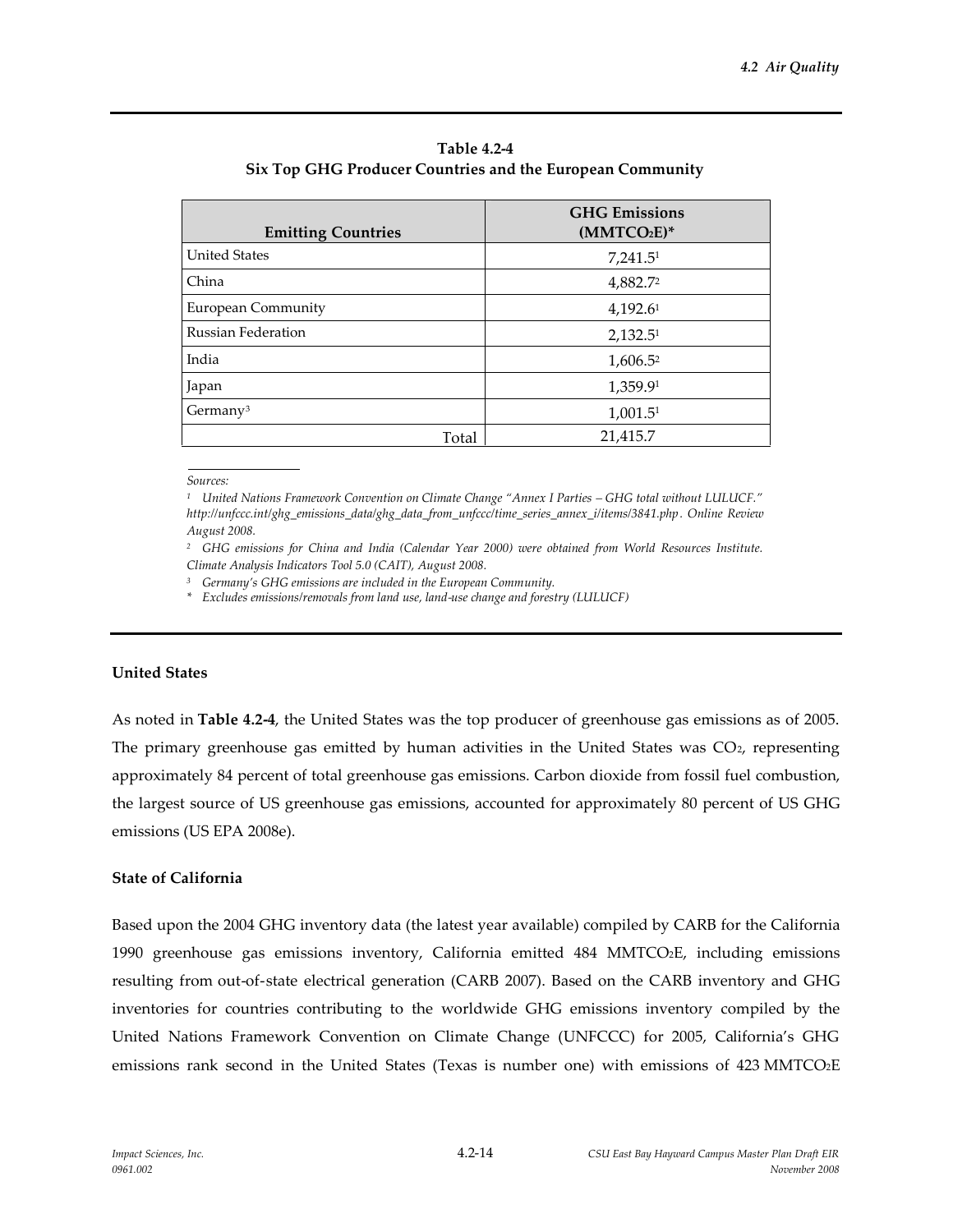**Table 4.2-4**
**Six Top GHG Producer Countries and the European Community**

| Emitting Countries | GHG Emissions ($MMTCO_2E$)* |
|---|---|
| United States | 7,241.5[1] |
| China | 4,882.7[2] |
| European Community | 4,192.6[1] |
| Russian Federation | 2,132.5[1] |
| India | 1,606.5[2] |
| Japan | 1,359.9[1] |
| Germany[3] | 1,001.5[1] |
| Total | 21,415.7 |

*Sources:*

*[1] United Nations Framework Convention on Climate Change "Annex I Parties – GHG total without LULUCF." http://unfccc.int/ghg_emissions_data/ghg_data_from_unfccc/time_series_annex_i/items/3841.php. Online Review August 2008.*

*[2] GHG emissions for China and India (Calendar Year 2000) were obtained from World Resources Institute. Climate Analysis Indicators Tool 5.0 (CAIT), August 2008.*

*[3] Germany's GHG emissions are included in the European Community.*

*\* Excludes emissions/removals from land use, land-use change and forestry (LULUCF)*

**United States**

As noted in **Table 4.2-4**, the United States was the top producer of greenhouse gas emissions as of 2005. The primary greenhouse gas emitted by human activities in the United States was $CO_2$, representing approximately 84 percent of total greenhouse gas emissions. Carbon dioxide from fossil fuel combustion, the largest source of US greenhouse gas emissions, accounted for approximately 80 percent of US GHG emissions (US EPA 2008e).

**State of California**

Based upon the 2004 GHG inventory data (the latest year available) compiled by CARB for the California 1990 greenhouse gas emissions inventory, California emitted 484 $MMTCO_2E$, including emissions resulting from out-of-state electrical generation (CARB 2007). Based on the CARB inventory and GHG inventories for countries contributing to the worldwide GHG emissions inventory compiled by the United Nations Framework Convention on Climate Change (UNFCCC) for 2005, California's GHG emissions rank second in the United States (Texas is number one) with emissions of 423 $MMTCO_2E$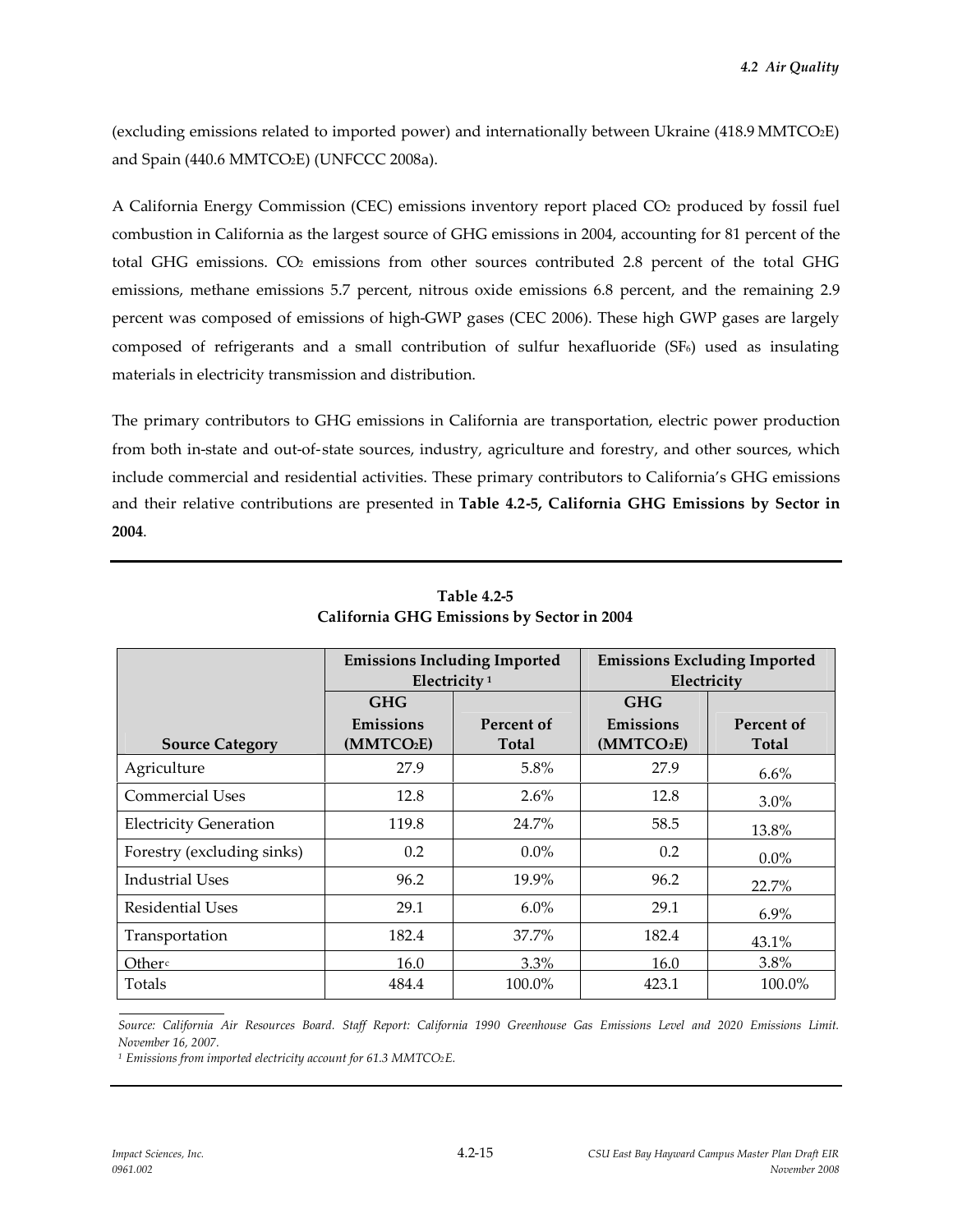(excluding emissions related to imported power) and internationally between Ukraine (418.9 $MMTCO_2E$) and Spain (440.6 $MMTCO_2E$) (UNFCCC 2008a).

A California Energy Commission (CEC) emissions inventory report placed $CO_2$ produced by fossil fuel combustion in California as the largest source of GHG emissions in 2004, accounting for 81 percent of the total GHG emissions. $CO_2$ emissions from other sources contributed 2.8 percent of the total GHG emissions, methane emissions 5.7 percent, nitrous oxide emissions 6.8 percent, and the remaining 2.9 percent was composed of emissions of high-GWP gases (CEC 2006). These high GWP gases are largely composed of refrigerants and a small contribution of sulfur hexafluoride ($SF_6$) used as insulating materials in electricity transmission and distribution.

The primary contributors to GHG emissions in California are transportation, electric power production from both in-state and out-of-state sources, industry, agriculture and forestry, and other sources, which include commercial and residential activities. These primary contributors to California's GHG emissions and their relative contributions are presented in **Table 4.2-5, California GHG Emissions by Sector in 2004**.

**Table 4.2-5**
**California GHG Emissions by Sector in 2004**

| | Emissions Including Imported Electricity [1] | | Emissions Excluding Imported Electricity | |
|---|---|---|---|---|
| **Source Category** | **GHG Emissions ($MMTCO_2E$)** | **Percent of Total** | **GHG Emissions ($MMTCO_2E$)** | **Percent of Total** |
| Agriculture | 27.9 | 5.8% | 27.9 | 6.6% |
| Commercial Uses | 12.8 | 2.6% | 12.8 | 3.0% |
| Electricity Generation | 119.8 | 24.7% | 58.5 | 13.8% |
| Forestry (excluding sinks) | 0.2 | 0.0% | 0.2 | 0.0% |
| Industrial Uses | 96.2 | 19.9% | 96.2 | 22.7% |
| Residential Uses | 29.1 | 6.0% | 29.1 | 6.9% |
| Transportation | 182.4 | 37.7% | 182.4 | 43.1% |
| Other[c] | 16.0 | 3.3% | 16.0 | 3.8% |
| Totals | 484.4 | 100.0% | 423.1 | 100.0% |

*Source: California Air Resources Board. Staff Report: California 1990 Greenhouse Gas Emissions Level and 2020 Emissions Limit. November 16, 2007.*

*[1] Emissions from imported electricity account for 61.3 $MMTCO_2E$.*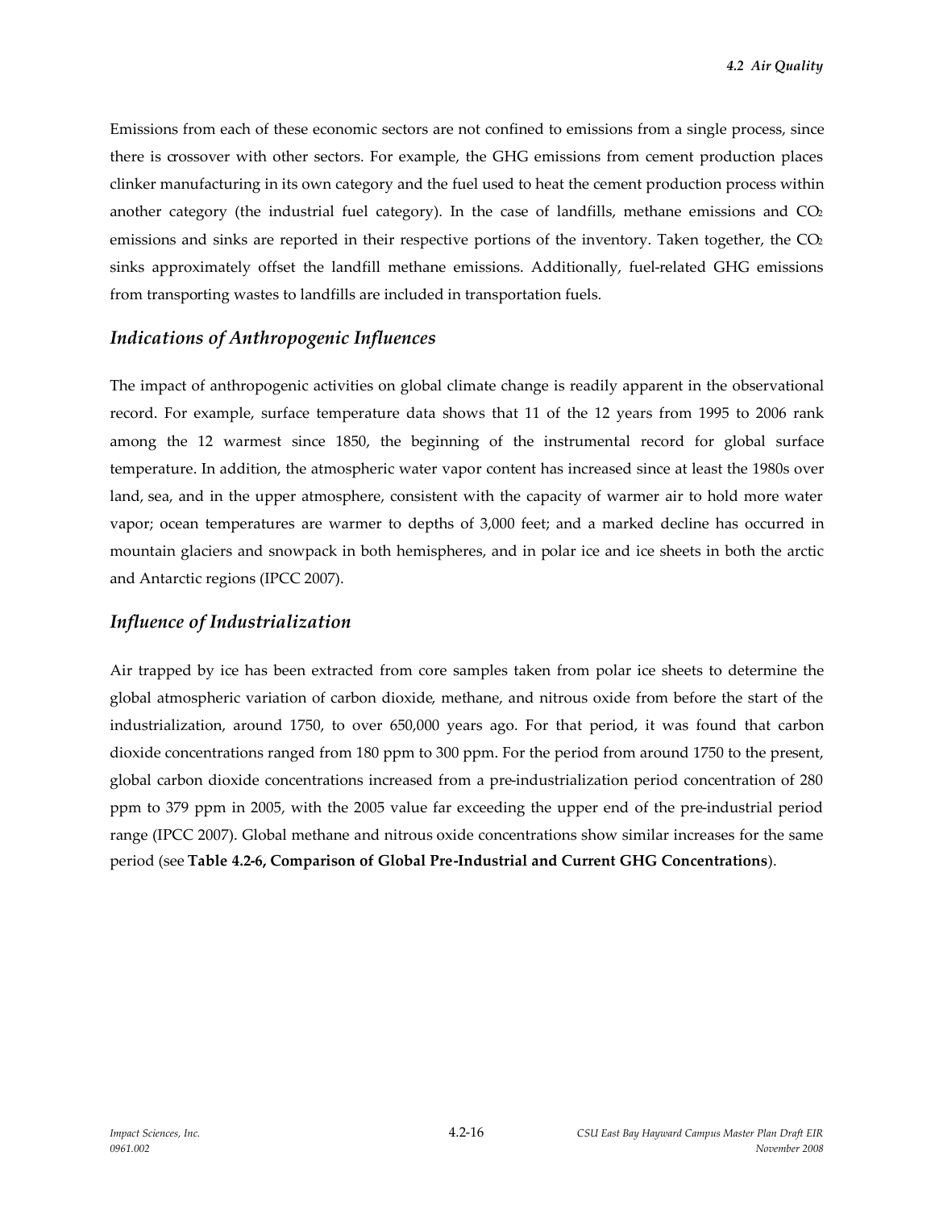Emissions from each of these economic sectors are not confined to emissions from a single process, since there is crossover with other sectors. For example, the GHG emissions from cement production places clinker manufacturing in its own category and the fuel used to heat the cement production process within another category (the industrial fuel category). In the case of landfills, methane emissions and $CO_2$ emissions and sinks are reported in their respective portions of the inventory. Taken together, the $CO_2$ sinks approximately offset the landfill methane emissions. Additionally, fuel-related GHG emissions from transporting wastes to landfills are included in transportation fuels.

## *Indications of Anthropogenic Influences*

The impact of anthropogenic activities on global climate change is readily apparent in the observational record. For example, surface temperature data shows that 11 of the 12 years from 1995 to 2006 rank among the 12 warmest since 1850, the beginning of the instrumental record for global surface temperature. In addition, the atmospheric water vapor content has increased since at least the 1980s over land, sea, and in the upper atmosphere, consistent with the capacity of warmer air to hold more water vapor; ocean temperatures are warmer to depths of 3,000 feet; and a marked decline has occurred in mountain glaciers and snowpack in both hemispheres, and in polar ice and ice sheets in both the arctic and Antarctic regions (IPCC 2007).

## *Influence of Industrialization*

Air trapped by ice has been extracted from core samples taken from polar ice sheets to determine the global atmospheric variation of carbon dioxide, methane, and nitrous oxide from before the start of the industrialization, around 1750, to over 650,000 years ago. For that period, it was found that carbon dioxide concentrations ranged from 180 ppm to 300 ppm. For the period from around 1750 to the present, global carbon dioxide concentrations increased from a pre-industrialization period concentration of 280 ppm to 379 ppm in 2005, with the 2005 value far exceeding the upper end of the pre-industrial period range (IPCC 2007). Global methane and nitrous oxide concentrations show similar increases for the same period (see **Table 4.2-6, Comparison of Global Pre-Industrial and Current GHG Concentrations**).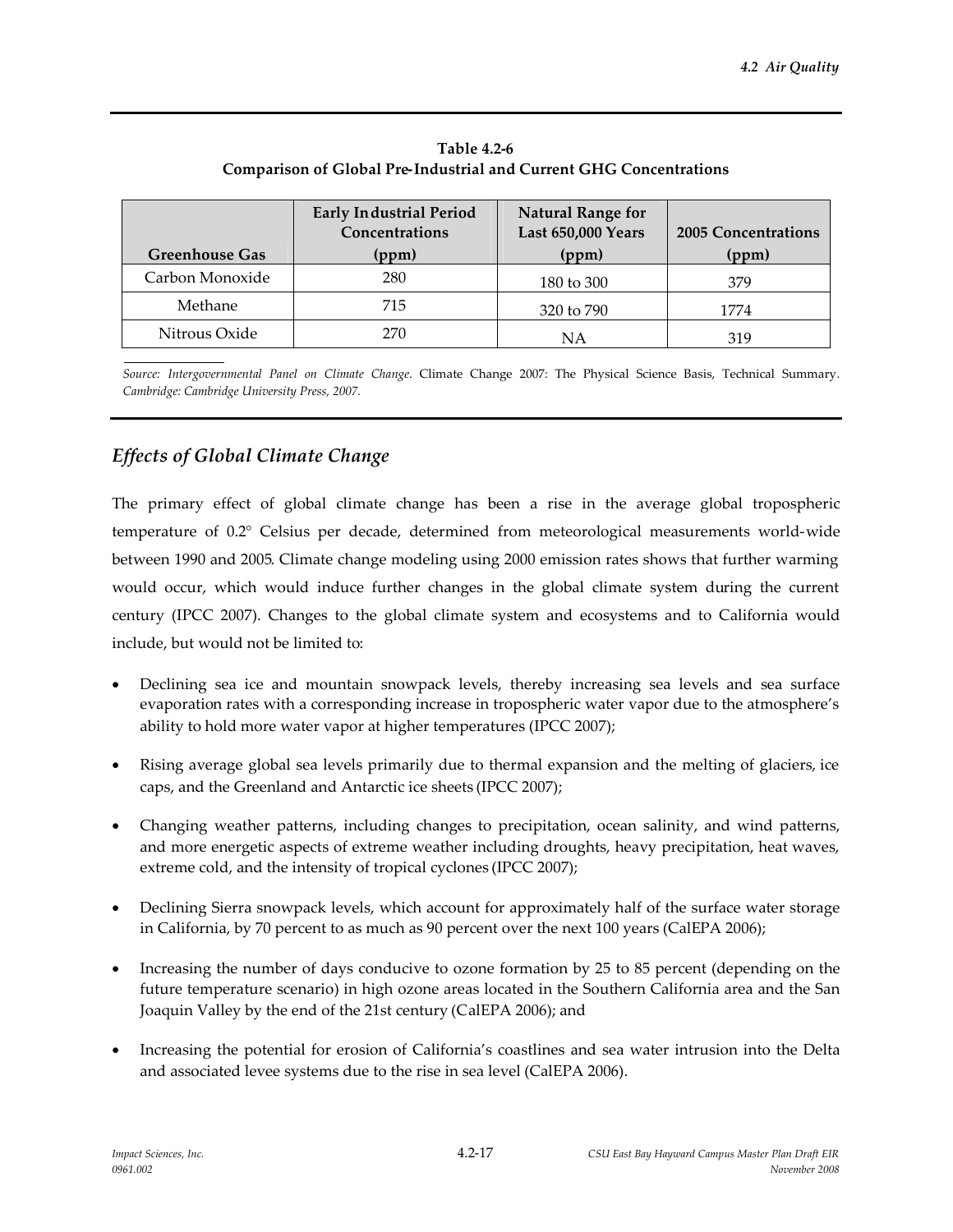**Table 4.2-6**
**Comparison of Global Pre-Industrial and Current GHG Concentrations**

| Greenhouse Gas | Early Industrial Period Concentrations (ppm) | Natural Range for Last 650,000 Years (ppm) | 2005 Concentrations (ppm) |
|---|---|---|---|
| Carbon Monoxide | 280 | 180 to 300 | 379 |
| Methane | 715 | 320 to 790 | 1774 |
| Nitrous Oxide | 270 | NA | 319 |

*Source: Intergovernmental Panel on Climate Change.* Climate Change 2007: The Physical Science Basis, Technical Summary. *Cambridge: Cambridge University Press, 2007.*

## *Effects of Global Climate Change*

The primary effect of global climate change has been a rise in the average global tropospheric temperature of 0.2° Celsius per decade, determined from meteorological measurements world-wide between 1990 and 2005. Climate change modeling using 2000 emission rates shows that further warming would occur, which would induce further changes in the global climate system during the current century (IPCC 2007). Changes to the global climate system and ecosystems and to California would include, but would not be limited to:

- Declining sea ice and mountain snowpack levels, thereby increasing sea levels and sea surface evaporation rates with a corresponding increase in tropospheric water vapor due to the atmosphere's ability to hold more water vapor at higher temperatures (IPCC 2007);
- Rising average global sea levels primarily due to thermal expansion and the melting of glaciers, ice caps, and the Greenland and Antarctic ice sheets (IPCC 2007);
- Changing weather patterns, including changes to precipitation, ocean salinity, and wind patterns, and more energetic aspects of extreme weather including droughts, heavy precipitation, heat waves, extreme cold, and the intensity of tropical cyclones (IPCC 2007);
- Declining Sierra snowpack levels, which account for approximately half of the surface water storage in California, by 70 percent to as much as 90 percent over the next 100 years (CalEPA 2006);
- Increasing the number of days conducive to ozone formation by 25 to 85 percent (depending on the future temperature scenario) in high ozone areas located in the Southern California area and the San Joaquin Valley by the end of the 21st century (CalEPA 2006); and
- Increasing the potential for erosion of California's coastlines and sea water intrusion into the Delta and associated levee systems due to the rise in sea level (CalEPA 2006).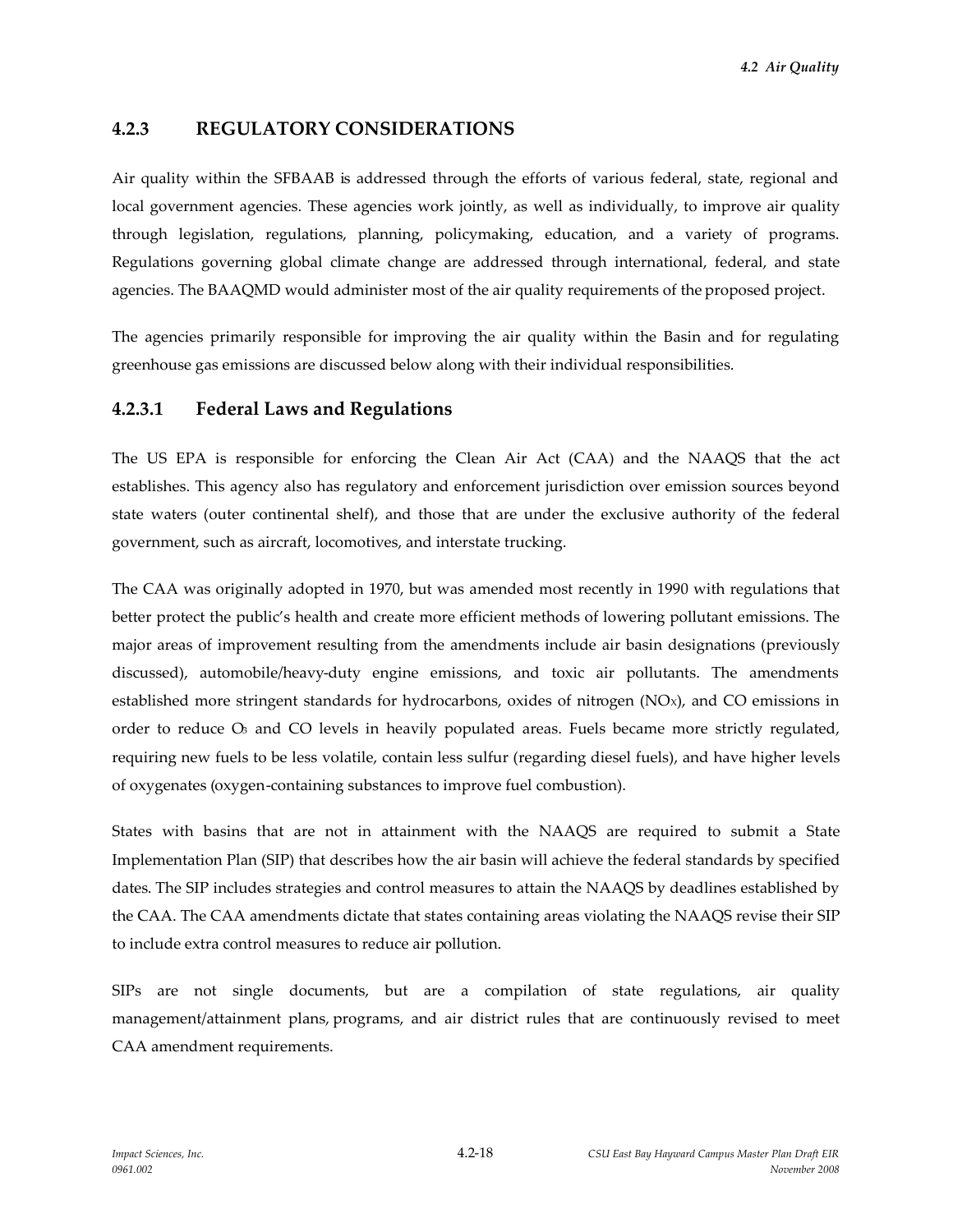### 4.2.3 REGULATORY CONSIDERATIONS

Air quality within the SFBAAB is addressed through the efforts of various federal, state, regional and local government agencies. These agencies work jointly, as well as individually, to improve air quality through legislation, regulations, planning, policymaking, education, and a variety of programs. Regulations governing global climate change are addressed through international, federal, and state agencies. The BAAQMD would administer most of the air quality requirements of the proposed project.

The agencies primarily responsible for improving the air quality within the Basin and for regulating greenhouse gas emissions are discussed below along with their individual responsibilities.

#### 4.2.3.1 Federal Laws and Regulations

The US EPA is responsible for enforcing the Clean Air Act (CAA) and the NAAQS that the act establishes. This agency also has regulatory and enforcement jurisdiction over emission sources beyond state waters (outer continental shelf), and those that are under the exclusive authority of the federal government, such as aircraft, locomotives, and interstate trucking.

The CAA was originally adopted in 1970, but was amended most recently in 1990 with regulations that better protect the public's health and create more efficient methods of lowering pollutant emissions. The major areas of improvement resulting from the amendments include air basin designations (previously discussed), automobile/heavy-duty engine emissions, and toxic air pollutants. The amendments established more stringent standards for hydrocarbons, oxides of nitrogen ($NO_X$), and CO emissions in order to reduce $O_3$ and CO levels in heavily populated areas. Fuels became more strictly regulated, requiring new fuels to be less volatile, contain less sulfur (regarding diesel fuels), and have higher levels of oxygenates (oxygen-containing substances to improve fuel combustion).

States with basins that are not in attainment with the NAAQS are required to submit a State Implementation Plan (SIP) that describes how the air basin will achieve the federal standards by specified dates. The SIP includes strategies and control measures to attain the NAAQS by deadlines established by the CAA. The CAA amendments dictate that states containing areas violating the NAAQS revise their SIP to include extra control measures to reduce air pollution.

SIPs are not single documents, but are a compilation of state regulations, air quality management/attainment plans, programs, and air district rules that are continuously revised to meet CAA amendment requirements.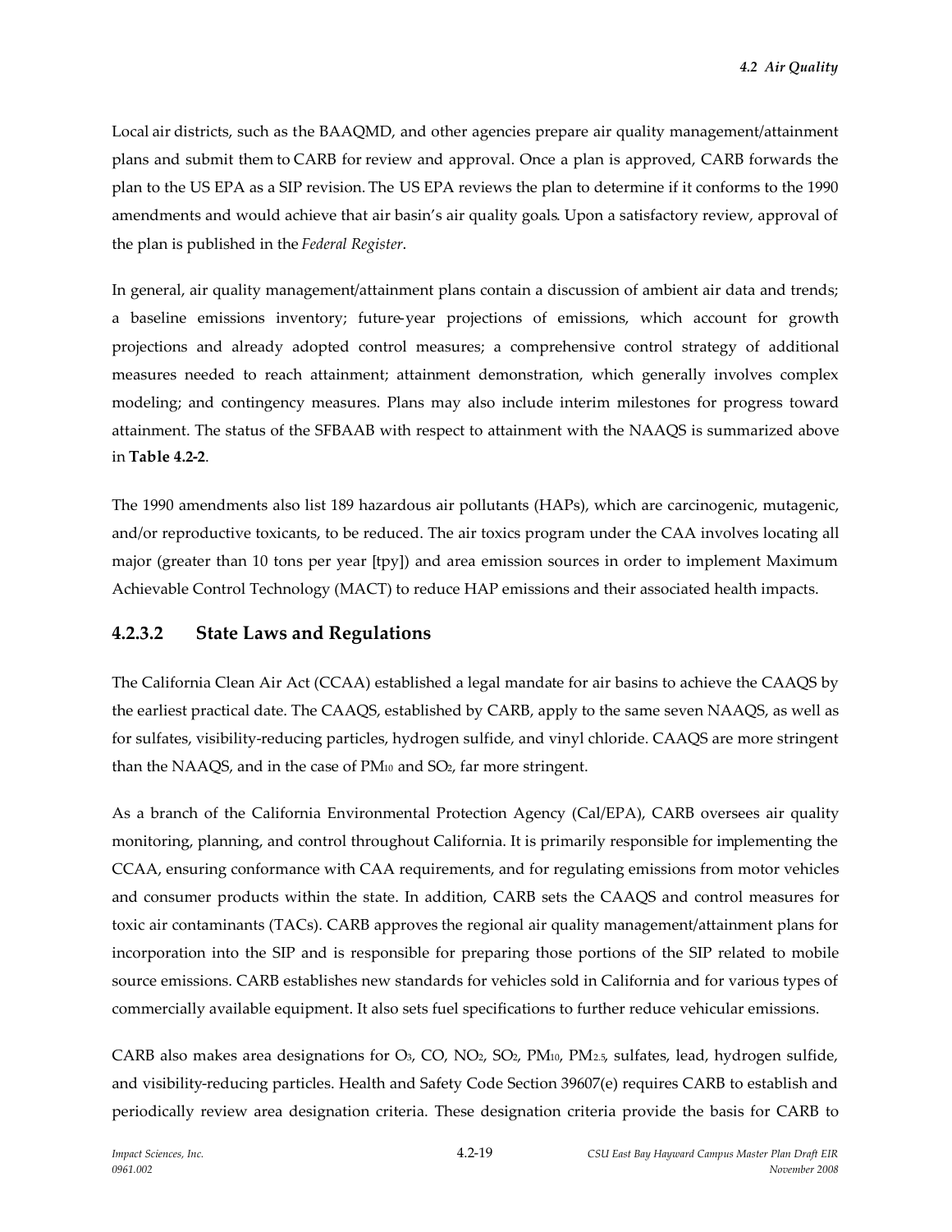Local air districts, such as the BAAQMD, and other agencies prepare air quality management/attainment plans and submit them to CARB for review and approval. Once a plan is approved, CARB forwards the plan to the US EPA as a SIP revision. The US EPA reviews the plan to determine if it conforms to the 1990 amendments and would achieve that air basin's air quality goals. Upon a satisfactory review, approval of the plan is published in the *Federal Register*.

In general, air quality management/attainment plans contain a discussion of ambient air data and trends; a baseline emissions inventory; future-year projections of emissions, which account for growth projections and already adopted control measures; a comprehensive control strategy of additional measures needed to reach attainment; attainment demonstration, which generally involves complex modeling; and contingency measures. Plans may also include interim milestones for progress toward attainment. The status of the SFBAAB with respect to attainment with the NAAQS is summarized above in **Table 4.2-2**.

The 1990 amendments also list 189 hazardous air pollutants (HAPs), which are carcinogenic, mutagenic, and/or reproductive toxicants, to be reduced. The air toxics program under the CAA involves locating all major (greater than 10 tons per year [tpy]) and area emission sources in order to implement Maximum Achievable Control Technology (MACT) to reduce HAP emissions and their associated health impacts.

### 4.2.3.2 State Laws and Regulations

The California Clean Air Act (CCAA) established a legal mandate for air basins to achieve the CAAQS by the earliest practical date. The CAAQS, established by CARB, apply to the same seven NAAQS, as well as for sulfates, visibility-reducing particles, hydrogen sulfide, and vinyl chloride. CAAQS are more stringent than the NAAQS, and in the case of $PM_{10}$ and $SO_2$, far more stringent.

As a branch of the California Environmental Protection Agency (Cal/EPA), CARB oversees air quality monitoring, planning, and control throughout California. It is primarily responsible for implementing the CCAA, ensuring conformance with CAA requirements, and for regulating emissions from motor vehicles and consumer products within the state. In addition, CARB sets the CAAQS and control measures for toxic air contaminants (TACs). CARB approves the regional air quality management/attainment plans for incorporation into the SIP and is responsible for preparing those portions of the SIP related to mobile source emissions. CARB establishes new standards for vehicles sold in California and for various types of commercially available equipment. It also sets fuel specifications to further reduce vehicular emissions.

CARB also makes area designations for $O_3$, CO, $NO_2$, $SO_2$, $PM_{10}$, $PM_{2.5}$, sulfates, lead, hydrogen sulfide, and visibility-reducing particles. Health and Safety Code Section 39607(e) requires CARB to establish and periodically review area designation criteria. These designation criteria provide the basis for CARB to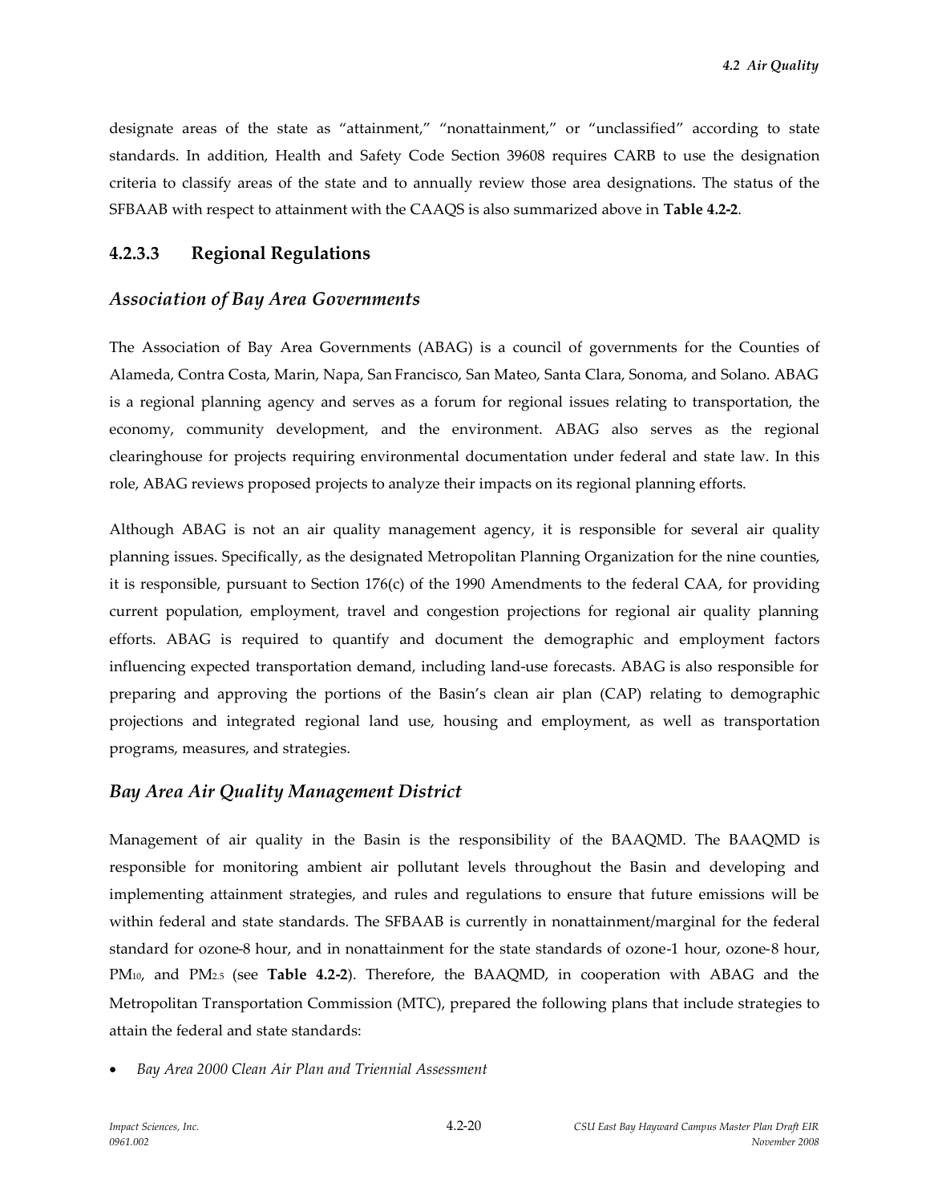designate areas of the state as "attainment," "nonattainment," or "unclassified" according to state standards. In addition, Health and Safety Code Section 39608 requires CARB to use the designation criteria to classify areas of the state and to annually review those area designations. The status of the SFBAAB with respect to attainment with the CAAQS is also summarized above in **Table 4.2-2**.

### 4.2.3.3 Regional Regulations

#### *Association of Bay Area Governments*

The Association of Bay Area Governments (ABAG) is a council of governments for the Counties of Alameda, Contra Costa, Marin, Napa, San Francisco, San Mateo, Santa Clara, Sonoma, and Solano. ABAG is a regional planning agency and serves as a forum for regional issues relating to transportation, the economy, community development, and the environment. ABAG also serves as the regional clearinghouse for projects requiring environmental documentation under federal and state law. In this role, ABAG reviews proposed projects to analyze their impacts on its regional planning efforts.

Although ABAG is not an air quality management agency, it is responsible for several air quality planning issues. Specifically, as the designated Metropolitan Planning Organization for the nine counties, it is responsible, pursuant to Section 176(c) of the 1990 Amendments to the federal CAA, for providing current population, employment, travel and congestion projections for regional air quality planning efforts. ABAG is required to quantify and document the demographic and employment factors influencing expected transportation demand, including land-use forecasts. ABAG is also responsible for preparing and approving the portions of the Basin's clean air plan (CAP) relating to demographic projections and integrated regional land use, housing and employment, as well as transportation programs, measures, and strategies.

#### *Bay Area Air Quality Management District*

Management of air quality in the Basin is the responsibility of the BAAQMD. The BAAQMD is responsible for monitoring ambient air pollutant levels throughout the Basin and developing and implementing attainment strategies, and rules and regulations to ensure that future emissions will be within federal and state standards. The SFBAAB is currently in nonattainment/marginal for the federal standard for ozone-8 hour, and in nonattainment for the state standards of ozone-1 hour, ozone-8 hour, $PM_{10}$, and $PM_{2.5}$ (see **Table 4.2-2**). Therefore, the BAAQMD, in cooperation with ABAG and the Metropolitan Transportation Commission (MTC), prepared the following plans that include strategies to attain the federal and state standards:

- *Bay Area 2000 Clean Air Plan and Triennial Assessment*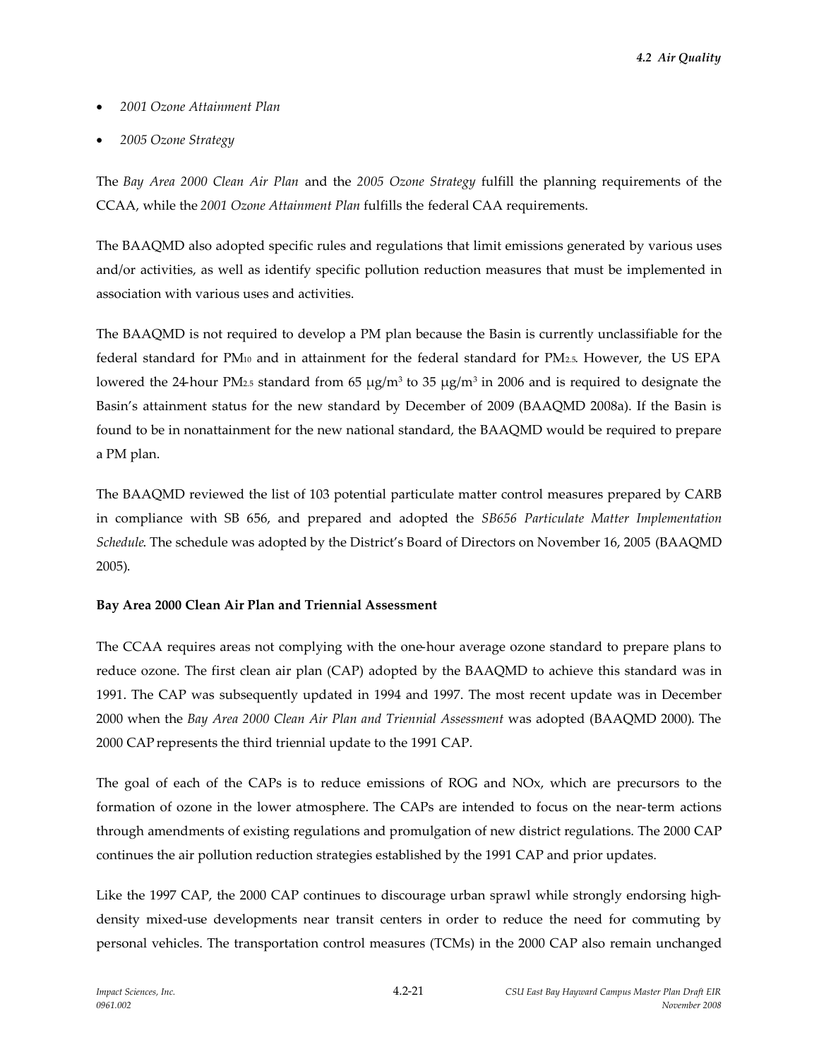- *2001 Ozone Attainment Plan*
- *2005 Ozone Strategy*

The *Bay Area 2000 Clean Air Plan* and the *2005 Ozone Strategy* fulfill the planning requirements of the CCAA, while the *2001 Ozone Attainment Plan* fulfills the federal CAA requirements.

The BAAQMD also adopted specific rules and regulations that limit emissions generated by various uses and/or activities, as well as identify specific pollution reduction measures that must be implemented in association with various uses and activities.

The BAAQMD is not required to develop a PM plan because the Basin is currently unclassifiable for the federal standard for $PM_{10}$ and in attainment for the federal standard for $PM_{2.5}$. However, the US EPA lowered the 24-hour $PM_{2.5}$ standard from 65 $\mu g/m^3$ to 35 $\mu g/m^3$ in 2006 and is required to designate the Basin's attainment status for the new standard by December of 2009 (BAAQMD 2008a). If the Basin is found to be in nonattainment for the new national standard, the BAAQMD would be required to prepare a PM plan.

The BAAQMD reviewed the list of 103 potential particulate matter control measures prepared by CARB in compliance with SB 656, and prepared and adopted the *SB656 Particulate Matter Implementation Schedule*. The schedule was adopted by the District's Board of Directors on November 16, 2005 (BAAQMD 2005).

**Bay Area 2000 Clean Air Plan and Triennial Assessment**

The CCAA requires areas not complying with the one-hour average ozone standard to prepare plans to reduce ozone. The first clean air plan (CAP) adopted by the BAAQMD to achieve this standard was in 1991. The CAP was subsequently updated in 1994 and 1997. The most recent update was in December 2000 when the *Bay Area 2000 Clean Air Plan and Triennial Assessment* was adopted (BAAQMD 2000). The 2000 CAP represents the third triennial update to the 1991 CAP.

The goal of each of the CAPs is to reduce emissions of ROG and NOx, which are precursors to the formation of ozone in the lower atmosphere. The CAPs are intended to focus on the near-term actions through amendments of existing regulations and promulgation of new district regulations. The 2000 CAP continues the air pollution reduction strategies established by the 1991 CAP and prior updates.

Like the 1997 CAP, the 2000 CAP continues to discourage urban sprawl while strongly endorsing high-density mixed-use developments near transit centers in order to reduce the need for commuting by personal vehicles. The transportation control measures (TCMs) in the 2000 CAP also remain unchanged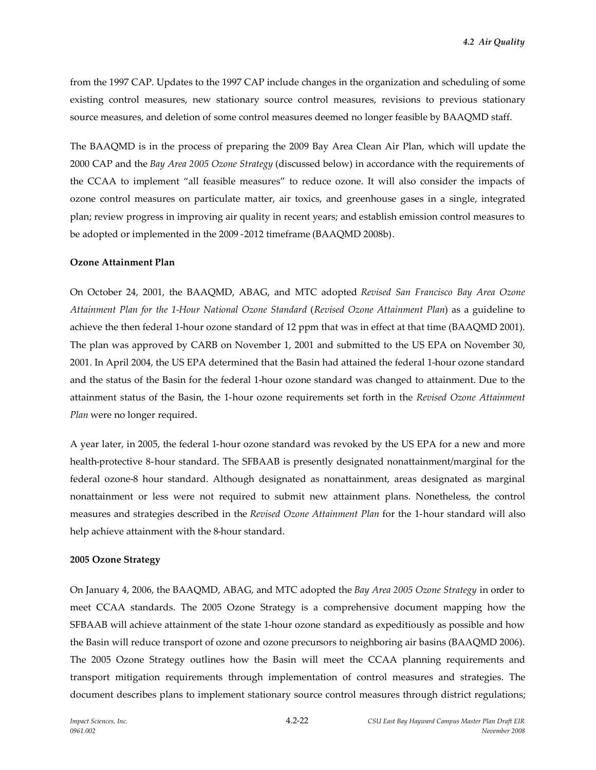from the 1997 CAP. Updates to the 1997 CAP include changes in the organization and scheduling of some existing control measures, new stationary source control measures, revisions to previous stationary source measures, and deletion of some control measures deemed no longer feasible by BAAQMD staff.

The BAAQMD is in the process of preparing the 2009 Bay Area Clean Air Plan, which will update the 2000 CAP and the *Bay Area 2005 Ozone Strategy* (discussed below) in accordance with the requirements of the CCAA to implement "all feasible measures" to reduce ozone. It will also consider the impacts of ozone control measures on particulate matter, air toxics, and greenhouse gases in a single, integrated plan; review progress in improving air quality in recent years; and establish emission control measures to be adopted or implemented in the 2009 -2012 timeframe (BAAQMD 2008b).

**Ozone Attainment Plan**

On October 24, 2001, the BAAQMD, ABAG, and MTC adopted *Revised San Francisco Bay Area Ozone Attainment Plan for the 1-Hour National Ozone Standard* (*Revised Ozone Attainment Plan*) as a guideline to achieve the then federal 1-hour ozone standard of 12 ppm that was in effect at that time (BAAQMD 2001). The plan was approved by CARB on November 1, 2001 and submitted to the US EPA on November 30, 2001. In April 2004, the US EPA determined that the Basin had attained the federal 1-hour ozone standard and the status of the Basin for the federal 1-hour ozone standard was changed to attainment. Due to the attainment status of the Basin, the 1-hour ozone requirements set forth in the *Revised Ozone Attainment Plan* were no longer required.

A year later, in 2005, the federal 1-hour ozone standard was revoked by the US EPA for a new and more health-protective 8-hour standard. The SFBAAB is presently designated nonattainment/marginal for the federal ozone-8 hour standard. Although designated as nonattainment, areas designated as marginal nonattainment or less were not required to submit new attainment plans. Nonetheless, the control measures and strategies described in the *Revised Ozone Attainment Plan* for the 1-hour standard will also help achieve attainment with the 8-hour standard.

**2005 Ozone Strategy**

On January 4, 2006, the BAAQMD, ABAG, and MTC adopted the *Bay Area 2005 Ozone Strategy* in order to meet CCAA standards. The 2005 Ozone Strategy is a comprehensive document mapping how the SFBAAB will achieve attainment of the state 1-hour ozone standard as expeditiously as possible and how the Basin will reduce transport of ozone and ozone precursors to neighboring air basins (BAAQMD 2006). The 2005 Ozone Strategy outlines how the Basin will meet the CCAA planning requirements and transport mitigation requirements through implementation of control measures and strategies. The document describes plans to implement stationary source control measures through district regulations;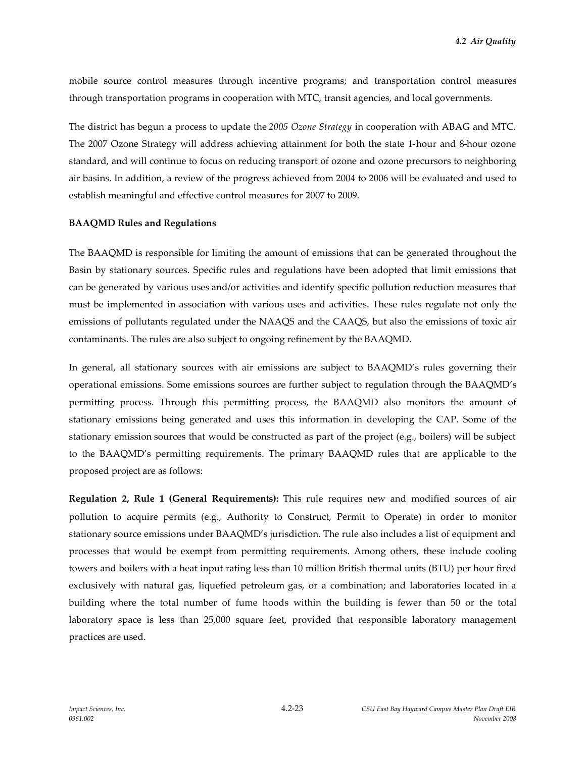mobile source control measures through incentive programs; and transportation control measures through transportation programs in cooperation with MTC, transit agencies, and local governments.

The district has begun a process to update the *2005 Ozone Strategy* in cooperation with ABAG and MTC. The 2007 Ozone Strategy will address achieving attainment for both the state 1-hour and 8-hour ozone standard, and will continue to focus on reducing transport of ozone and ozone precursors to neighboring air basins. In addition, a review of the progress achieved from 2004 to 2006 will be evaluated and used to establish meaningful and effective control measures for 2007 to 2009.

**BAAQMD Rules and Regulations**

The BAAQMD is responsible for limiting the amount of emissions that can be generated throughout the Basin by stationary sources. Specific rules and regulations have been adopted that limit emissions that can be generated by various uses and/or activities and identify specific pollution reduction measures that must be implemented in association with various uses and activities. These rules regulate not only the emissions of pollutants regulated under the NAAQS and the CAAQS, but also the emissions of toxic air contaminants. The rules are also subject to ongoing refinement by the BAAQMD.

In general, all stationary sources with air emissions are subject to BAAQMD's rules governing their operational emissions. Some emissions sources are further subject to regulation through the BAAQMD's permitting process. Through this permitting process, the BAAQMD also monitors the amount of stationary emissions being generated and uses this information in developing the CAP. Some of the stationary emission sources that would be constructed as part of the project (e.g., boilers) will be subject to the BAAQMD's permitting requirements. The primary BAAQMD rules that are applicable to the proposed project are as follows:

**Regulation 2, Rule 1 (General Requirements):** This rule requires new and modified sources of air pollution to acquire permits (e.g., Authority to Construct, Permit to Operate) in order to monitor stationary source emissions under BAAQMD's jurisdiction. The rule also includes a list of equipment and processes that would be exempt from permitting requirements. Among others, these include cooling towers and boilers with a heat input rating less than 10 million British thermal units (BTU) per hour fired exclusively with natural gas, liquefied petroleum gas, or a combination; and laboratories located in a building where the total number of fume hoods within the building is fewer than 50 or the total laboratory space is less than 25,000 square feet, provided that responsible laboratory management practices are used.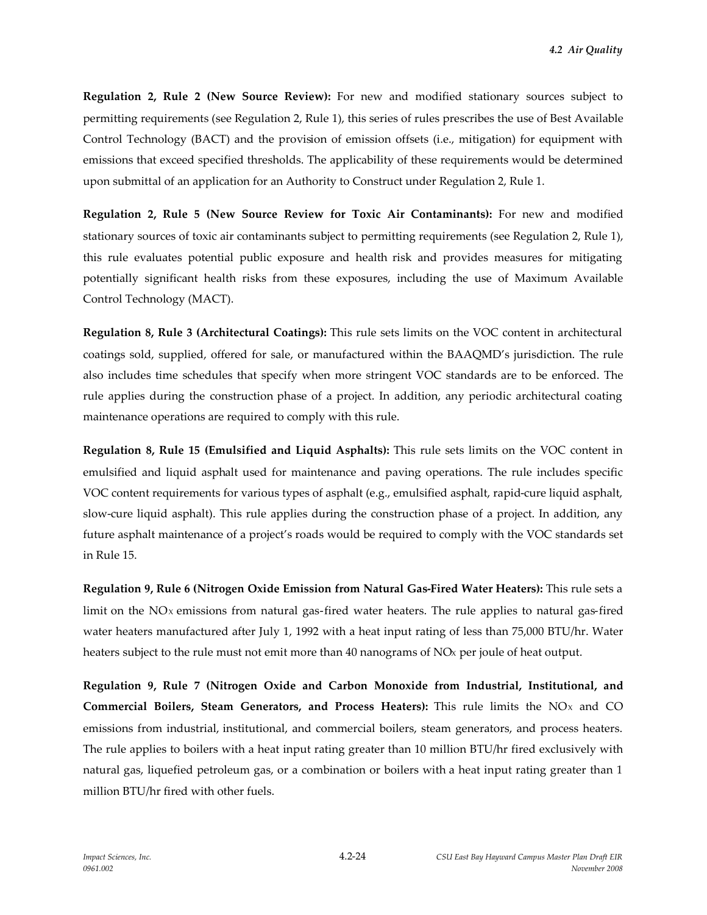**Regulation 2, Rule 2 (New Source Review):** For new and modified stationary sources subject to permitting requirements (see Regulation 2, Rule 1), this series of rules prescribes the use of Best Available Control Technology (BACT) and the provision of emission offsets (i.e., mitigation) for equipment with emissions that exceed specified thresholds. The applicability of these requirements would be determined upon submittal of an application for an Authority to Construct under Regulation 2, Rule 1.

**Regulation 2, Rule 5 (New Source Review for Toxic Air Contaminants):** For new and modified stationary sources of toxic air contaminants subject to permitting requirements (see Regulation 2, Rule 1), this rule evaluates potential public exposure and health risk and provides measures for mitigating potentially significant health risks from these exposures, including the use of Maximum Available Control Technology (MACT).

**Regulation 8, Rule 3 (Architectural Coatings):** This rule sets limits on the VOC content in architectural coatings sold, supplied, offered for sale, or manufactured within the BAAQMD's jurisdiction. The rule also includes time schedules that specify when more stringent VOC standards are to be enforced. The rule applies during the construction phase of a project. In addition, any periodic architectural coating maintenance operations are required to comply with this rule.

**Regulation 8, Rule 15 (Emulsified and Liquid Asphalts):** This rule sets limits on the VOC content in emulsified and liquid asphalt used for maintenance and paving operations. The rule includes specific VOC content requirements for various types of asphalt (e.g., emulsified asphalt, rapid-cure liquid asphalt, slow-cure liquid asphalt). This rule applies during the construction phase of a project. In addition, any future asphalt maintenance of a project's roads would be required to comply with the VOC standards set in Rule 15.

**Regulation 9, Rule 6 (Nitrogen Oxide Emission from Natural Gas-Fired Water Heaters):** This rule sets a limit on the $NO_X$ emissions from natural gas-fired water heaters. The rule applies to natural gas-fired water heaters manufactured after July 1, 1992 with a heat input rating of less than 75,000 BTU/hr. Water heaters subject to the rule must not emit more than 40 nanograms of $NO_X$ per joule of heat output.

**Regulation 9, Rule 7 (Nitrogen Oxide and Carbon Monoxide from Industrial, Institutional, and Commercial Boilers, Steam Generators, and Process Heaters):** This rule limits the $NO_X$ and CO emissions from industrial, institutional, and commercial boilers, steam generators, and process heaters. The rule applies to boilers with a heat input rating greater than 10 million BTU/hr fired exclusively with natural gas, liquefied petroleum gas, or a combination or boilers with a heat input rating greater than 1 million BTU/hr fired with other fuels.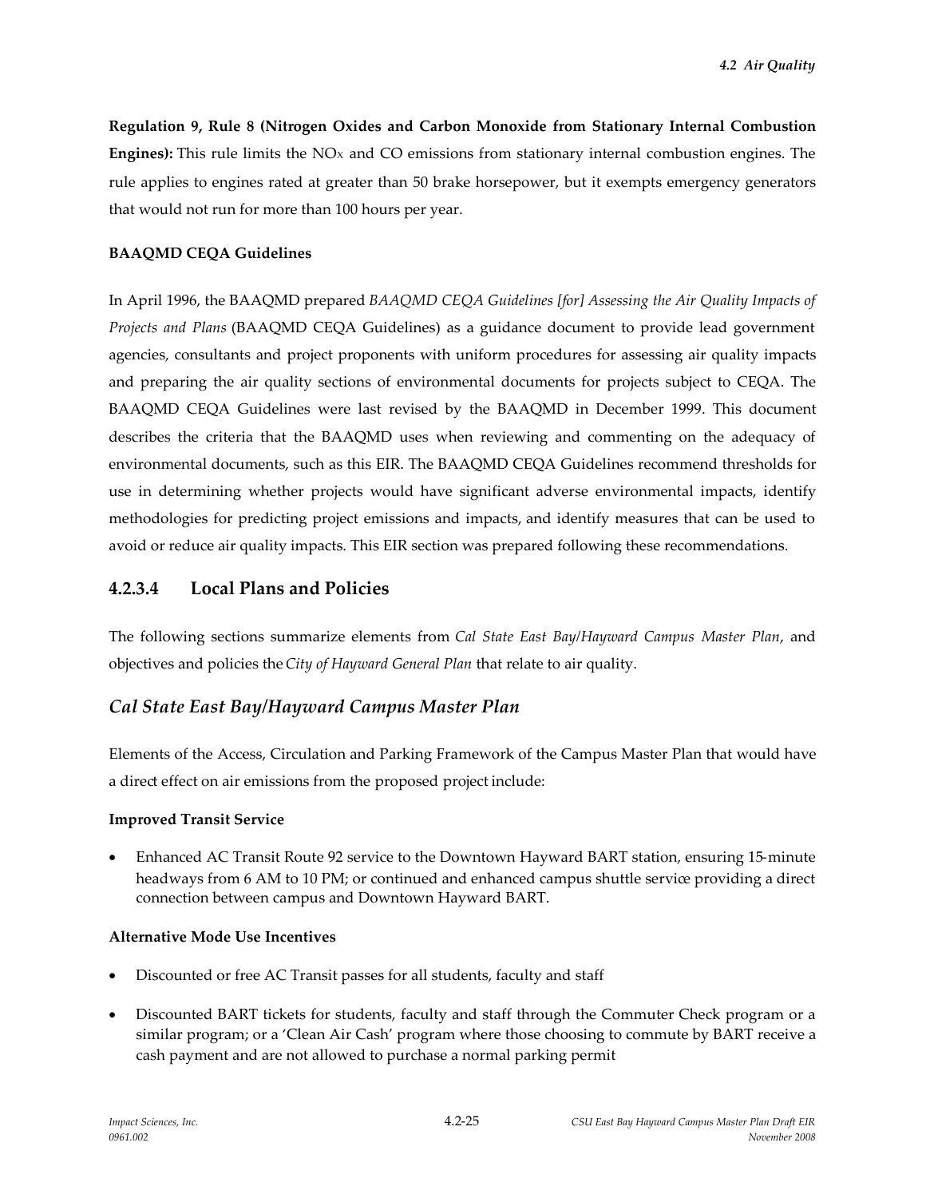**Regulation 9, Rule 8 (Nitrogen Oxides and Carbon Monoxide from Stationary Internal Combustion Engines):** This rule limits the $NO_X$ and CO emissions from stationary internal combustion engines. The rule applies to engines rated at greater than 50 brake horsepower, but it exempts emergency generators that would not run for more than 100 hours per year.

**BAAQMD CEQA Guidelines**

In April 1996, the BAAQMD prepared *BAAQMD CEQA Guidelines [for] Assessing the Air Quality Impacts of Projects and Plans* (BAAQMD CEQA Guidelines) as a guidance document to provide lead government agencies, consultants and project proponents with uniform procedures for assessing air quality impacts and preparing the air quality sections of environmental documents for projects subject to CEQA. The BAAQMD CEQA Guidelines were last revised by the BAAQMD in December 1999. This document describes the criteria that the BAAQMD uses when reviewing and commenting on the adequacy of environmental documents, such as this EIR. The BAAQMD CEQA Guidelines recommend thresholds for use in determining whether projects would have significant adverse environmental impacts, identify methodologies for predicting project emissions and impacts, and identify measures that can be used to avoid or reduce air quality impacts. This EIR section was prepared following these recommendations.

## 4.2.3.4 Local Plans and Policies

The following sections summarize elements from *Cal State East Bay/Hayward Campus Master Plan*, and objectives and policies the *City of Hayward General Plan* that relate to air quality.

### *Cal State East Bay/Hayward Campus Master Plan*

Elements of the Access, Circulation and Parking Framework of the Campus Master Plan that would have a direct effect on air emissions from the proposed project include:

**Improved Transit Service**

- Enhanced AC Transit Route 92 service to the Downtown Hayward BART station, ensuring 15-minute headways from 6 AM to 10 PM; or continued and enhanced campus shuttle service providing a direct connection between campus and Downtown Hayward BART.

**Alternative Mode Use Incentives**

- Discounted or free AC Transit passes for all students, faculty and staff
- Discounted BART tickets for students, faculty and staff through the Commuter Check program or a similar program; or a 'Clean Air Cash' program where those choosing to commute by BART receive a cash payment and are not allowed to purchase a normal parking permit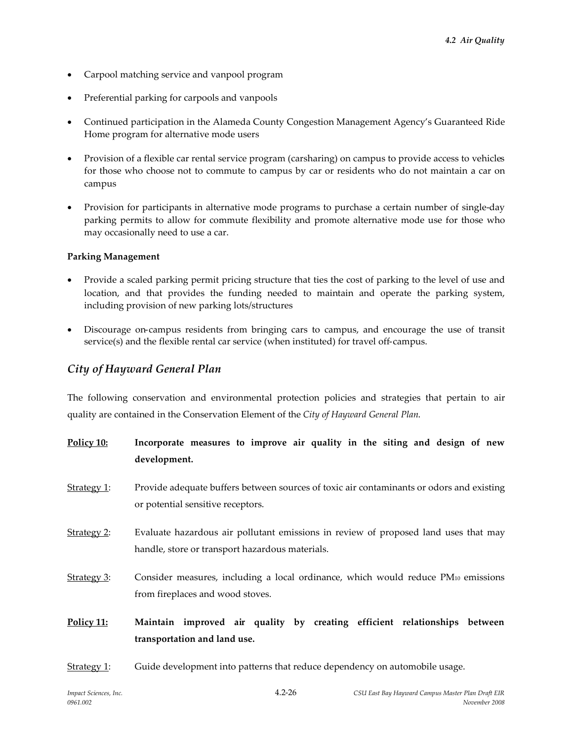- Carpool matching service and vanpool program
- Preferential parking for carpools and vanpools
- Continued participation in the Alameda County Congestion Management Agency's Guaranteed Ride Home program for alternative mode users
- Provision of a flexible car rental service program (carsharing) on campus to provide access to vehicles for those who choose not to commute to campus by car or residents who do not maintain a car on campus
- Provision for participants in alternative mode programs to purchase a certain number of single-day parking permits to allow for commute flexibility and promote alternative mode use for those who may occasionally need to use a car.

**Parking Management**

- Provide a scaled parking permit pricing structure that ties the cost of parking to the level of use and location, and that provides the funding needed to maintain and operate the parking system, including provision of new parking lots/structures
- Discourage on-campus residents from bringing cars to campus, and encourage the use of transit service(s) and the flexible rental car service (when instituted) for travel off-campus.

## *City of Hayward General Plan*

The following conservation and environmental protection policies and strategies that pertain to air quality are contained in the Conservation Element of the *City of Hayward General Plan*.

**Policy 10:** **Incorporate measures to improve air quality in the siting and design of new development.**

Strategy 1: Provide adequate buffers between sources of toxic air contaminants or odors and existing or potential sensitive receptors.

Strategy 2: Evaluate hazardous air pollutant emissions in review of proposed land uses that may handle, store or transport hazardous materials.

Strategy 3: Consider measures, including a local ordinance, which would reduce $PM_{10}$ emissions from fireplaces and wood stoves.

**Policy 11:** **Maintain improved air quality by creating efficient relationships between transportation and land use.**

Strategy 1: Guide development into patterns that reduce dependency on automobile usage.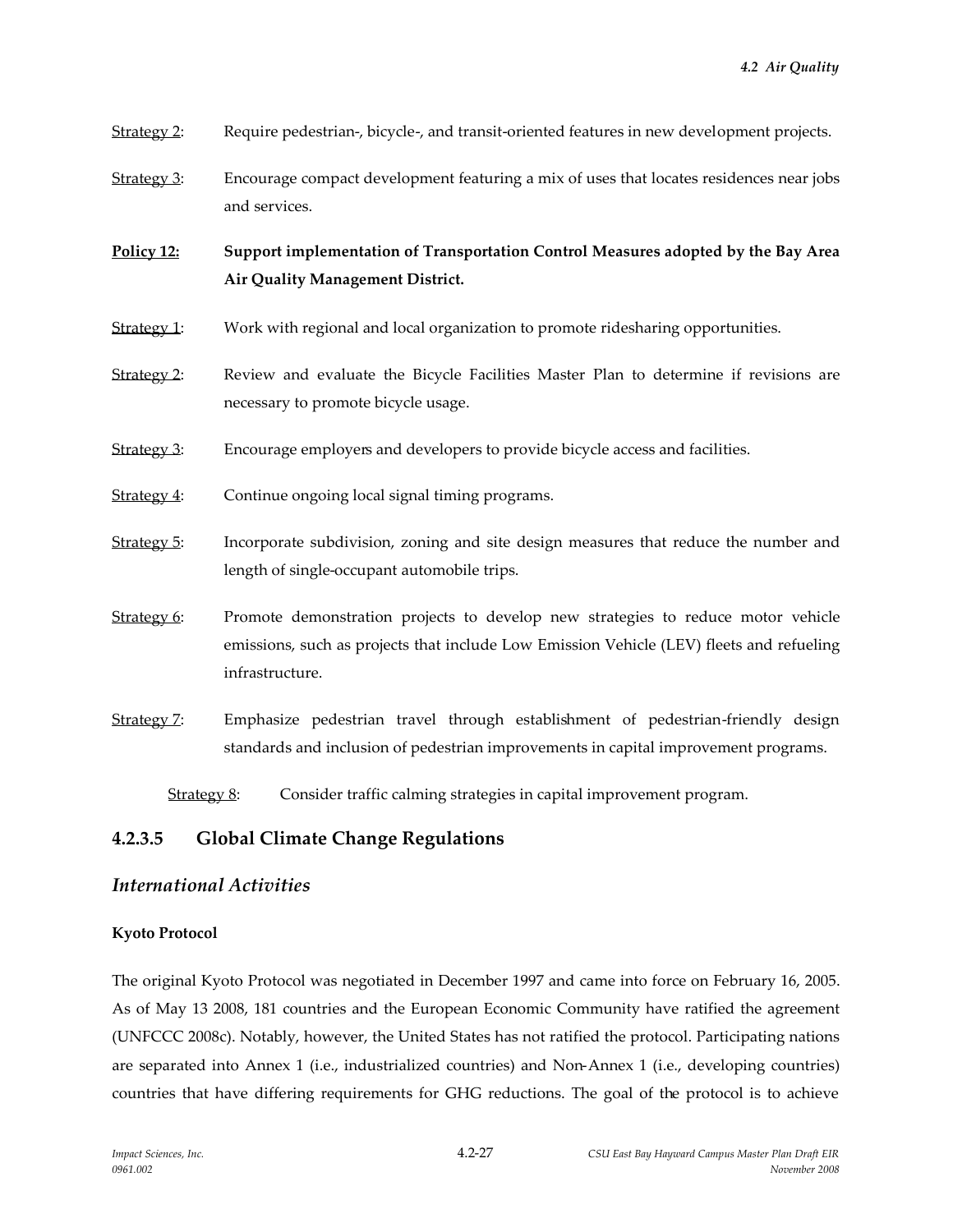Strategy 2: Require pedestrian-, bicycle-, and transit-oriented features in new development projects.

Strategy 3: Encourage compact development featuring a mix of uses that locates residences near jobs and services.

**Policy 12: Support implementation of Transportation Control Measures adopted by the Bay Area Air Quality Management District.**

Strategy 1: Work with regional and local organization to promote ridesharing opportunities.

Strategy 2: Review and evaluate the Bicycle Facilities Master Plan to determine if revisions are necessary to promote bicycle usage.

Strategy 3: Encourage employers and developers to provide bicycle access and facilities.

Strategy 4: Continue ongoing local signal timing programs.

Strategy 5: Incorporate subdivision, zoning and site design measures that reduce the number and length of single-occupant automobile trips.

Strategy 6: Promote demonstration projects to develop new strategies to reduce motor vehicle emissions, such as projects that include Low Emission Vehicle (LEV) fleets and refueling infrastructure.

Strategy 7: Emphasize pedestrian travel through establishment of pedestrian-friendly design standards and inclusion of pedestrian improvements in capital improvement programs.

Strategy 8: Consider traffic calming strategies in capital improvement program.

### 4.2.3.5 Global Climate Change Regulations

## *International Activities*

**Kyoto Protocol**

The original Kyoto Protocol was negotiated in December 1997 and came into force on February 16, 2005. As of May 13 2008, 181 countries and the European Economic Community have ratified the agreement (UNFCCC 2008c). Notably, however, the United States has not ratified the protocol. Participating nations are separated into Annex 1 (i.e., industrialized countries) and Non-Annex 1 (i.e., developing countries) countries that have differing requirements for GHG reductions. The goal of the protocol is to achieve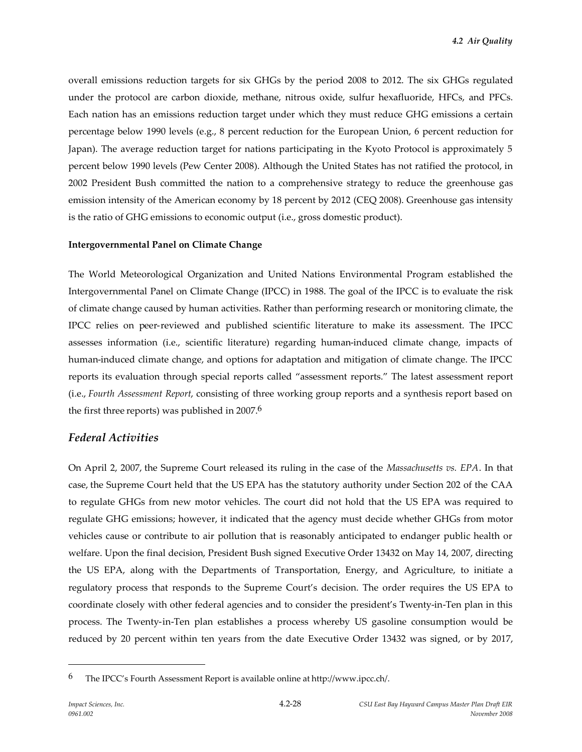overall emissions reduction targets for six GHGs by the period 2008 to 2012. The six GHGs regulated under the protocol are carbon dioxide, methane, nitrous oxide, sulfur hexafluoride, HFCs, and PFCs. Each nation has an emissions reduction target under which they must reduce GHG emissions a certain percentage below 1990 levels (e.g., 8 percent reduction for the European Union, 6 percent reduction for Japan). The average reduction target for nations participating in the Kyoto Protocol is approximately 5 percent below 1990 levels (Pew Center 2008). Although the United States has not ratified the protocol, in 2002 President Bush committed the nation to a comprehensive strategy to reduce the greenhouse gas emission intensity of the American economy by 18 percent by 2012 (CEQ 2008). Greenhouse gas intensity is the ratio of GHG emissions to economic output (i.e., gross domestic product).

**Intergovernmental Panel on Climate Change**

The World Meteorological Organization and United Nations Environmental Program established the Intergovernmental Panel on Climate Change (IPCC) in 1988. The goal of the IPCC is to evaluate the risk of climate change caused by human activities. Rather than performing research or monitoring climate, the IPCC relies on peer-reviewed and published scientific literature to make its assessment. The IPCC assesses information (i.e., scientific literature) regarding human-induced climate change, impacts of human-induced climate change, and options for adaptation and mitigation of climate change. The IPCC reports its evaluation through special reports called "assessment reports." The latest assessment report (i.e., *Fourth Assessment Report*, consisting of three working group reports and a synthesis report based on the first three reports) was published in 2007.[6]

## *Federal Activities*

On April 2, 2007, the Supreme Court released its ruling in the case of the *Massachusetts vs. EPA*. In that case, the Supreme Court held that the US EPA has the statutory authority under Section 202 of the CAA to regulate GHGs from new motor vehicles. The court did not hold that the US EPA was required to regulate GHG emissions; however, it indicated that the agency must decide whether GHGs from motor vehicles cause or contribute to air pollution that is reasonably anticipated to endanger public health or welfare. Upon the final decision, President Bush signed Executive Order 13432 on May 14, 2007, directing the US EPA, along with the Departments of Transportation, Energy, and Agriculture, to initiate a regulatory process that responds to the Supreme Court's decision. The order requires the US EPA to coordinate closely with other federal agencies and to consider the president's Twenty-in-Ten plan in this process. The Twenty-in-Ten plan establishes a process whereby US gasoline consumption would be reduced by 20 percent within ten years from the date Executive Order 13432 was signed, or by 2017,

---

[6] The IPCC's Fourth Assessment Report is available online at http://www.ipcc.ch/.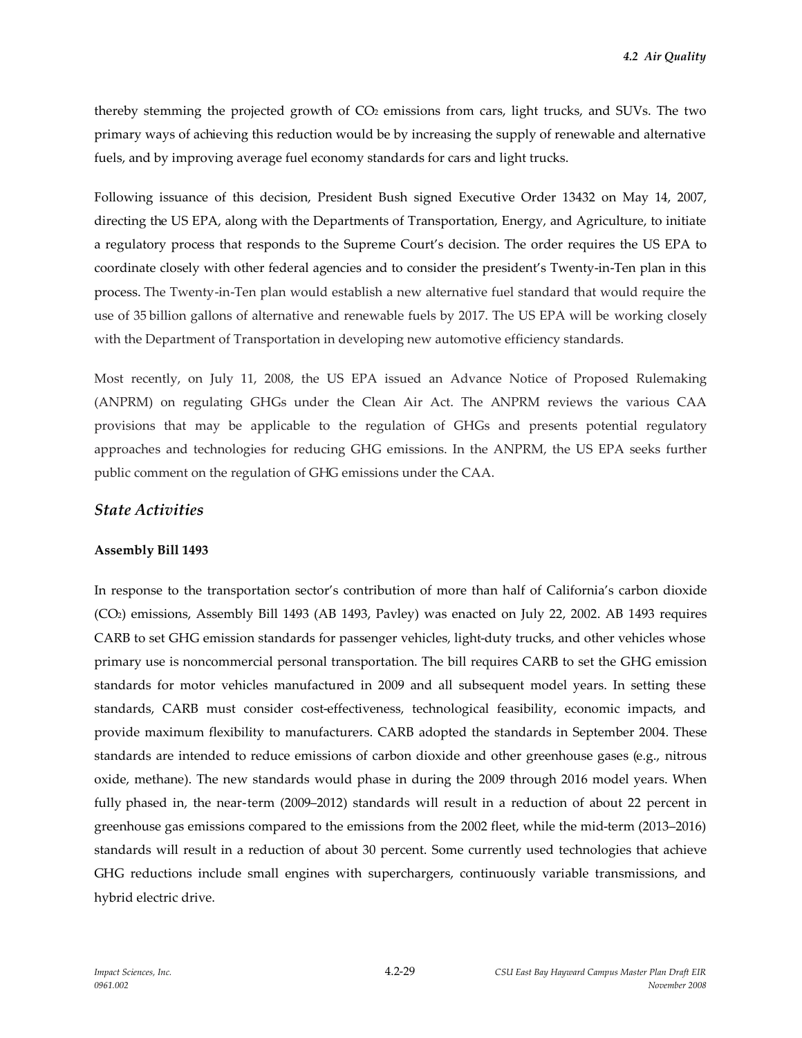thereby stemming the projected growth of $CO_2$ emissions from cars, light trucks, and SUVs. The two primary ways of achieving this reduction would be by increasing the supply of renewable and alternative fuels, and by improving average fuel economy standards for cars and light trucks.

Following issuance of this decision, President Bush signed Executive Order 13432 on May 14, 2007, directing the US EPA, along with the Departments of Transportation, Energy, and Agriculture, to initiate a regulatory process that responds to the Supreme Court's decision. The order requires the US EPA to coordinate closely with other federal agencies and to consider the president's Twenty-in-Ten plan in this process. The Twenty-in-Ten plan would establish a new alternative fuel standard that would require the use of 35 billion gallons of alternative and renewable fuels by 2017. The US EPA will be working closely with the Department of Transportation in developing new automotive efficiency standards.

Most recently, on July 11, 2008, the US EPA issued an Advance Notice of Proposed Rulemaking (ANPRM) on regulating GHGs under the Clean Air Act. The ANPRM reviews the various CAA provisions that may be applicable to the regulation of GHGs and presents potential regulatory approaches and technologies for reducing GHG emissions. In the ANPRM, the US EPA seeks further public comment on the regulation of GHG emissions under the CAA.

## *State Activities*

**Assembly Bill 1493**

In response to the transportation sector's contribution of more than half of California's carbon dioxide ($CO_2$) emissions, Assembly Bill 1493 (AB 1493, Pavley) was enacted on July 22, 2002. AB 1493 requires CARB to set GHG emission standards for passenger vehicles, light-duty trucks, and other vehicles whose primary use is noncommercial personal transportation. The bill requires CARB to set the GHG emission standards for motor vehicles manufactured in 2009 and all subsequent model years. In setting these standards, CARB must consider cost-effectiveness, technological feasibility, economic impacts, and provide maximum flexibility to manufacturers. CARB adopted the standards in September 2004. These standards are intended to reduce emissions of carbon dioxide and other greenhouse gases (e.g., nitrous oxide, methane). The new standards would phase in during the 2009 through 2016 model years. When fully phased in, the near-term (2009–2012) standards will result in a reduction of about 22 percent in greenhouse gas emissions compared to the emissions from the 2002 fleet, while the mid-term (2013–2016) standards will result in a reduction of about 30 percent. Some currently used technologies that achieve GHG reductions include small engines with superchargers, continuously variable transmissions, and hybrid electric drive.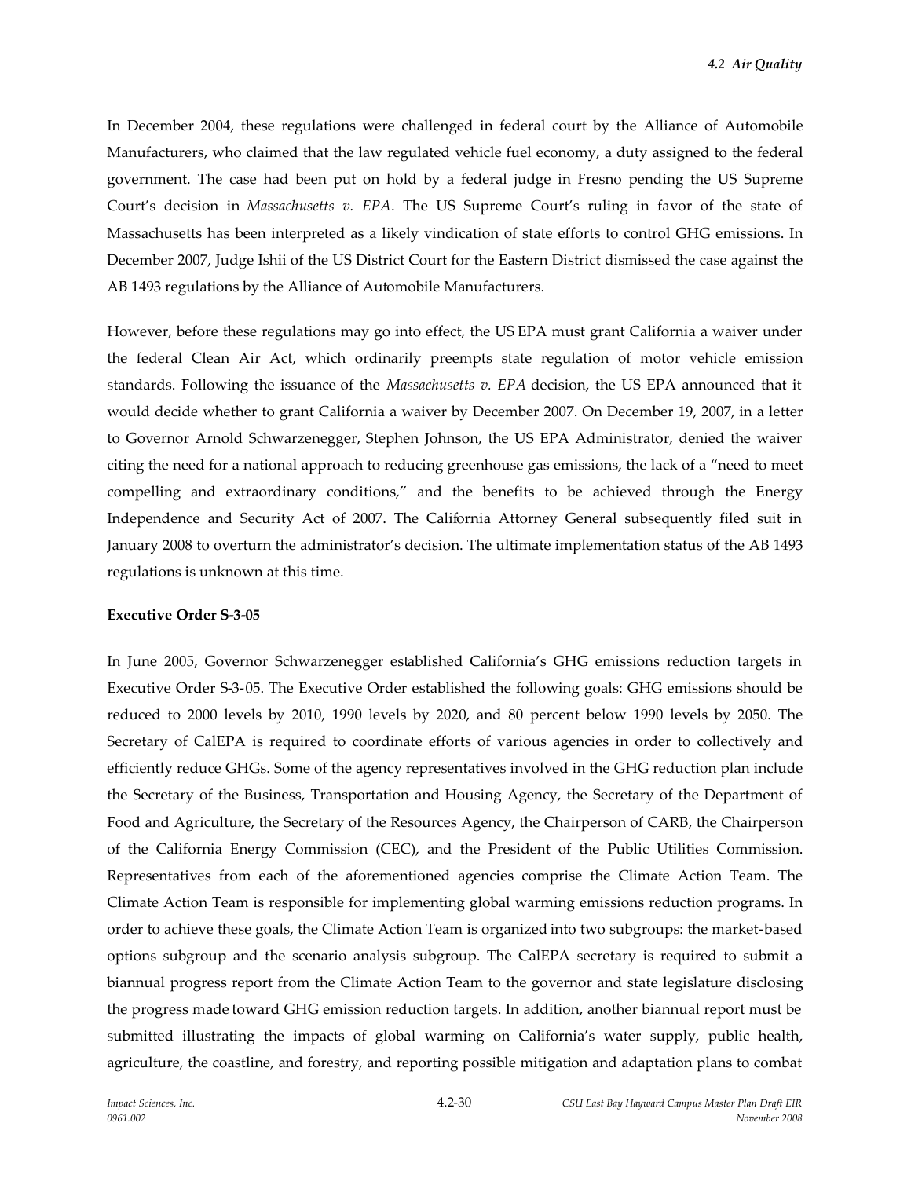In December 2004, these regulations were challenged in federal court by the Alliance of Automobile Manufacturers, who claimed that the law regulated vehicle fuel economy, a duty assigned to the federal government. The case had been put on hold by a federal judge in Fresno pending the US Supreme Court's decision in *Massachusetts v. EPA*. The US Supreme Court's ruling in favor of the state of Massachusetts has been interpreted as a likely vindication of state efforts to control GHG emissions. In December 2007, Judge Ishii of the US District Court for the Eastern District dismissed the case against the AB 1493 regulations by the Alliance of Automobile Manufacturers.

However, before these regulations may go into effect, the US EPA must grant California a waiver under the federal Clean Air Act, which ordinarily preempts state regulation of motor vehicle emission standards. Following the issuance of the *Massachusetts v. EPA* decision, the US EPA announced that it would decide whether to grant California a waiver by December 2007. On December 19, 2007, in a letter to Governor Arnold Schwarzenegger, Stephen Johnson, the US EPA Administrator, denied the waiver citing the need for a national approach to reducing greenhouse gas emissions, the lack of a "need to meet compelling and extraordinary conditions," and the benefits to be achieved through the Energy Independence and Security Act of 2007. The California Attorney General subsequently filed suit in January 2008 to overturn the administrator's decision. The ultimate implementation status of the AB 1493 regulations is unknown at this time.

**Executive Order S-3-05**

In June 2005, Governor Schwarzenegger established California's GHG emissions reduction targets in Executive Order S-3-05. The Executive Order established the following goals: GHG emissions should be reduced to 2000 levels by 2010, 1990 levels by 2020, and 80 percent below 1990 levels by 2050. The Secretary of CalEPA is required to coordinate efforts of various agencies in order to collectively and efficiently reduce GHGs. Some of the agency representatives involved in the GHG reduction plan include the Secretary of the Business, Transportation and Housing Agency, the Secretary of the Department of Food and Agriculture, the Secretary of the Resources Agency, the Chairperson of CARB, the Chairperson of the California Energy Commission (CEC), and the President of the Public Utilities Commission. Representatives from each of the aforementioned agencies comprise the Climate Action Team. The Climate Action Team is responsible for implementing global warming emissions reduction programs. In order to achieve these goals, the Climate Action Team is organized into two subgroups: the market-based options subgroup and the scenario analysis subgroup. The CalEPA secretary is required to submit a biannual progress report from the Climate Action Team to the governor and state legislature disclosing the progress made toward GHG emission reduction targets. In addition, another biannual report must be submitted illustrating the impacts of global warming on California's water supply, public health, agriculture, the coastline, and forestry, and reporting possible mitigation and adaptation plans to combat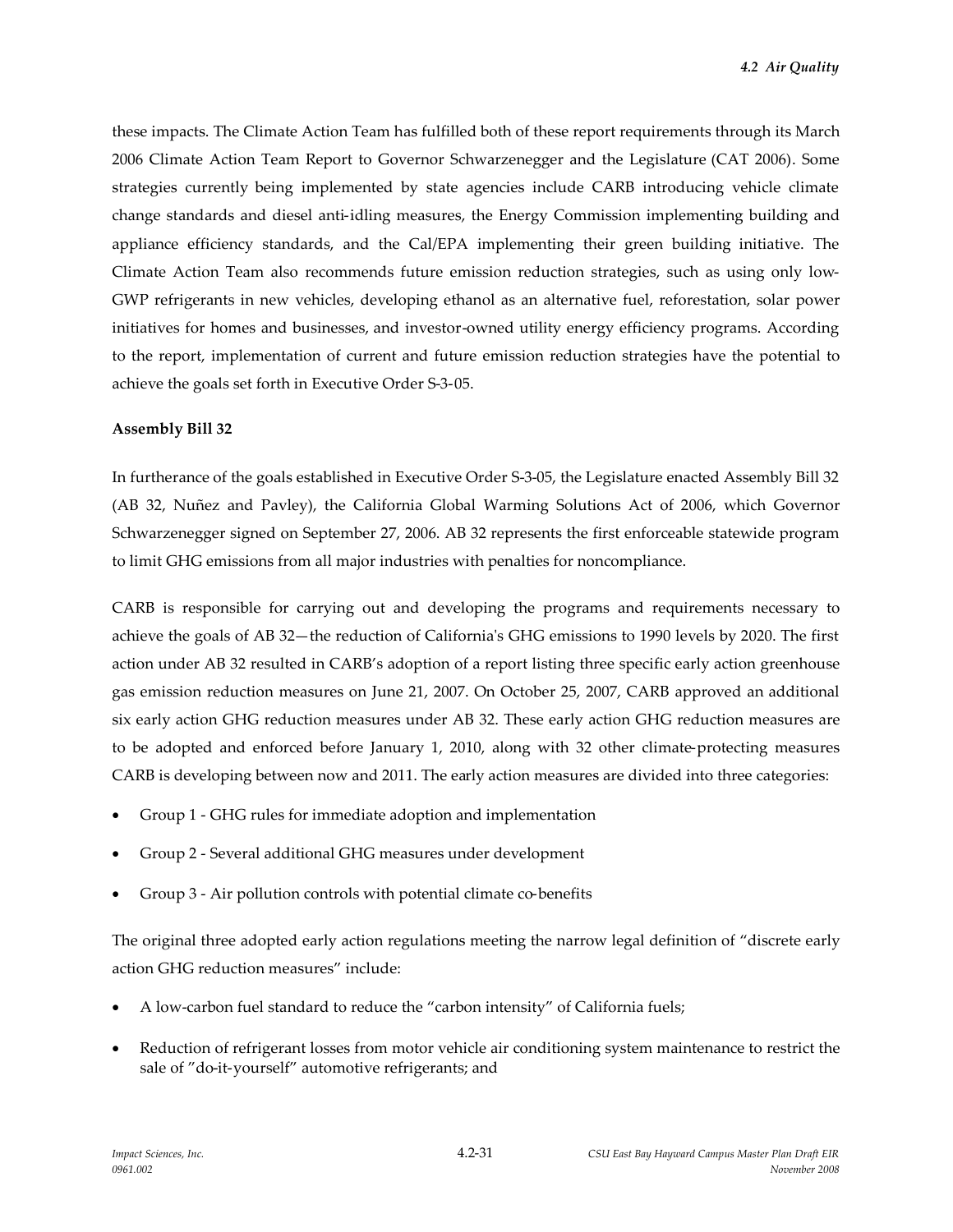these impacts. The Climate Action Team has fulfilled both of these report requirements through its March 2006 Climate Action Team Report to Governor Schwarzenegger and the Legislature (CAT 2006). Some strategies currently being implemented by state agencies include CARB introducing vehicle climate change standards and diesel anti-idling measures, the Energy Commission implementing building and appliance efficiency standards, and the Cal/EPA implementing their green building initiative. The Climate Action Team also recommends future emission reduction strategies, such as using only low-GWP refrigerants in new vehicles, developing ethanol as an alternative fuel, reforestation, solar power initiatives for homes and businesses, and investor-owned utility energy efficiency programs. According to the report, implementation of current and future emission reduction strategies have the potential to achieve the goals set forth in Executive Order S-3-05.

**Assembly Bill 32**

In furtherance of the goals established in Executive Order S-3-05, the Legislature enacted Assembly Bill 32 (AB 32, Nuñez and Pavley), the California Global Warming Solutions Act of 2006, which Governor Schwarzenegger signed on September 27, 2006. AB 32 represents the first enforceable statewide program to limit GHG emissions from all major industries with penalties for noncompliance.

CARB is responsible for carrying out and developing the programs and requirements necessary to achieve the goals of AB 32—the reduction of California's GHG emissions to 1990 levels by 2020. The first action under AB 32 resulted in CARB's adoption of a report listing three specific early action greenhouse gas emission reduction measures on June 21, 2007. On October 25, 2007, CARB approved an additional six early action GHG reduction measures under AB 32. These early action GHG reduction measures are to be adopted and enforced before January 1, 2010, along with 32 other climate-protecting measures CARB is developing between now and 2011. The early action measures are divided into three categories:

- Group 1 - GHG rules for immediate adoption and implementation
- Group 2 - Several additional GHG measures under development
- Group 3 - Air pollution controls with potential climate co-benefits

The original three adopted early action regulations meeting the narrow legal definition of "discrete early action GHG reduction measures" include:

- A low-carbon fuel standard to reduce the "carbon intensity" of California fuels;
- Reduction of refrigerant losses from motor vehicle air conditioning system maintenance to restrict the sale of "do-it-yourself" automotive refrigerants; and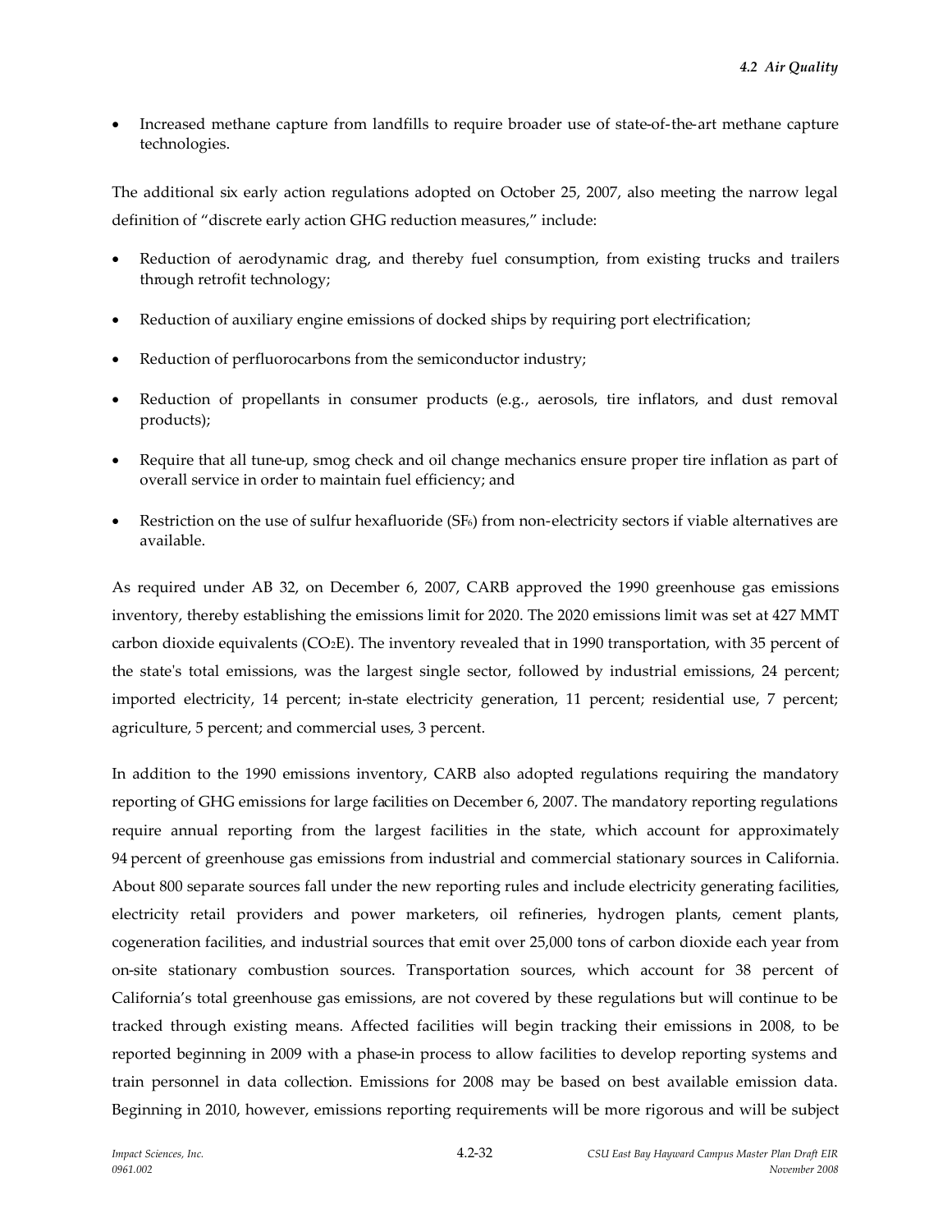- Increased methane capture from landfills to require broader use of state-of-the-art methane capture technologies.

The additional six early action regulations adopted on October 25, 2007, also meeting the narrow legal definition of "discrete early action GHG reduction measures," include:

- Reduction of aerodynamic drag, and thereby fuel consumption, from existing trucks and trailers through retrofit technology;
- Reduction of auxiliary engine emissions of docked ships by requiring port electrification;
- Reduction of perfluorocarbons from the semiconductor industry;
- Reduction of propellants in consumer products (e.g., aerosols, tire inflators, and dust removal products);
- Require that all tune-up, smog check and oil change mechanics ensure proper tire inflation as part of overall service in order to maintain fuel efficiency; and
- Restriction on the use of sulfur hexafluoride ($SF_6$) from non-electricity sectors if viable alternatives are available.

As required under AB 32, on December 6, 2007, CARB approved the 1990 greenhouse gas emissions inventory, thereby establishing the emissions limit for 2020. The 2020 emissions limit was set at 427 MMT carbon dioxide equivalents ($CO_2E$). The inventory revealed that in 1990 transportation, with 35 percent of the state's total emissions, was the largest single sector, followed by industrial emissions, 24 percent; imported electricity, 14 percent; in-state electricity generation, 11 percent; residential use, 7 percent; agriculture, 5 percent; and commercial uses, 3 percent.

In addition to the 1990 emissions inventory, CARB also adopted regulations requiring the mandatory reporting of GHG emissions for large facilities on December 6, 2007. The mandatory reporting regulations require annual reporting from the largest facilities in the state, which account for approximately 94 percent of greenhouse gas emissions from industrial and commercial stationary sources in California. About 800 separate sources fall under the new reporting rules and include electricity generating facilities, electricity retail providers and power marketers, oil refineries, hydrogen plants, cement plants, cogeneration facilities, and industrial sources that emit over 25,000 tons of carbon dioxide each year from on-site stationary combustion sources. Transportation sources, which account for 38 percent of California's total greenhouse gas emissions, are not covered by these regulations but will continue to be tracked through existing means. Affected facilities will begin tracking their emissions in 2008, to be reported beginning in 2009 with a phase-in process to allow facilities to develop reporting systems and train personnel in data collection. Emissions for 2008 may be based on best available emission data. Beginning in 2010, however, emissions reporting requirements will be more rigorous and will be subject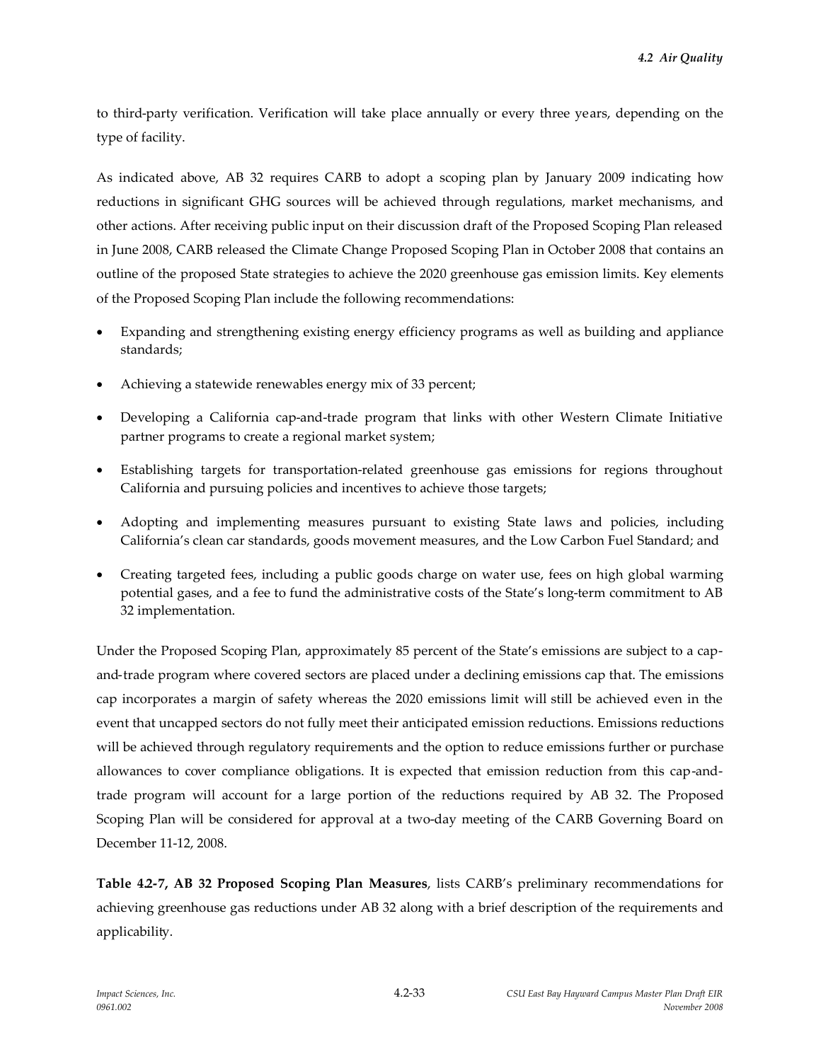to third-party verification. Verification will take place annually or every three years, depending on the type of facility.

As indicated above, AB 32 requires CARB to adopt a scoping plan by January 2009 indicating how reductions in significant GHG sources will be achieved through regulations, market mechanisms, and other actions. After receiving public input on their discussion draft of the Proposed Scoping Plan released in June 2008, CARB released the Climate Change Proposed Scoping Plan in October 2008 that contains an outline of the proposed State strategies to achieve the 2020 greenhouse gas emission limits. Key elements of the Proposed Scoping Plan include the following recommendations:

- Expanding and strengthening existing energy efficiency programs as well as building and appliance standards;
- Achieving a statewide renewables energy mix of 33 percent;
- Developing a California cap-and-trade program that links with other Western Climate Initiative partner programs to create a regional market system;
- Establishing targets for transportation-related greenhouse gas emissions for regions throughout California and pursuing policies and incentives to achieve those targets;
- Adopting and implementing measures pursuant to existing State laws and policies, including California's clean car standards, goods movement measures, and the Low Carbon Fuel Standard; and
- Creating targeted fees, including a public goods charge on water use, fees on high global warming potential gases, and a fee to fund the administrative costs of the State's long-term commitment to AB 32 implementation.

Under the Proposed Scoping Plan, approximately 85 percent of the State's emissions are subject to a cap-and-trade program where covered sectors are placed under a declining emissions cap that. The emissions cap incorporates a margin of safety whereas the 2020 emissions limit will still be achieved even in the event that uncapped sectors do not fully meet their anticipated emission reductions. Emissions reductions will be achieved through regulatory requirements and the option to reduce emissions further or purchase allowances to cover compliance obligations. It is expected that emission reduction from this cap-and-trade program will account for a large portion of the reductions required by AB 32. The Proposed Scoping Plan will be considered for approval at a two-day meeting of the CARB Governing Board on December 11-12, 2008.

**Table 4.2-7, AB 32 Proposed Scoping Plan Measures**, lists CARB's preliminary recommendations for achieving greenhouse gas reductions under AB 32 along with a brief description of the requirements and applicability.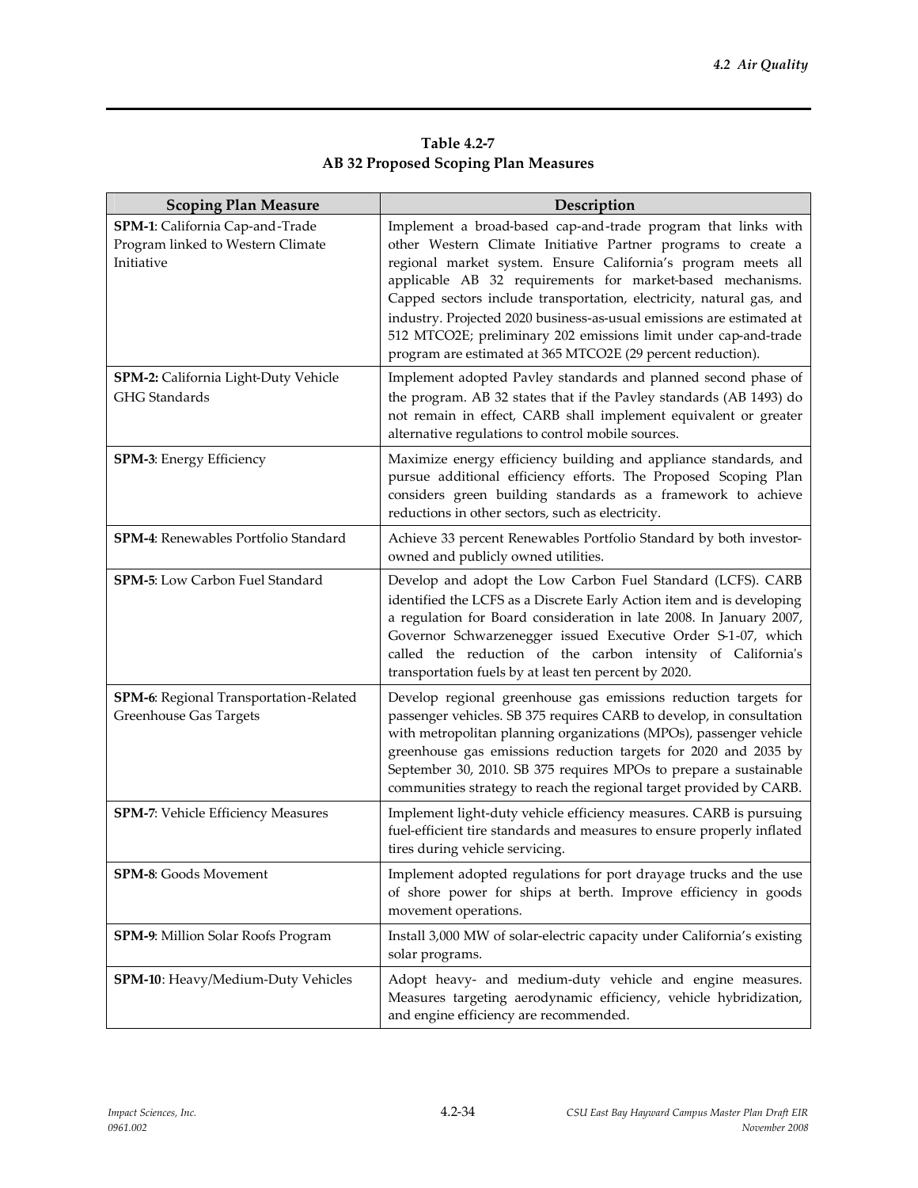**Table 4.2-7**
**AB 32 Proposed Scoping Plan Measures**

| Scoping Plan Measure | Description |
|---|---|
| **SPM-1**: California Cap-and-Trade Program linked to Western Climate Initiative | Implement a broad-based cap-and-trade program that links with other Western Climate Initiative Partner programs to create a regional market system. Ensure California's program meets all applicable AB 32 requirements for market-based mechanisms. Capped sectors include transportation, electricity, natural gas, and industry. Projected 2020 business-as-usual emissions are estimated at 512 MTCO2E; preliminary 202 emissions limit under cap-and-trade program are estimated at 365 MTCO2E (29 percent reduction). |
| **SPM-2:** California Light-Duty Vehicle GHG Standards | Implement adopted Pavley standards and planned second phase of the program. AB 32 states that if the Pavley standards (AB 1493) do not remain in effect, CARB shall implement equivalent or greater alternative regulations to control mobile sources. |
| **SPM-3**: Energy Efficiency | Maximize energy efficiency building and appliance standards, and pursue additional efficiency efforts. The Proposed Scoping Plan considers green building standards as a framework to achieve reductions in other sectors, such as electricity. |
| **SPM-4**: Renewables Portfolio Standard | Achieve 33 percent Renewables Portfolio Standard by both investor-owned and publicly owned utilities. |
| **SPM-5**: Low Carbon Fuel Standard | Develop and adopt the Low Carbon Fuel Standard (LCFS). CARB identified the LCFS as a Discrete Early Action item and is developing a regulation for Board consideration in late 2008. In January 2007, Governor Schwarzenegger issued Executive Order S-1-07, which called the reduction of the carbon intensity of California's transportation fuels by at least ten percent by 2020. |
| **SPM-6**: Regional Transportation-Related Greenhouse Gas Targets | Develop regional greenhouse gas emissions reduction targets for passenger vehicles. SB 375 requires CARB to develop, in consultation with metropolitan planning organizations (MPOs), passenger vehicle greenhouse gas emissions reduction targets for 2020 and 2035 by September 30, 2010. SB 375 requires MPOs to prepare a sustainable communities strategy to reach the regional target provided by CARB. |
| **SPM-7**: Vehicle Efficiency Measures | Implement light-duty vehicle efficiency measures. CARB is pursuing fuel-efficient tire standards and measures to ensure properly inflated tires during vehicle servicing. |
| **SPM-8**: Goods Movement | Implement adopted regulations for port drayage trucks and the use of shore power for ships at berth. Improve efficiency in goods movement operations. |
| **SPM-9**: Million Solar Roofs Program | Install 3,000 MW of solar-electric capacity under California's existing solar programs. |
| **SPM-10**: Heavy/Medium-Duty Vehicles | Adopt heavy- and medium-duty vehicle and engine measures. Measures targeting aerodynamic efficiency, vehicle hybridization, and engine efficiency are recommended. |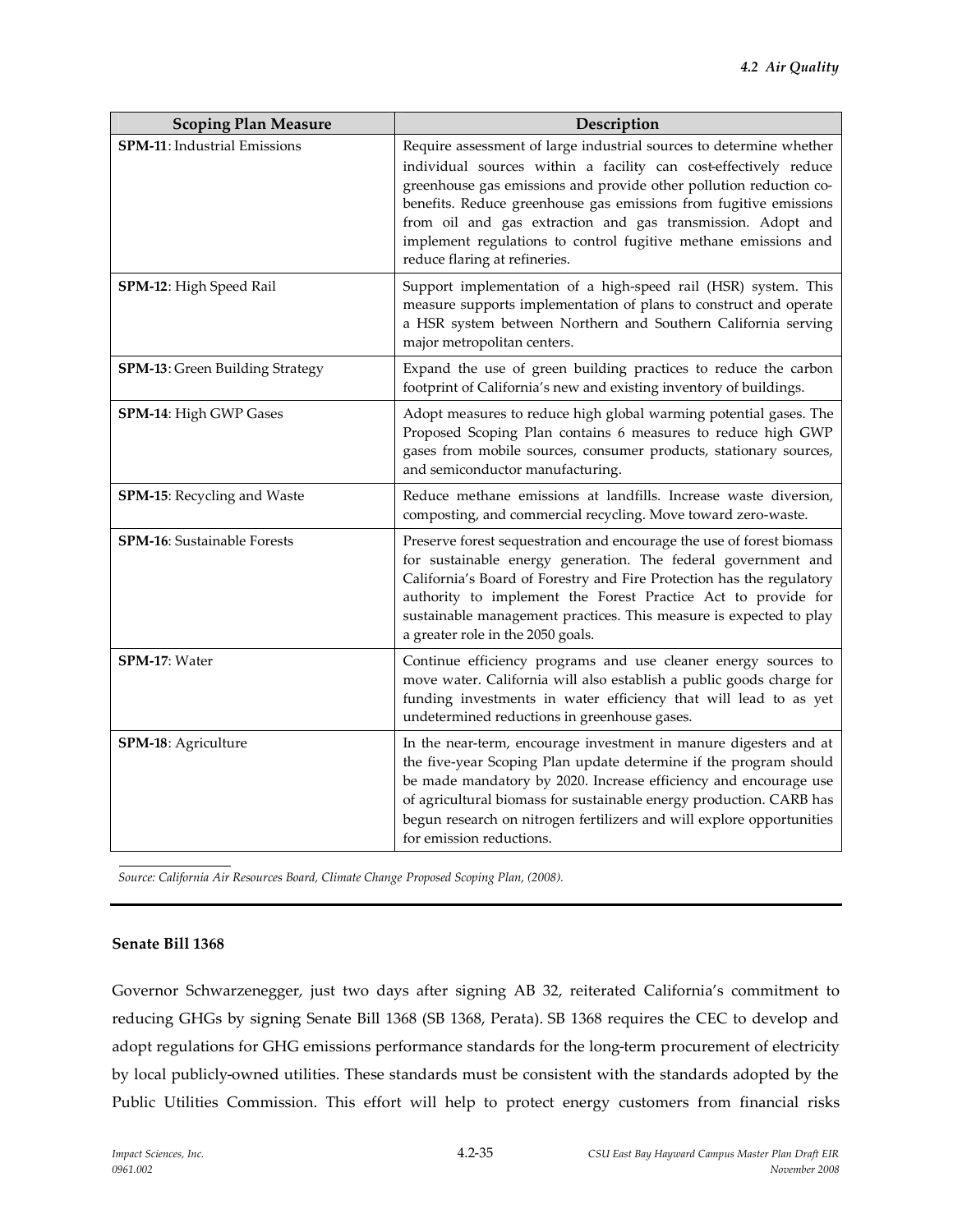| Scoping Plan Measure | Description |
|---|---|
| **SPM-11**: Industrial Emissions | Require assessment of large industrial sources to determine whether individual sources within a facility can cost-effectively reduce greenhouse gas emissions and provide other pollution reduction co-benefits. Reduce greenhouse gas emissions from fugitive emissions from oil and gas extraction and gas transmission. Adopt and implement regulations to control fugitive methane emissions and reduce flaring at refineries. |
| **SPM-12**: High Speed Rail | Support implementation of a high-speed rail (HSR) system. This measure supports implementation of plans to construct and operate a HSR system between Northern and Southern California serving major metropolitan centers. |
| **SPM-13**: Green Building Strategy | Expand the use of green building practices to reduce the carbon footprint of California's new and existing inventory of buildings. |
| **SPM-14**: High GWP Gases | Adopt measures to reduce high global warming potential gases. The Proposed Scoping Plan contains 6 measures to reduce high GWP gases from mobile sources, consumer products, stationary sources, and semiconductor manufacturing. |
| **SPM-15**: Recycling and Waste | Reduce methane emissions at landfills. Increase waste diversion, composting, and commercial recycling. Move toward zero-waste. |
| **SPM-16**: Sustainable Forests | Preserve forest sequestration and encourage the use of forest biomass for sustainable energy generation. The federal government and California's Board of Forestry and Fire Protection has the regulatory authority to implement the Forest Practice Act to provide for sustainable management practices. This measure is expected to play a greater role in the 2050 goals. |
| **SPM-17**: Water | Continue efficiency programs and use cleaner energy sources to move water. California will also establish a public goods charge for funding investments in water efficiency that will lead to as yet undetermined reductions in greenhouse gases. |
| **SPM-18**: Agriculture | In the near-term, encourage investment in manure digesters and at the five-year Scoping Plan update determine if the program should be made mandatory by 2020. Increase efficiency and encourage use of agricultural biomass for sustainable energy production. CARB has begun research on nitrogen fertilizers and will explore opportunities for emission reductions. |

*Source: California Air Resources Board, Climate Change Proposed Scoping Plan, (2008).*

**Senate Bill 1368**

Governor Schwarzenegger, just two days after signing AB 32, reiterated California's commitment to reducing GHGs by signing Senate Bill 1368 (SB 1368, Perata). SB 1368 requires the CEC to develop and adopt regulations for GHG emissions performance standards for the long-term procurement of electricity by local publicly-owned utilities. These standards must be consistent with the standards adopted by the Public Utilities Commission. This effort will help to protect energy customers from financial risks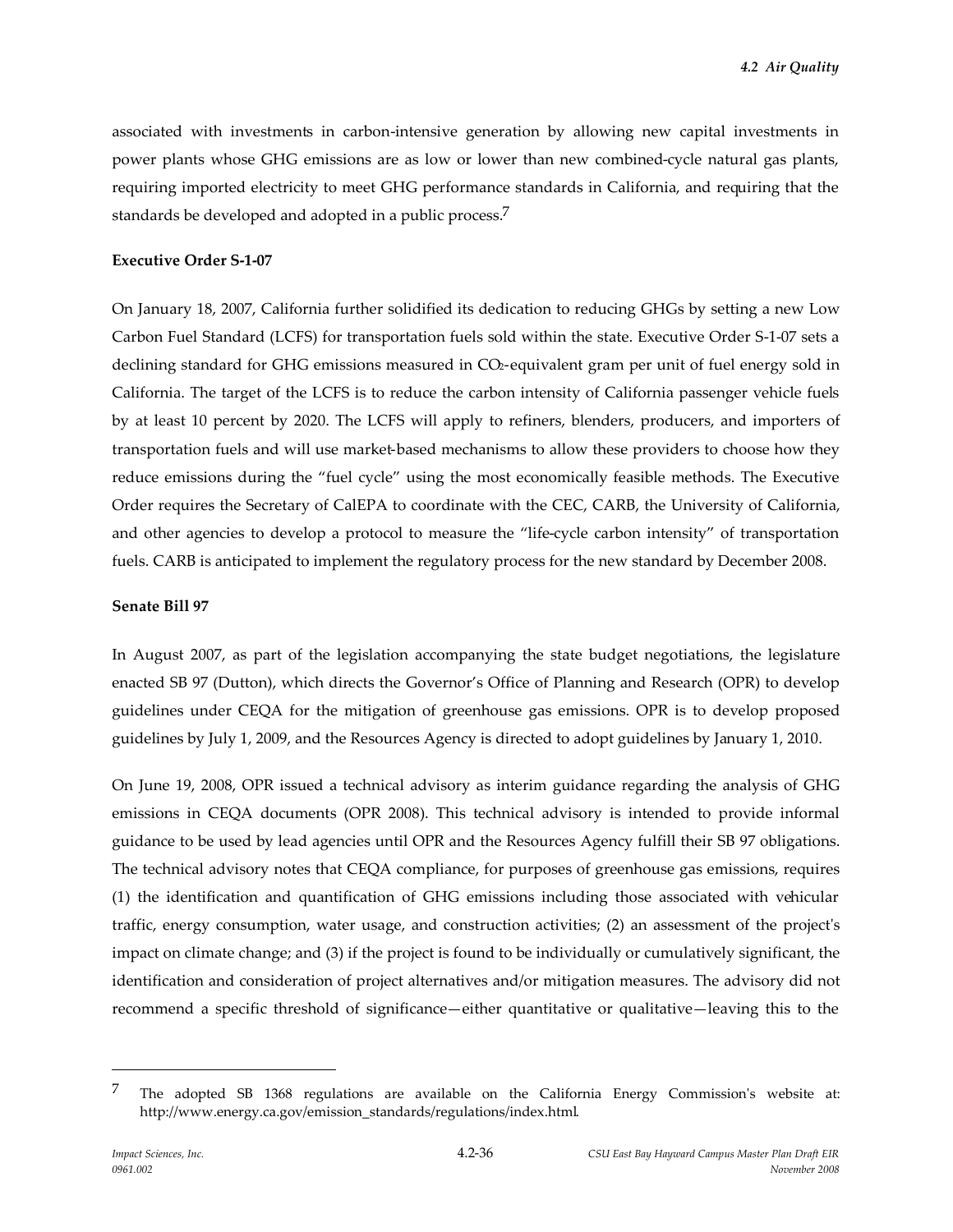associated with investments in carbon-intensive generation by allowing new capital investments in power plants whose GHG emissions are as low or lower than new combined-cycle natural gas plants, requiring imported electricity to meet GHG performance standards in California, and requiring that the standards be developed and adopted in a public process.[7]

**Executive Order S-1-07**

On January 18, 2007, California further solidified its dedication to reducing GHGs by setting a new Low Carbon Fuel Standard (LCFS) for transportation fuels sold within the state. Executive Order S-1-07 sets a declining standard for GHG emissions measured in $CO_2$-equivalent gram per unit of fuel energy sold in California. The target of the LCFS is to reduce the carbon intensity of California passenger vehicle fuels by at least 10 percent by 2020. The LCFS will apply to refiners, blenders, producers, and importers of transportation fuels and will use market-based mechanisms to allow these providers to choose how they reduce emissions during the "fuel cycle" using the most economically feasible methods. The Executive Order requires the Secretary of CalEPA to coordinate with the CEC, CARB, the University of California, and other agencies to develop a protocol to measure the "life-cycle carbon intensity" of transportation fuels. CARB is anticipated to implement the regulatory process for the new standard by December 2008.

**Senate Bill 97**

In August 2007, as part of the legislation accompanying the state budget negotiations, the legislature enacted SB 97 (Dutton), which directs the Governor's Office of Planning and Research (OPR) to develop guidelines under CEQA for the mitigation of greenhouse gas emissions. OPR is to develop proposed guidelines by July 1, 2009, and the Resources Agency is directed to adopt guidelines by January 1, 2010.

On June 19, 2008, OPR issued a technical advisory as interim guidance regarding the analysis of GHG emissions in CEQA documents (OPR 2008). This technical advisory is intended to provide informal guidance to be used by lead agencies until OPR and the Resources Agency fulfill their SB 97 obligations. The technical advisory notes that CEQA compliance, for purposes of greenhouse gas emissions, requires (1) the identification and quantification of GHG emissions including those associated with vehicular traffic, energy consumption, water usage, and construction activities; (2) an assessment of the project's impact on climate change; and (3) if the project is found to be individually or cumulatively significant, the identification and consideration of project alternatives and/or mitigation measures. The advisory did not recommend a specific threshold of significance—either quantitative or qualitative—leaving this to the

---

[7] The adopted SB 1368 regulations are available on the California Energy Commission's website at: http://www.energy.ca.gov/emission_standards/regulations/index.html.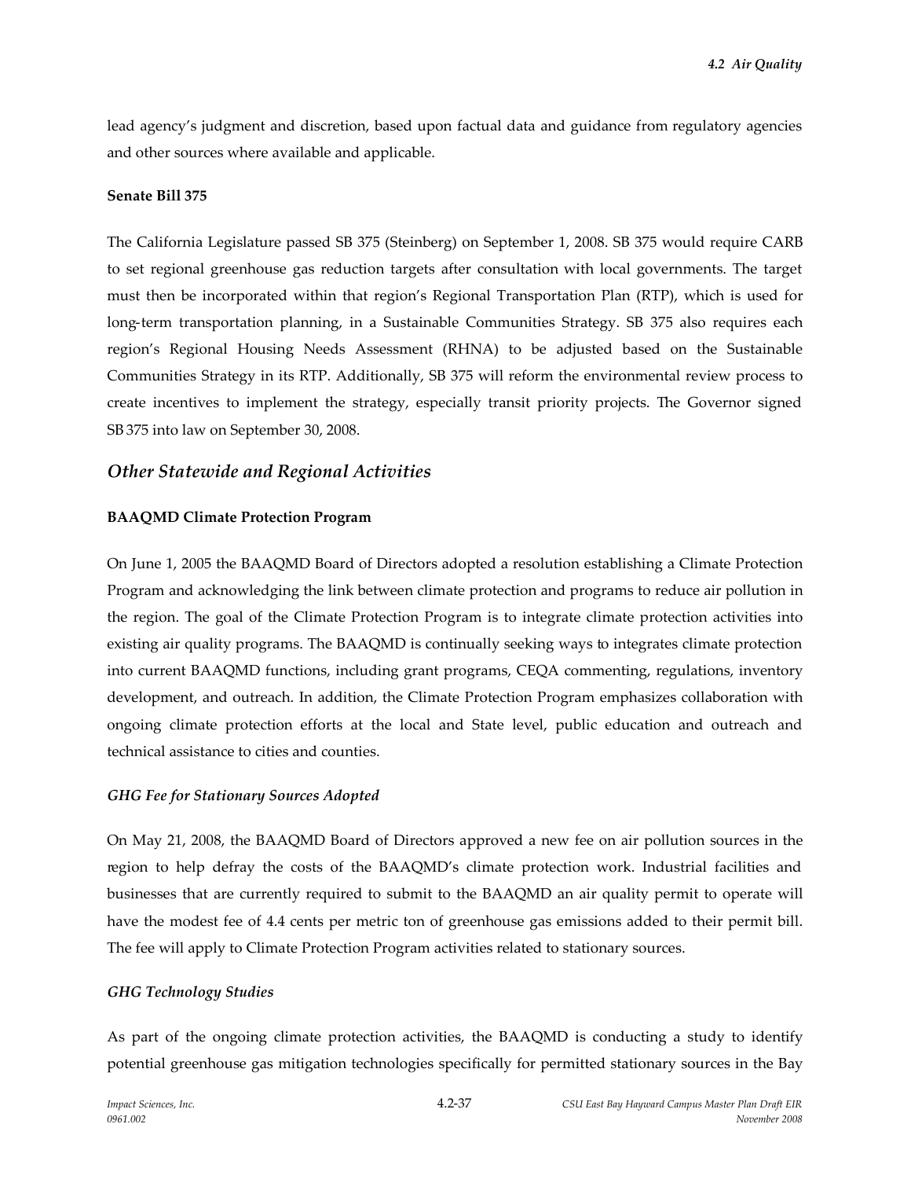lead agency's judgment and discretion, based upon factual data and guidance from regulatory agencies and other sources where available and applicable.

**Senate Bill 375**

The California Legislature passed SB 375 (Steinberg) on September 1, 2008. SB 375 would require CARB to set regional greenhouse gas reduction targets after consultation with local governments. The target must then be incorporated within that region's Regional Transportation Plan (RTP), which is used for long-term transportation planning, in a Sustainable Communities Strategy. SB 375 also requires each region's Regional Housing Needs Assessment (RHNA) to be adjusted based on the Sustainable Communities Strategy in its RTP. Additionally, SB 375 will reform the environmental review process to create incentives to implement the strategy, especially transit priority projects. The Governor signed SB 375 into law on September 30, 2008.

## *Other Statewide and Regional Activities*

**BAAQMD Climate Protection Program**

On June 1, 2005 the BAAQMD Board of Directors adopted a resolution establishing a Climate Protection Program and acknowledging the link between climate protection and programs to reduce air pollution in the region. The goal of the Climate Protection Program is to integrate climate protection activities into existing air quality programs. The BAAQMD is continually seeking ways to integrates climate protection into current BAAQMD functions, including grant programs, CEQA commenting, regulations, inventory development, and outreach. In addition, the Climate Protection Program emphasizes collaboration with ongoing climate protection efforts at the local and State level, public education and outreach and technical assistance to cities and counties.

***GHG Fee for Stationary Sources Adopted***

On May 21, 2008, the BAAQMD Board of Directors approved a new fee on air pollution sources in the region to help defray the costs of the BAAQMD's climate protection work. Industrial facilities and businesses that are currently required to submit to the BAAQMD an air quality permit to operate will have the modest fee of 4.4 cents per metric ton of greenhouse gas emissions added to their permit bill. The fee will apply to Climate Protection Program activities related to stationary sources.

***GHG Technology Studies***

As part of the ongoing climate protection activities, the BAAQMD is conducting a study to identify potential greenhouse gas mitigation technologies specifically for permitted stationary sources in the Bay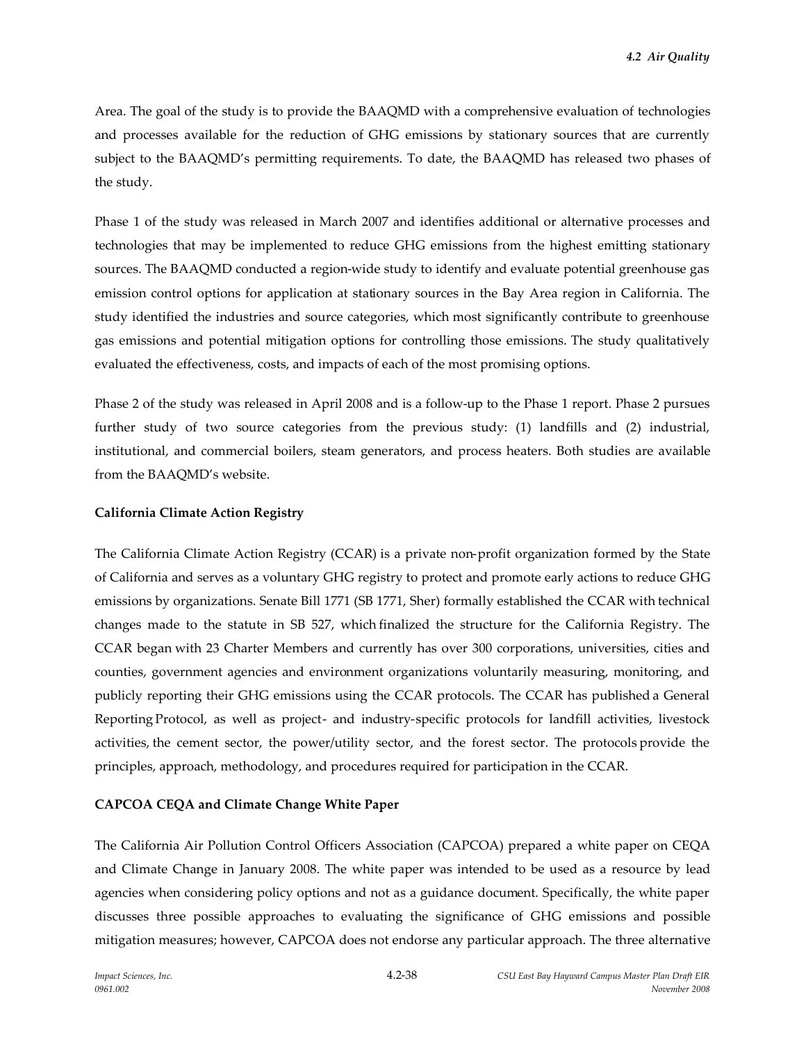Area. The goal of the study is to provide the BAAQMD with a comprehensive evaluation of technologies and processes available for the reduction of GHG emissions by stationary sources that are currently subject to the BAAQMD's permitting requirements. To date, the BAAQMD has released two phases of the study.

Phase 1 of the study was released in March 2007 and identifies additional or alternative processes and technologies that may be implemented to reduce GHG emissions from the highest emitting stationary sources. The BAAQMD conducted a region-wide study to identify and evaluate potential greenhouse gas emission control options for application at stationary sources in the Bay Area region in California. The study identified the industries and source categories, which most significantly contribute to greenhouse gas emissions and potential mitigation options for controlling those emissions. The study qualitatively evaluated the effectiveness, costs, and impacts of each of the most promising options.

Phase 2 of the study was released in April 2008 and is a follow-up to the Phase 1 report. Phase 2 pursues further study of two source categories from the previous study: (1) landfills and (2) industrial, institutional, and commercial boilers, steam generators, and process heaters. Both studies are available from the BAAQMD's website.

**California Climate Action Registry**

The California Climate Action Registry (CCAR) is a private non-profit organization formed by the State of California and serves as a voluntary GHG registry to protect and promote early actions to reduce GHG emissions by organizations. Senate Bill 1771 (SB 1771, Sher) formally established the CCAR with technical changes made to the statute in SB 527, which finalized the structure for the California Registry. The CCAR began with 23 Charter Members and currently has over 300 corporations, universities, cities and counties, government agencies and environment organizations voluntarily measuring, monitoring, and publicly reporting their GHG emissions using the CCAR protocols. The CCAR has published a General Reporting Protocol, as well as project- and industry-specific protocols for landfill activities, livestock activities, the cement sector, the power/utility sector, and the forest sector. The protocols provide the principles, approach, methodology, and procedures required for participation in the CCAR.

**CAPCOA CEQA and Climate Change White Paper**

The California Air Pollution Control Officers Association (CAPCOA) prepared a white paper on CEQA and Climate Change in January 2008. The white paper was intended to be used as a resource by lead agencies when considering policy options and not as a guidance document. Specifically, the white paper discusses three possible approaches to evaluating the significance of GHG emissions and possible mitigation measures; however, CAPCOA does not endorse any particular approach. The three alternative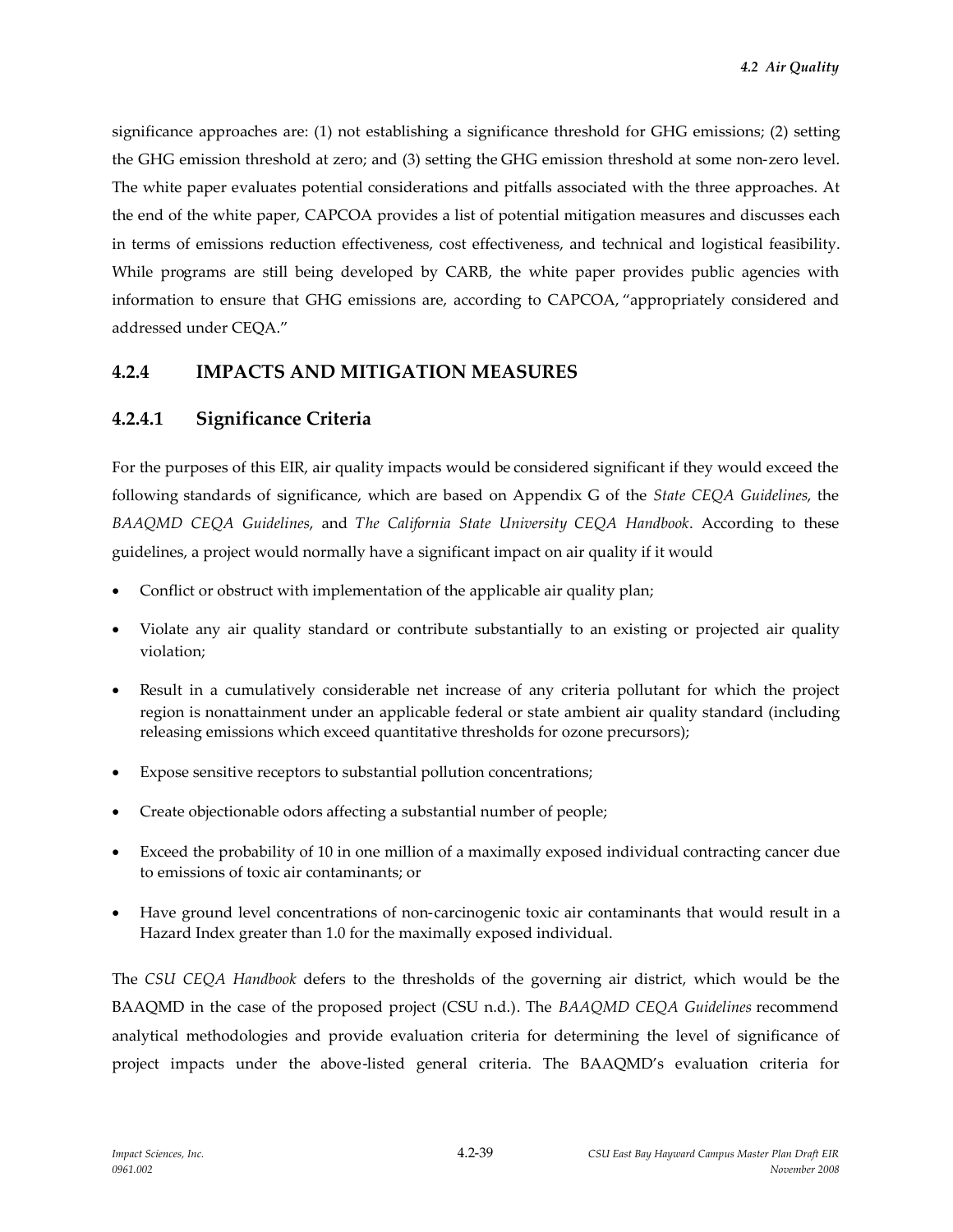significance approaches are: (1) not establishing a significance threshold for GHG emissions; (2) setting the GHG emission threshold at zero; and (3) setting the GHG emission threshold at some non-zero level. The white paper evaluates potential considerations and pitfalls associated with the three approaches. At the end of the white paper, CAPCOA provides a list of potential mitigation measures and discusses each in terms of emissions reduction effectiveness, cost effectiveness, and technical and logistical feasibility. While programs are still being developed by CARB, the white paper provides public agencies with information to ensure that GHG emissions are, according to CAPCOA, "appropriately considered and addressed under CEQA."

## 4.2.4 IMPACTS AND MITIGATION MEASURES

### 4.2.4.1 Significance Criteria

For the purposes of this EIR, air quality impacts would be considered significant if they would exceed the following standards of significance, which are based on Appendix G of the *State CEQA Guidelines*, the *BAAQMD CEQA Guidelines*, and *The California State University CEQA Handbook*. According to these guidelines, a project would normally have a significant impact on air quality if it would

- Conflict or obstruct with implementation of the applicable air quality plan;
- Violate any air quality standard or contribute substantially to an existing or projected air quality violation;
- Result in a cumulatively considerable net increase of any criteria pollutant for which the project region is nonattainment under an applicable federal or state ambient air quality standard (including releasing emissions which exceed quantitative thresholds for ozone precursors);
- Expose sensitive receptors to substantial pollution concentrations;
- Create objectionable odors affecting a substantial number of people;
- Exceed the probability of 10 in one million of a maximally exposed individual contracting cancer due to emissions of toxic air contaminants; or
- Have ground level concentrations of non-carcinogenic toxic air contaminants that would result in a Hazard Index greater than 1.0 for the maximally exposed individual.

The *CSU CEQA Handbook* defers to the thresholds of the governing air district, which would be the BAAQMD in the case of the proposed project (CSU n.d.). The *BAAQMD CEQA Guidelines* recommend analytical methodologies and provide evaluation criteria for determining the level of significance of project impacts under the above-listed general criteria. The BAAQMD's evaluation criteria for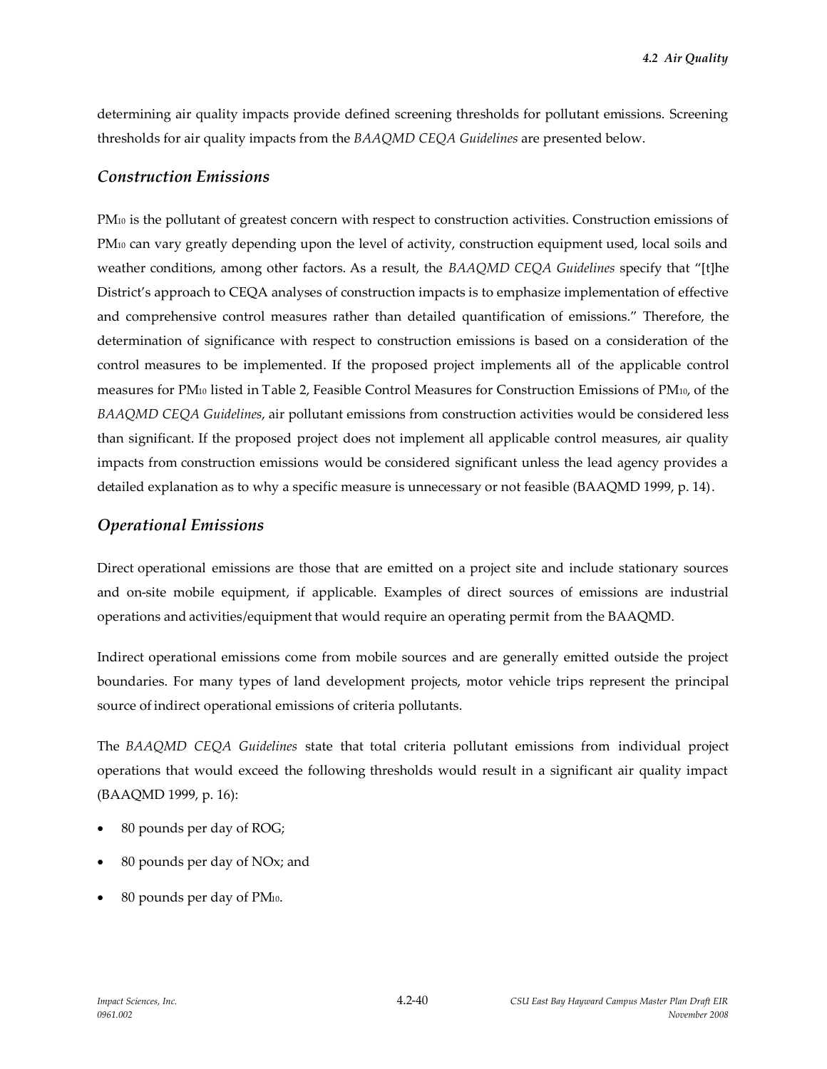determining air quality impacts provide defined screening thresholds for pollutant emissions. Screening thresholds for air quality impacts from the *BAAQMD CEQA Guidelines* are presented below.

### *Construction Emissions*

$PM_{10}$ is the pollutant of greatest concern with respect to construction activities. Construction emissions of $PM_{10}$ can vary greatly depending upon the level of activity, construction equipment used, local soils and weather conditions, among other factors. As a result, the *BAAQMD CEQA Guidelines* specify that "[t]he District's approach to CEQA analyses of construction impacts is to emphasize implementation of effective and comprehensive control measures rather than detailed quantification of emissions." Therefore, the determination of significance with respect to construction emissions is based on a consideration of the control measures to be implemented. If the proposed project implements all of the applicable control measures for $PM_{10}$ listed in Table 2, Feasible Control Measures for Construction Emissions of $PM_{10}$, of the *BAAQMD CEQA Guidelines*, air pollutant emissions from construction activities would be considered less than significant. If the proposed project does not implement all applicable control measures, air quality impacts from construction emissions would be considered significant unless the lead agency provides a detailed explanation as to why a specific measure is unnecessary or not feasible (BAAQMD 1999, p. 14).

### *Operational Emissions*

Direct operational emissions are those that are emitted on a project site and include stationary sources and on-site mobile equipment, if applicable. Examples of direct sources of emissions are industrial operations and activities/equipment that would require an operating permit from the BAAQMD.

Indirect operational emissions come from mobile sources and are generally emitted outside the project boundaries. For many types of land development projects, motor vehicle trips represent the principal source of indirect operational emissions of criteria pollutants.

The *BAAQMD CEQA Guidelines* state that total criteria pollutant emissions from individual project operations that would exceed the following thresholds would result in a significant air quality impact (BAAQMD 1999, p. 16):

- 80 pounds per day of ROG;
- 80 pounds per day of NOx; and
- 80 pounds per day of $PM_{10}$.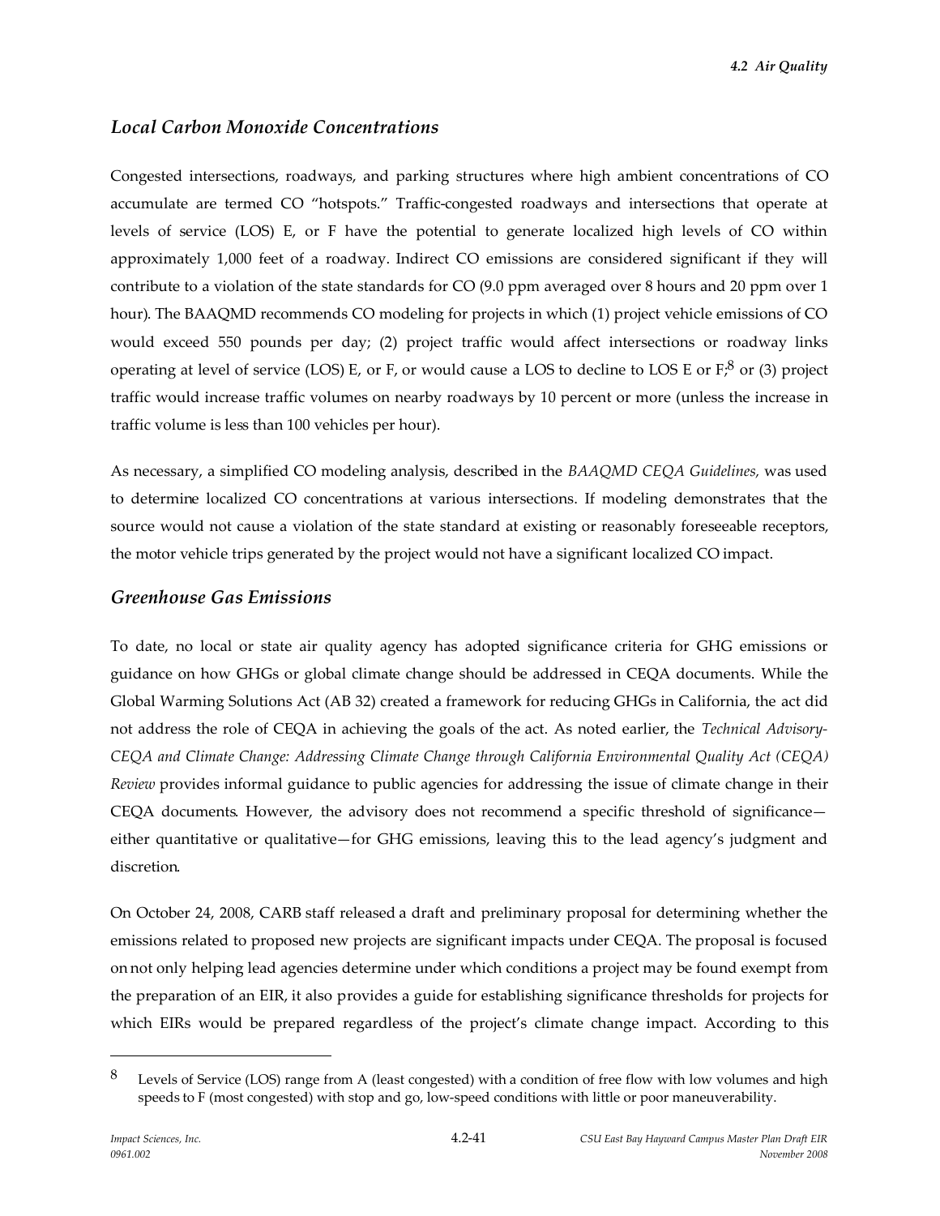### *Local Carbon Monoxide Concentrations*

Congested intersections, roadways, and parking structures where high ambient concentrations of CO accumulate are termed CO "hotspots." Traffic-congested roadways and intersections that operate at levels of service (LOS) E, or F have the potential to generate localized high levels of CO within approximately 1,000 feet of a roadway. Indirect CO emissions are considered significant if they will contribute to a violation of the state standards for CO (9.0 ppm averaged over 8 hours and 20 ppm over 1 hour). The BAAQMD recommends CO modeling for projects in which (1) project vehicle emissions of CO would exceed 550 pounds per day; (2) project traffic would affect intersections or roadway links operating at level of service (LOS) E, or F, or would cause a LOS to decline to LOS E or F;[8] or (3) project traffic would increase traffic volumes on nearby roadways by 10 percent or more (unless the increase in traffic volume is less than 100 vehicles per hour).

As necessary, a simplified CO modeling analysis, described in the *BAAQMD CEQA Guidelines,* was used to determine localized CO concentrations at various intersections. If modeling demonstrates that the source would not cause a violation of the state standard at existing or reasonably foreseeable receptors, the motor vehicle trips generated by the project would not have a significant localized CO impact.

### *Greenhouse Gas Emissions*

To date, no local or state air quality agency has adopted significance criteria for GHG emissions or guidance on how GHGs or global climate change should be addressed in CEQA documents. While the Global Warming Solutions Act (AB 32) created a framework for reducing GHGs in California, the act did not address the role of CEQA in achieving the goals of the act. As noted earlier, the *Technical Advisory-CEQA and Climate Change: Addressing Climate Change through California Environmental Quality Act (CEQA) Review* provides informal guidance to public agencies for addressing the issue of climate change in their CEQA documents. However, the advisory does not recommend a specific threshold of significance—either quantitative or qualitative—for GHG emissions, leaving this to the lead agency's judgment and discretion.

On October 24, 2008, CARB staff released a draft and preliminary proposal for determining whether the emissions related to proposed new projects are significant impacts under CEQA. The proposal is focused on not only helping lead agencies determine under which conditions a project may be found exempt from the preparation of an EIR, it also provides a guide for establishing significance thresholds for projects for which EIRs would be prepared regardless of the project's climate change impact. According to this

---

[8] Levels of Service (LOS) range from A (least congested) with a condition of free flow with low volumes and high speeds to F (most congested) with stop and go, low-speed conditions with little or poor maneuverability.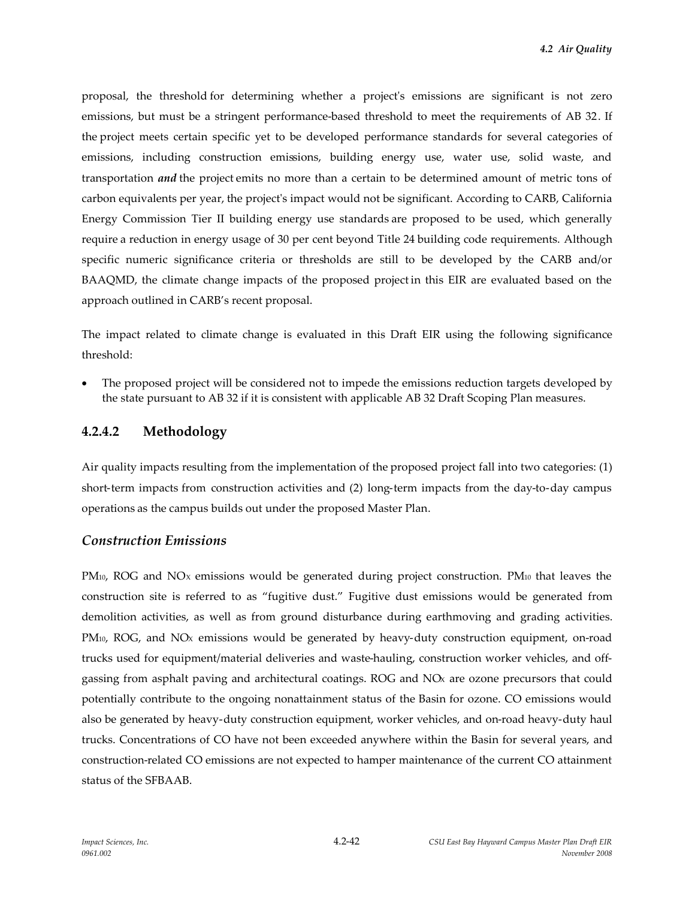proposal, the threshold for determining whether a project's emissions are significant is not zero emissions, but must be a stringent performance-based threshold to meet the requirements of AB 32. If the project meets certain specific yet to be developed performance standards for several categories of emissions, including construction emissions, building energy use, water use, solid waste, and transportation ***and*** the project emits no more than a certain to be determined amount of metric tons of carbon equivalents per year, the project's impact would not be significant. According to CARB, California Energy Commission Tier II building energy use standards are proposed to be used, which generally require a reduction in energy usage of 30 per cent beyond Title 24 building code requirements. Although specific numeric significance criteria or thresholds are still to be developed by the CARB and/or BAAQMD, the climate change impacts of the proposed project in this EIR are evaluated based on the approach outlined in CARB's recent proposal.

The impact related to climate change is evaluated in this Draft EIR using the following significance threshold:

- The proposed project will be considered not to impede the emissions reduction targets developed by the state pursuant to AB 32 if it is consistent with applicable AB 32 Draft Scoping Plan measures.

### 4.2.4.2 Methodology

Air quality impacts resulting from the implementation of the proposed project fall into two categories: (1) short-term impacts from construction activities and (2) long-term impacts from the day-to-day campus operations as the campus builds out under the proposed Master Plan.

#### *Construction Emissions*

$PM_{10}$, ROG and $NO_X$ emissions would be generated during project construction. $PM_{10}$ that leaves the construction site is referred to as "fugitive dust." Fugitive dust emissions would be generated from demolition activities, as well as from ground disturbance during earthmoving and grading activities. $PM_{10}$, ROG, and $NO_X$ emissions would be generated by heavy-duty construction equipment, on-road trucks used for equipment/material deliveries and waste-hauling, construction worker vehicles, and off-gassing from asphalt paving and architectural coatings. ROG and $NO_X$ are ozone precursors that could potentially contribute to the ongoing nonattainment status of the Basin for ozone. CO emissions would also be generated by heavy-duty construction equipment, worker vehicles, and on-road heavy-duty haul trucks. Concentrations of CO have not been exceeded anywhere within the Basin for several years, and construction-related CO emissions are not expected to hamper maintenance of the current CO attainment status of the SFBAAB.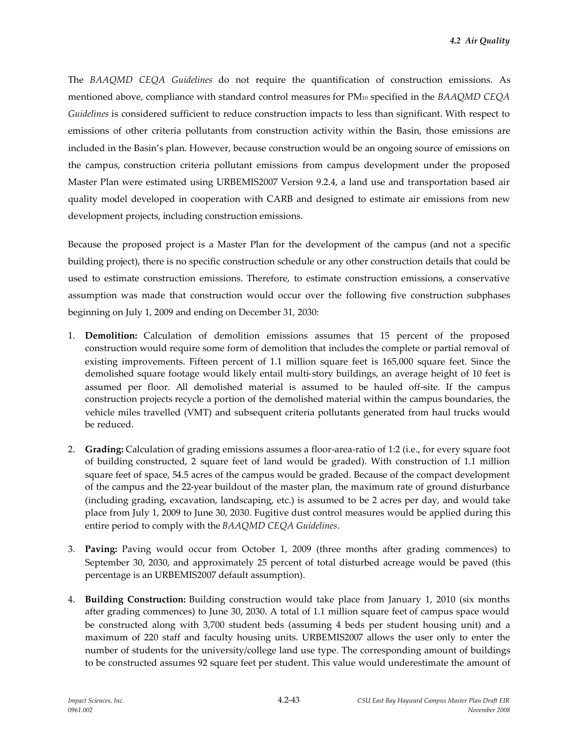The *BAAQMD CEQA Guidelines* do not require the quantification of construction emissions. As mentioned above, compliance with standard control measures for $PM_{10}$ specified in the *BAAQMD CEQA Guidelines* is considered sufficient to reduce construction impacts to less than significant. With respect to emissions of other criteria pollutants from construction activity within the Basin, those emissions are included in the Basin's plan. However, because construction would be an ongoing source of emissions on the campus, construction criteria pollutant emissions from campus development under the proposed Master Plan were estimated using URBEMIS2007 Version 9.2.4, a land use and transportation based air quality model developed in cooperation with CARB and designed to estimate air emissions from new development projects, including construction emissions.

Because the proposed project is a Master Plan for the development of the campus (and not a specific building project), there is no specific construction schedule or any other construction details that could be used to estimate construction emissions. Therefore, to estimate construction emissions, a conservative assumption was made that construction would occur over the following five construction subphases beginning on July 1, 2009 and ending on December 31, 2030:

1. **Demolition:** Calculation of demolition emissions assumes that 15 percent of the proposed construction would require some form of demolition that includes the complete or partial removal of existing improvements. Fifteen percent of 1.1 million square feet is 165,000 square feet. Since the demolished square footage would likely entail multi-story buildings, an average height of 10 feet is assumed per floor. All demolished material is assumed to be hauled off-site. If the campus construction projects recycle a portion of the demolished material within the campus boundaries, the vehicle miles travelled (VMT) and subsequent criteria pollutants generated from haul trucks would be reduced.

2. **Grading:** Calculation of grading emissions assumes a floor-area-ratio of 1:2 (i.e., for every square foot of building constructed, 2 square feet of land would be graded). With construction of 1.1 million square feet of space, 54.5 acres of the campus would be graded. Because of the compact development of the campus and the 22-year buildout of the master plan, the maximum rate of ground disturbance (including grading, excavation, landscaping, etc.) is assumed to be 2 acres per day, and would take place from July 1, 2009 to June 30, 2030. Fugitive dust control measures would be applied during this entire period to comply with the *BAAQMD CEQA Guidelines*.

3. **Paving:** Paving would occur from October 1, 2009 (three months after grading commences) to September 30, 2030, and approximately 25 percent of total disturbed acreage would be paved (this percentage is an URBEMIS2007 default assumption).

4. **Building Construction:** Building construction would take place from January 1, 2010 (six months after grading commences) to June 30, 2030. A total of 1.1 million square feet of campus space would be constructed along with 3,700 student beds (assuming 4 beds per student housing unit) and a maximum of 220 staff and faculty housing units. URBEMIS2007 allows the user only to enter the number of students for the university/college land use type. The corresponding amount of buildings to be constructed assumes 92 square feet per student. This value would underestimate the amount of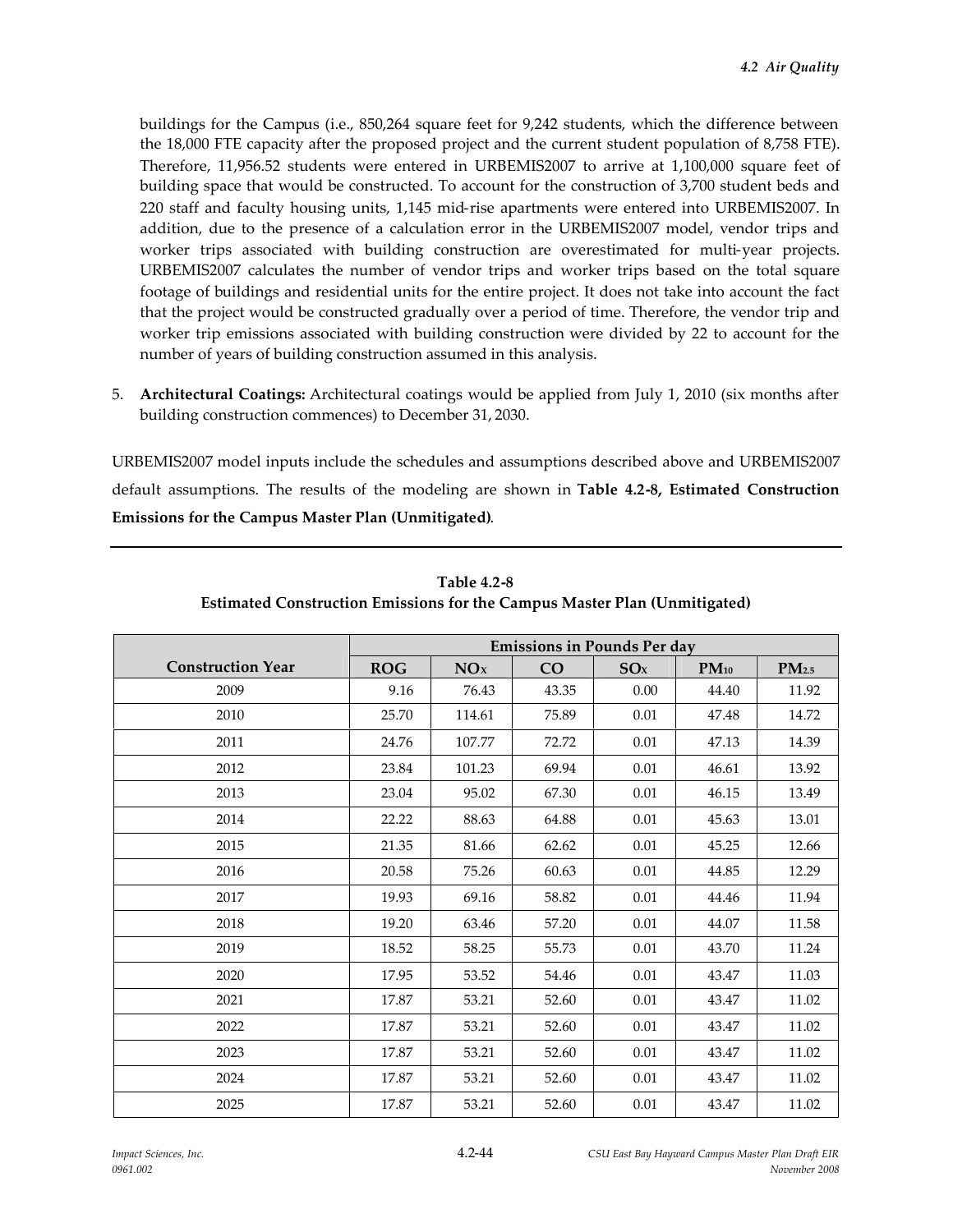buildings for the Campus (i.e., 850,264 square feet for 9,242 students, which the difference between the 18,000 FTE capacity after the proposed project and the current student population of 8,758 FTE). Therefore, 11,956.52 students were entered in URBEMIS2007 to arrive at 1,100,000 square feet of building space that would be constructed. To account for the construction of 3,700 student beds and 220 staff and faculty housing units, 1,145 mid-rise apartments were entered into URBEMIS2007. In addition, due to the presence of a calculation error in the URBEMIS2007 model, vendor trips and worker trips associated with building construction are overestimated for multi-year projects. URBEMIS2007 calculates the number of vendor trips and worker trips based on the total square footage of buildings and residential units for the entire project. It does not take into account the fact that the project would be constructed gradually over a period of time. Therefore, the vendor trip and worker trip emissions associated with building construction were divided by 22 to account for the number of years of building construction assumed in this analysis.

5. **Architectural Coatings:** Architectural coatings would be applied from July 1, 2010 (six months after building construction commences) to December 31, 2030.

URBEMIS2007 model inputs include the schedules and assumptions described above and URBEMIS2007 default assumptions. The results of the modeling are shown in **Table 4.2-8, Estimated Construction Emissions for the Campus Master Plan (Unmitigated)**.

**Table 4.2-8**
**Estimated Construction Emissions for the Campus Master Plan (Unmitigated)**

| Construction Year | Emissions in Pounds Per day | | | | | |
|---|---|---|---|---|---|---|
| | ROG | $NO_X$ | CO | $SO_X$ | $PM_{10}$ | $PM_{2.5}$ |
| 2009 | 9.16 | 76.43 | 43.35 | 0.00 | 44.40 | 11.92 |
| 2010 | 25.70 | 114.61 | 75.89 | 0.01 | 47.48 | 14.72 |
| 2011 | 24.76 | 107.77 | 72.72 | 0.01 | 47.13 | 14.39 |
| 2012 | 23.84 | 101.23 | 69.94 | 0.01 | 46.61 | 13.92 |
| 2013 | 23.04 | 95.02 | 67.30 | 0.01 | 46.15 | 13.49 |
| 2014 | 22.22 | 88.63 | 64.88 | 0.01 | 45.63 | 13.01 |
| 2015 | 21.35 | 81.66 | 62.62 | 0.01 | 45.25 | 12.66 |
| 2016 | 20.58 | 75.26 | 60.63 | 0.01 | 44.85 | 12.29 |
| 2017 | 19.93 | 69.16 | 58.82 | 0.01 | 44.46 | 11.94 |
| 2018 | 19.20 | 63.46 | 57.20 | 0.01 | 44.07 | 11.58 |
| 2019 | 18.52 | 58.25 | 55.73 | 0.01 | 43.70 | 11.24 |
| 2020 | 17.95 | 53.52 | 54.46 | 0.01 | 43.47 | 11.03 |
| 2021 | 17.87 | 53.21 | 52.60 | 0.01 | 43.47 | 11.02 |
| 2022 | 17.87 | 53.21 | 52.60 | 0.01 | 43.47 | 11.02 |
| 2023 | 17.87 | 53.21 | 52.60 | 0.01 | 43.47 | 11.02 |
| 2024 | 17.87 | 53.21 | 52.60 | 0.01 | 43.47 | 11.02 |
| 2025 | 17.87 | 53.21 | 52.60 | 0.01 | 43.47 | 11.02 |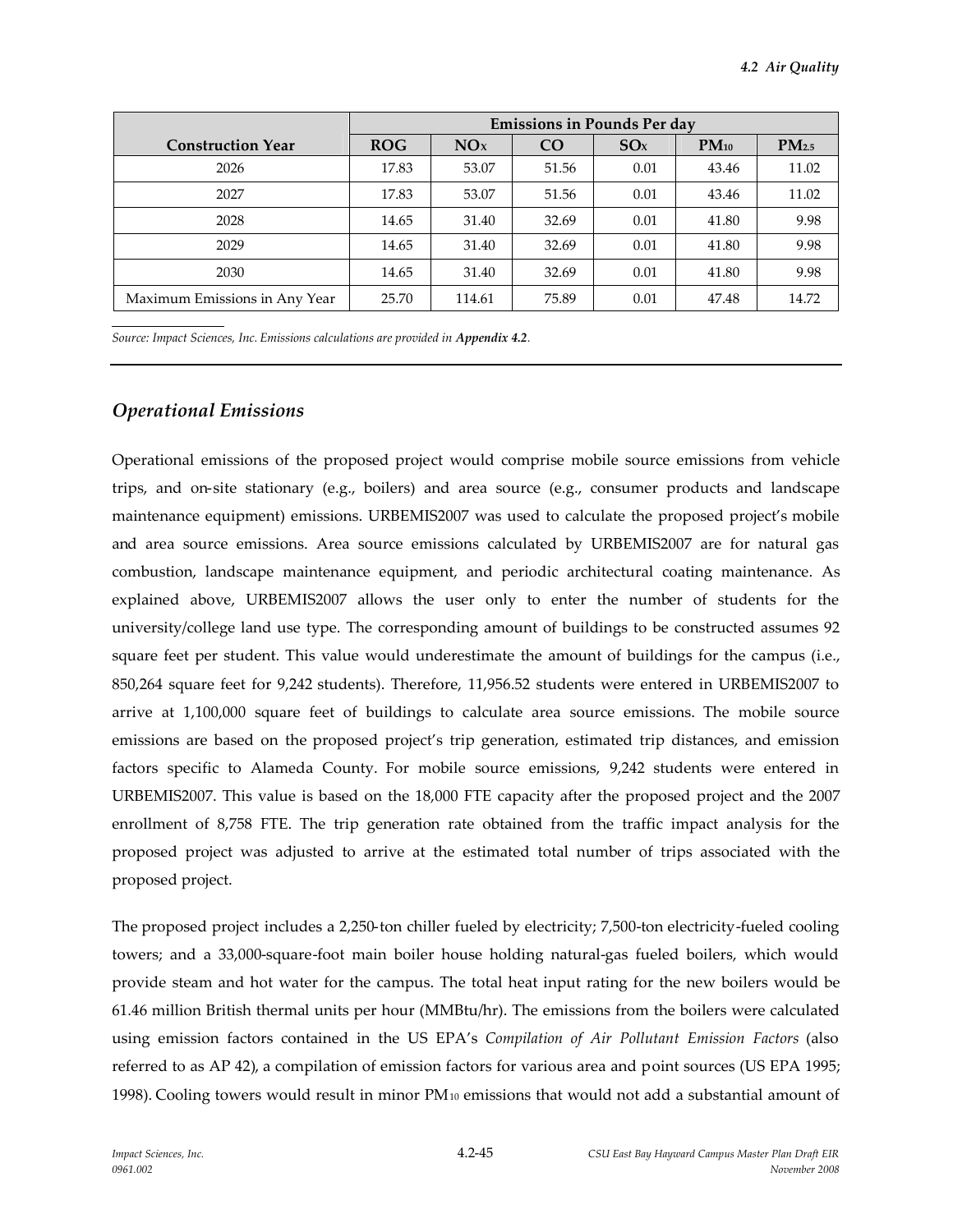| Construction Year | Emissions in Pounds Per day | | | | | |
|---|---|---|---|---|---|---|
| | ROG | $NO_X$ | CO | $SO_X$ | $PM_{10}$ | $PM_{2.5}$ |
| 2026 | 17.83 | 53.07 | 51.56 | 0.01 | 43.46 | 11.02 |
| 2027 | 17.83 | 53.07 | 51.56 | 0.01 | 43.46 | 11.02 |
| 2028 | 14.65 | 31.40 | 32.69 | 0.01 | 41.80 | 9.98 |
| 2029 | 14.65 | 31.40 | 32.69 | 0.01 | 41.80 | 9.98 |
| 2030 | 14.65 | 31.40 | 32.69 | 0.01 | 41.80 | 9.98 |
| Maximum Emissions in Any Year | 25.70 | 114.61 | 75.89 | 0.01 | 47.48 | 14.72 |

*Source: Impact Sciences, Inc. Emissions calculations are provided in **Appendix 4.2**.*

## *Operational Emissions*

Operational emissions of the proposed project would comprise mobile source emissions from vehicle trips, and on-site stationary (e.g., boilers) and area source (e.g., consumer products and landscape maintenance equipment) emissions. URBEMIS2007 was used to calculate the proposed project's mobile and area source emissions. Area source emissions calculated by URBEMIS2007 are for natural gas combustion, landscape maintenance equipment, and periodic architectural coating maintenance. As explained above, URBEMIS2007 allows the user only to enter the number of students for the university/college land use type. The corresponding amount of buildings to be constructed assumes 92 square feet per student. This value would underestimate the amount of buildings for the campus (i.e., 850,264 square feet for 9,242 students). Therefore, 11,956.52 students were entered in URBEMIS2007 to arrive at 1,100,000 square feet of buildings to calculate area source emissions. The mobile source emissions are based on the proposed project's trip generation, estimated trip distances, and emission factors specific to Alameda County. For mobile source emissions, 9,242 students were entered in URBEMIS2007. This value is based on the 18,000 FTE capacity after the proposed project and the 2007 enrollment of 8,758 FTE. The trip generation rate obtained from the traffic impact analysis for the proposed project was adjusted to arrive at the estimated total number of trips associated with the proposed project.

The proposed project includes a 2,250-ton chiller fueled by electricity; 7,500-ton electricity-fueled cooling towers; and a 33,000-square-foot main boiler house holding natural-gas fueled boilers, which would provide steam and hot water for the campus. The total heat input rating for the new boilers would be 61.46 million British thermal units per hour (MMBtu/hr). The emissions from the boilers were calculated using emission factors contained in the US EPA's *Compilation of Air Pollutant Emission Factors* (also referred to as AP 42), a compilation of emission factors for various area and point sources (US EPA 1995; 1998). Cooling towers would result in minor $PM_{10}$ emissions that would not add a substantial amount of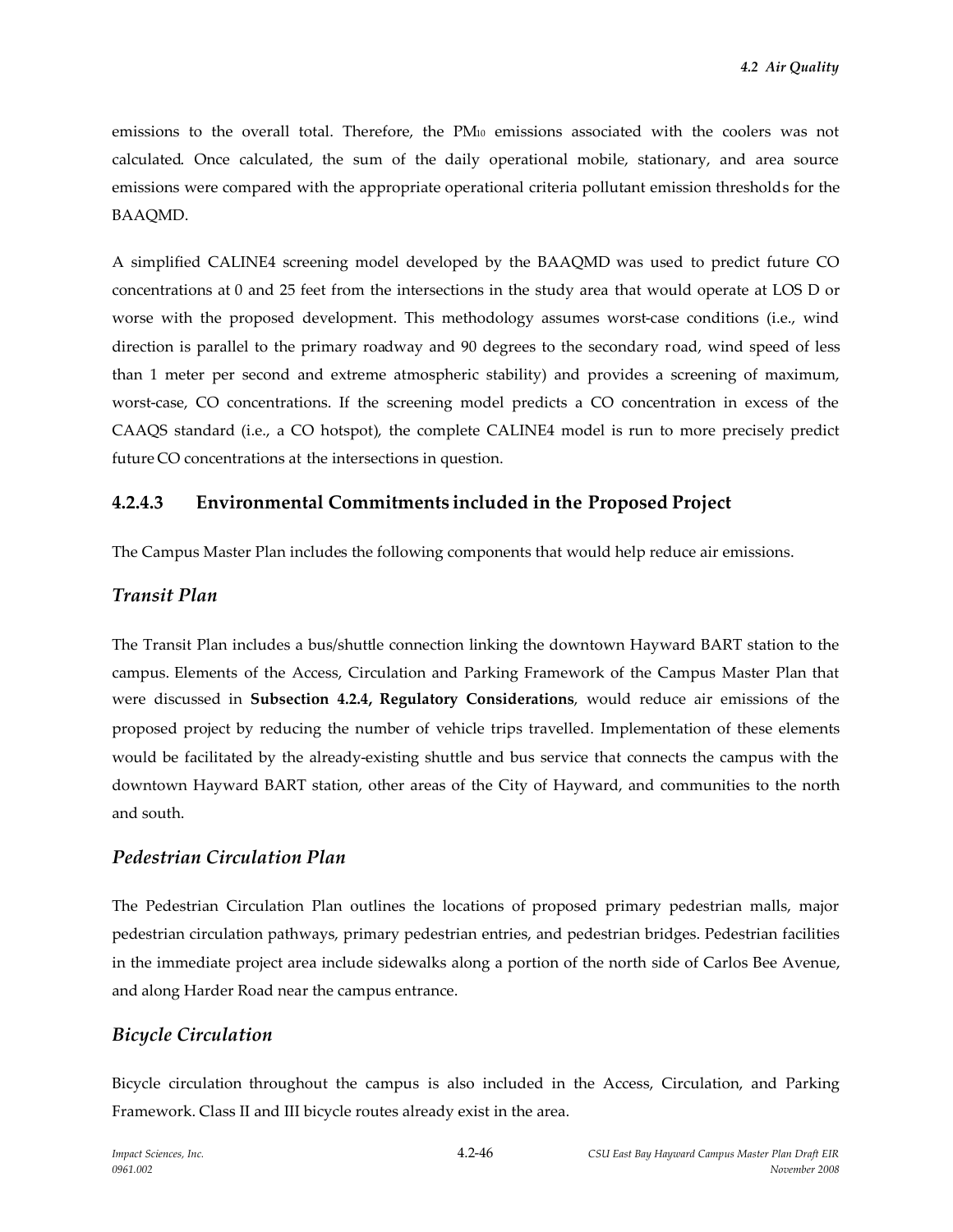emissions to the overall total. Therefore, the $PM_{10}$ emissions associated with the coolers was not calculated. Once calculated, the sum of the daily operational mobile, stationary, and area source emissions were compared with the appropriate operational criteria pollutant emission thresholds for the BAAQMD.

A simplified CALINE4 screening model developed by the BAAQMD was used to predict future CO concentrations at 0 and 25 feet from the intersections in the study area that would operate at LOS D or worse with the proposed development. This methodology assumes worst-case conditions (i.e., wind direction is parallel to the primary roadway and 90 degrees to the secondary road, wind speed of less than 1 meter per second and extreme atmospheric stability) and provides a screening of maximum, worst-case, CO concentrations. If the screening model predicts a CO concentration in excess of the CAAQS standard (i.e., a CO hotspot), the complete CALINE4 model is run to more precisely predict future CO concentrations at the intersections in question.

### 4.2.4.3 Environmental Commitments included in the Proposed Project

The Campus Master Plan includes the following components that would help reduce air emissions.

#### *Transit Plan*

The Transit Plan includes a bus/shuttle connection linking the downtown Hayward BART station to the campus. Elements of the Access, Circulation and Parking Framework of the Campus Master Plan that were discussed in **Subsection 4.2.4, Regulatory Considerations**, would reduce air emissions of the proposed project by reducing the number of vehicle trips travelled. Implementation of these elements would be facilitated by the already-existing shuttle and bus service that connects the campus with the downtown Hayward BART station, other areas of the City of Hayward, and communities to the north and south.

#### *Pedestrian Circulation Plan*

The Pedestrian Circulation Plan outlines the locations of proposed primary pedestrian malls, major pedestrian circulation pathways, primary pedestrian entries, and pedestrian bridges. Pedestrian facilities in the immediate project area include sidewalks along a portion of the north side of Carlos Bee Avenue, and along Harder Road near the campus entrance.

#### *Bicycle Circulation*

Bicycle circulation throughout the campus is also included in the Access, Circulation, and Parking Framework. Class II and III bicycle routes already exist in the area.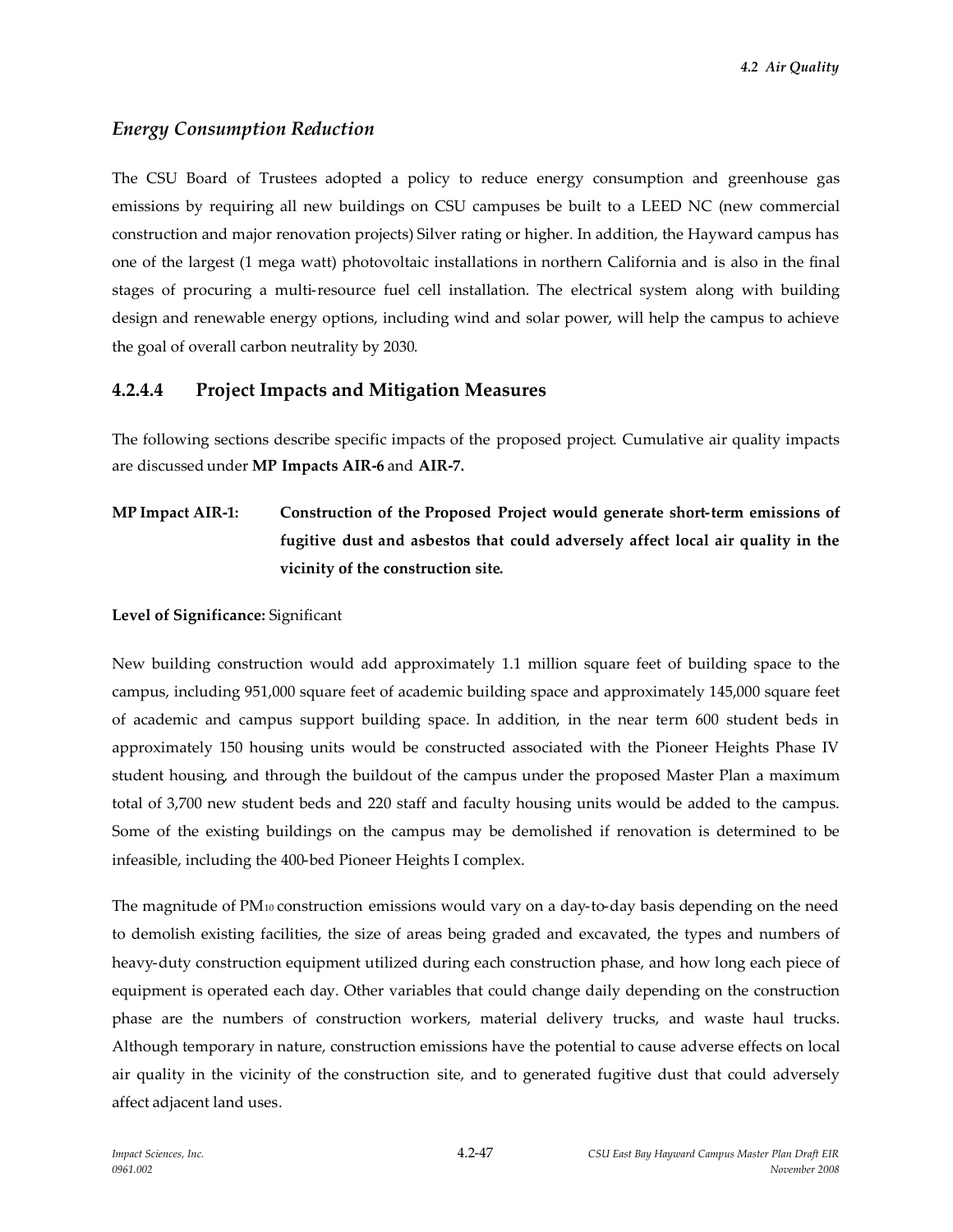### *Energy Consumption Reduction*

The CSU Board of Trustees adopted a policy to reduce energy consumption and greenhouse gas emissions by requiring all new buildings on CSU campuses be built to a LEED NC (new commercial construction and major renovation projects) Silver rating or higher. In addition, the Hayward campus has one of the largest (1 mega watt) photovoltaic installations in northern California and is also in the final stages of procuring a multi-resource fuel cell installation. The electrical system along with building design and renewable energy options, including wind and solar power, will help the campus to achieve the goal of overall carbon neutrality by 2030.

## 4.2.4.4 Project Impacts and Mitigation Measures

The following sections describe specific impacts of the proposed project. Cumulative air quality impacts are discussed under **MP Impacts AIR-6** and **AIR-7.**

**MP Impact AIR-1: Construction of the Proposed Project would generate short-term emissions of fugitive dust and asbestos that could adversely affect local air quality in the vicinity of the construction site.**

**Level of Significance:** Significant

New building construction would add approximately 1.1 million square feet of building space to the campus, including 951,000 square feet of academic building space and approximately 145,000 square feet of academic and campus support building space. In addition, in the near term 600 student beds in approximately 150 housing units would be constructed associated with the Pioneer Heights Phase IV student housing, and through the buildout of the campus under the proposed Master Plan a maximum total of 3,700 new student beds and 220 staff and faculty housing units would be added to the campus. Some of the existing buildings on the campus may be demolished if renovation is determined to be infeasible, including the 400-bed Pioneer Heights I complex.

The magnitude of $PM_{10}$ construction emissions would vary on a day-to-day basis depending on the need to demolish existing facilities, the size of areas being graded and excavated, the types and numbers of heavy-duty construction equipment utilized during each construction phase, and how long each piece of equipment is operated each day. Other variables that could change daily depending on the construction phase are the numbers of construction workers, material delivery trucks, and waste haul trucks. Although temporary in nature, construction emissions have the potential to cause adverse effects on local air quality in the vicinity of the construction site, and to generated fugitive dust that could adversely affect adjacent land uses.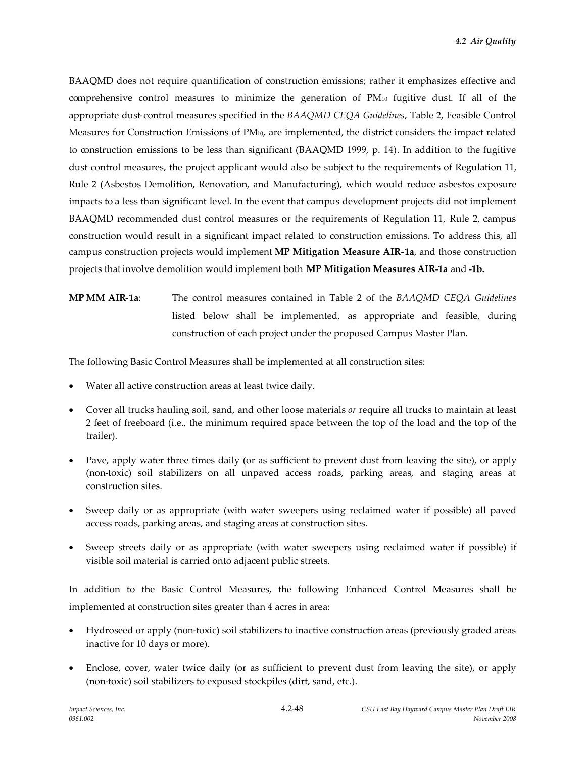BAAQMD does not require quantification of construction emissions; rather it emphasizes effective and comprehensive control measures to minimize the generation of $PM_{10}$ fugitive dust. If all of the appropriate dust-control measures specified in the *BAAQMD CEQA Guidelines*, Table 2, Feasible Control Measures for Construction Emissions of $PM_{10}$, are implemented, the district considers the impact related to construction emissions to be less than significant (BAAQMD 1999, p. 14). In addition to the fugitive dust control measures, the project applicant would also be subject to the requirements of Regulation 11, Rule 2 (Asbestos Demolition, Renovation, and Manufacturing), which would reduce asbestos exposure impacts to a less than significant level. In the event that campus development projects did not implement BAAQMD recommended dust control measures or the requirements of Regulation 11, Rule 2, campus construction would result in a significant impact related to construction emissions. To address this, all campus construction projects would implement **MP Mitigation Measure AIR-1a**, and those construction projects that involve demolition would implement both **MP Mitigation Measures AIR-1a** and **-1b.**

**MP MM AIR-1a**: The control measures contained in Table 2 of the *BAAQMD CEQA Guidelines* listed below shall be implemented, as appropriate and feasible, during construction of each project under the proposed Campus Master Plan.

The following Basic Control Measures shall be implemented at all construction sites:

- Water all active construction areas at least twice daily.
- Cover all trucks hauling soil, sand, and other loose materials *or* require all trucks to maintain at least 2 feet of freeboard (i.e., the minimum required space between the top of the load and the top of the trailer).
- Pave, apply water three times daily (or as sufficient to prevent dust from leaving the site), or apply (non-toxic) soil stabilizers on all unpaved access roads, parking areas, and staging areas at construction sites.
- Sweep daily or as appropriate (with water sweepers using reclaimed water if possible) all paved access roads, parking areas, and staging areas at construction sites.
- Sweep streets daily or as appropriate (with water sweepers using reclaimed water if possible) if visible soil material is carried onto adjacent public streets.

In addition to the Basic Control Measures, the following Enhanced Control Measures shall be implemented at construction sites greater than 4 acres in area:

- Hydroseed or apply (non-toxic) soil stabilizers to inactive construction areas (previously graded areas inactive for 10 days or more).
- Enclose, cover, water twice daily (or as sufficient to prevent dust from leaving the site), or apply (non-toxic) soil stabilizers to exposed stockpiles (dirt, sand, etc.).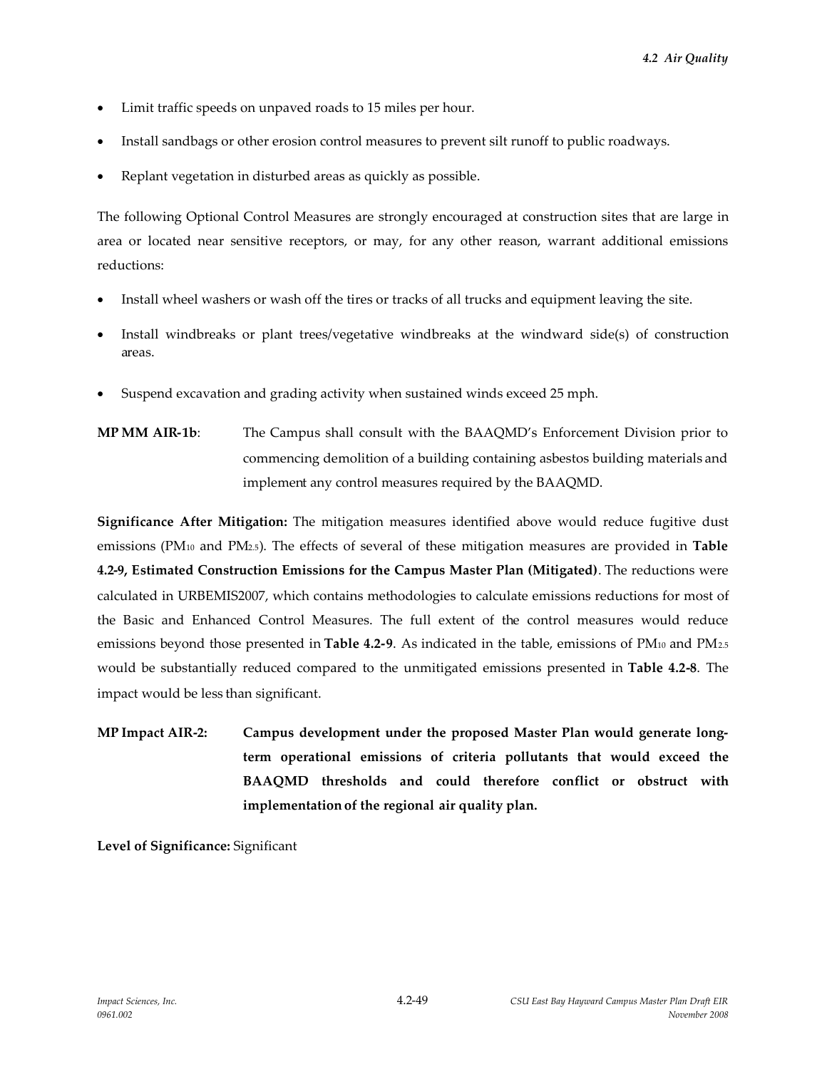- Limit traffic speeds on unpaved roads to 15 miles per hour.
- Install sandbags or other erosion control measures to prevent silt runoff to public roadways.
- Replant vegetation in disturbed areas as quickly as possible.

The following Optional Control Measures are strongly encouraged at construction sites that are large in area or located near sensitive receptors, or may, for any other reason, warrant additional emissions reductions:

- Install wheel washers or wash off the tires or tracks of all trucks and equipment leaving the site.
- Install windbreaks or plant trees/vegetative windbreaks at the windward side(s) of construction areas.
- Suspend excavation and grading activity when sustained winds exceed 25 mph.

**MP MM AIR-1b**: The Campus shall consult with the BAAQMD's Enforcement Division prior to commencing demolition of a building containing asbestos building materials and implement any control measures required by the BAAQMD.

**Significance After Mitigation:** The mitigation measures identified above would reduce fugitive dust emissions ($PM_{10}$ and $PM_{2.5}$). The effects of several of these mitigation measures are provided in **Table 4.2-9, Estimated Construction Emissions for the Campus Master Plan (Mitigated)**. The reductions were calculated in URBEMIS2007, which contains methodologies to calculate emissions reductions for most of the Basic and Enhanced Control Measures. The full extent of the control measures would reduce emissions beyond those presented in **Table 4.2-9**. As indicated in the table, emissions of $PM_{10}$ and $PM_{2.5}$ would be substantially reduced compared to the unmitigated emissions presented in **Table 4.2-8**. The impact would be less than significant.

**MP Impact AIR-2: Campus development under the proposed Master Plan would generate long-term operational emissions of criteria pollutants that would exceed the BAAQMD thresholds and could therefore conflict or obstruct with implementation of the regional air quality plan.**

**Level of Significance:** Significant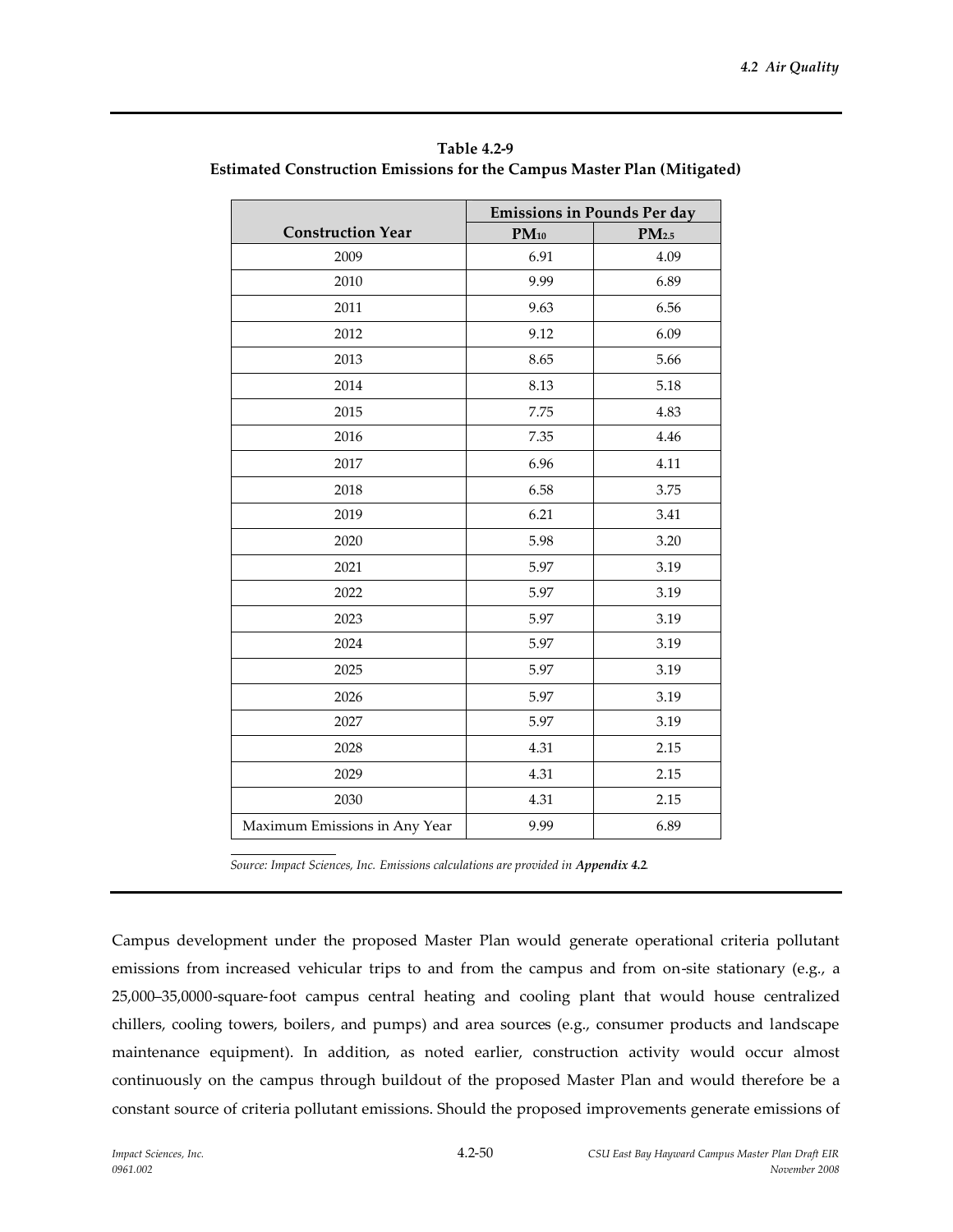**Table 4.2-9**
**Estimated Construction Emissions for the Campus Master Plan (Mitigated)**

| Construction Year | Emissions in Pounds Per day | |
|---|---|---|
| | $PM_{10}$ | $PM_{2.5}$ |
| 2009 | 6.91 | 4.09 |
| 2010 | 9.99 | 6.89 |
| 2011 | 9.63 | 6.56 |
| 2012 | 9.12 | 6.09 |
| 2013 | 8.65 | 5.66 |
| 2014 | 8.13 | 5.18 |
| 2015 | 7.75 | 4.83 |
| 2016 | 7.35 | 4.46 |
| 2017 | 6.96 | 4.11 |
| 2018 | 6.58 | 3.75 |
| 2019 | 6.21 | 3.41 |
| 2020 | 5.98 | 3.20 |
| 2021 | 5.97 | 3.19 |
| 2022 | 5.97 | 3.19 |
| 2023 | 5.97 | 3.19 |
| 2024 | 5.97 | 3.19 |
| 2025 | 5.97 | 3.19 |
| 2026 | 5.97 | 3.19 |
| 2027 | 5.97 | 3.19 |
| 2028 | 4.31 | 2.15 |
| 2029 | 4.31 | 2.15 |
| 2030 | 4.31 | 2.15 |
| Maximum Emissions in Any Year | 9.99 | 6.89 |

*Source: Impact Sciences, Inc. Emissions calculations are provided in **Appendix 4.2**.*

Campus development under the proposed Master Plan would generate operational criteria pollutant emissions from increased vehicular trips to and from the campus and from on-site stationary (e.g., a 25,000–35,0000-square-foot campus central heating and cooling plant that would house centralized chillers, cooling towers, boilers, and pumps) and area sources (e.g., consumer products and landscape maintenance equipment). In addition, as noted earlier, construction activity would occur almost continuously on the campus through buildout of the proposed Master Plan and would therefore be a constant source of criteria pollutant emissions. Should the proposed improvements generate emissions of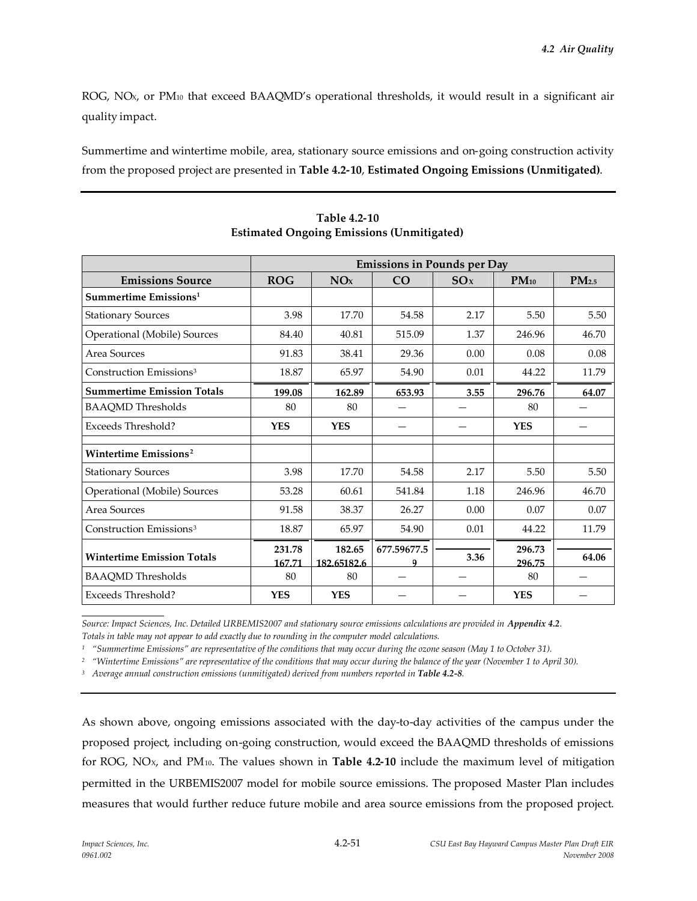ROG, $NO_X$, or $PM_{10}$ that exceed BAAQMD's operational thresholds, it would result in a significant air quality impact.

Summertime and wintertime mobile, area, stationary source emissions and on-going construction activity from the proposed project are presented in **Table 4.2-10**, **Estimated Ongoing Emissions (Unmitigated)**.

**Table 4.2-10**
**Estimated Ongoing Emissions (Unmitigated)**

| | Emissions in Pounds per Day | | | | | |
|---|---|---|---|---|---|---|
| **Emissions Source** | **ROG** | **$NO_X$** | **CO** | **$SO_X$** | **$PM_{10}$** | **$PM_{2.5}$** |
| **Summertime Emissions**[1] | | | | | | |
| Stationary Sources | 3.98 | 17.70 | 54.58 | 2.17 | 5.50 | 5.50 |
| Operational (Mobile) Sources | 84.40 | 40.81 | 515.09 | 1.37 | 246.96 | 46.70 |
| Area Sources | 91.83 | 38.41 | 29.36 | 0.00 | 0.08 | 0.08 |
| Construction Emissions[3] | 18.87 | 65.97 | 54.90 | 0.01 | 44.22 | 11.79 |
| **Summertime Emission Totals** | **199.08** | **162.89** | **653.93** | **3.55** | **296.76** | **64.07** |
| BAAQMD Thresholds | 80 | 80 | — | — | 80 | — |
| Exceeds Threshold? | **YES** | **YES** | — | — | **YES** | — |
| **Wintertime Emissions**[2] | | | | | | |
| Stationary Sources | 3.98 | 17.70 | 54.58 | 2.17 | 5.50 | 5.50 |
| Operational (Mobile) Sources | 53.28 | 60.61 | 541.84 | 1.18 | 246.96 | 46.70 |
| Area Sources | 91.58 | 38.37 | 26.27 | 0.00 | 0.07 | 0.07 |
| Construction Emissions[3] | 18.87 | 65.97 | 54.90 | 0.01 | 44.22 | 11.79 |
| **Wintertime Emission Totals** | **231.78 167.71** | **182.65 182.65182.6** | **677.59677.59** | **3.36** | **296.73 296.75** | **64.06** |
| BAAQMD Thresholds | 80 | 80 | — | — | 80 | — |
| Exceeds Threshold? | **YES** | **YES** | — | — | **YES** | — |

*Source: Impact Sciences, Inc. Detailed URBEMIS2007 and stationary source emissions calculations are provided in* ***Appendix 4.2****.*
*Totals in table may not appear to add exactly due to rounding in the computer model calculations.*
[1] *"Summertime Emissions" are representative of the conditions that may occur during the ozone season (May 1 to October 31).*
[2] *"Wintertime Emissions" are representative of the conditions that may occur during the balance of the year (November 1 to April 30).*
[3] *Average annual construction emissions (unmitigated) derived from numbers reported in* ***Table 4.2-8****.*

As shown above, ongoing emissions associated with the day-to-day activities of the campus under the proposed project, including on-going construction, would exceed the BAAQMD thresholds of emissions for ROG, $NO_X$, and $PM_{10}$. The values shown in **Table 4.2-10** include the maximum level of mitigation permitted in the URBEMIS2007 model for mobile source emissions. The proposed Master Plan includes measures that would further reduce future mobile and area source emissions from the proposed project.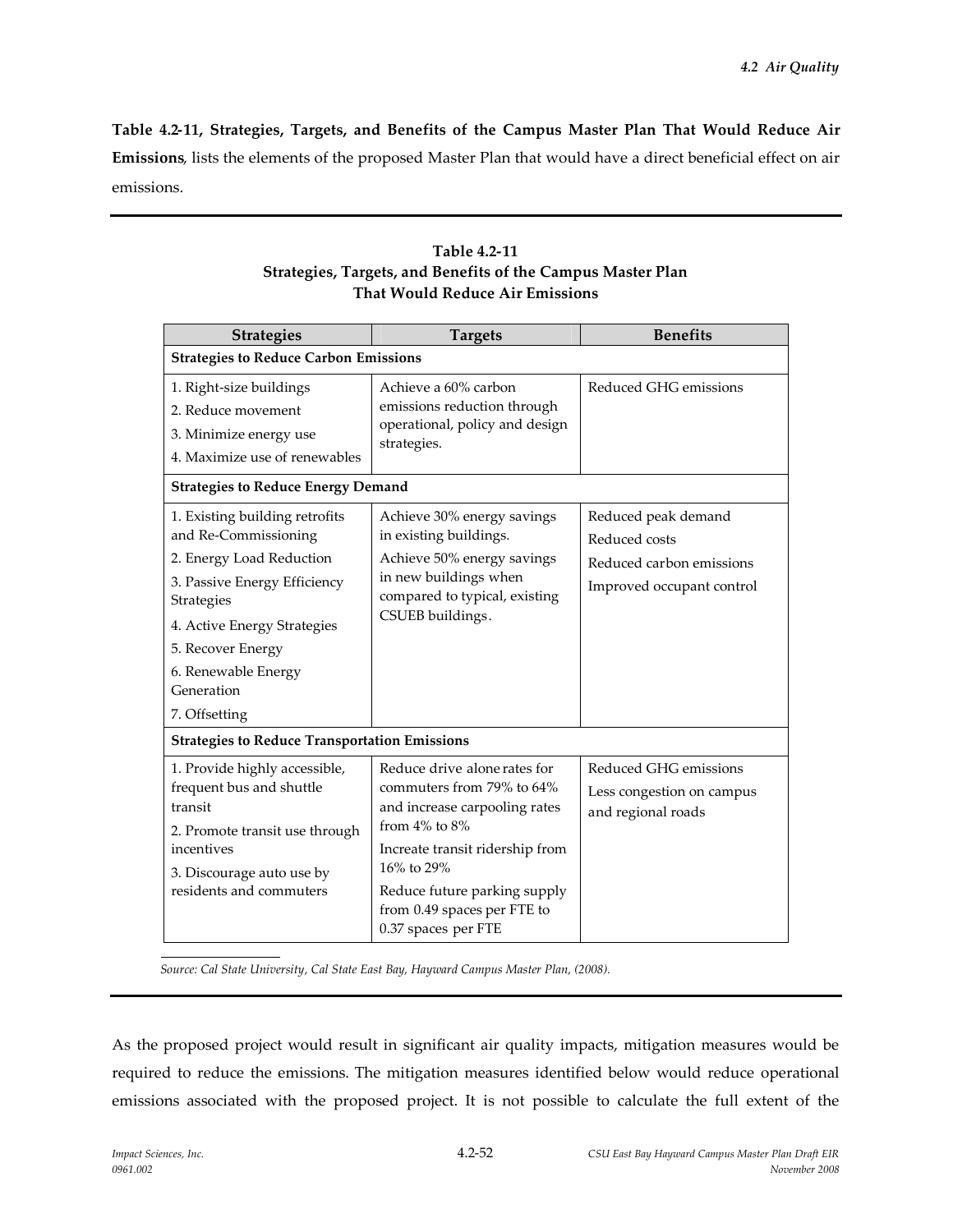**Table 4.2-11, Strategies, Targets, and Benefits of the Campus Master Plan That Would Reduce Air Emissions**, lists the elements of the proposed Master Plan that would have a direct beneficial effect on air emissions.

**Table 4.2-11**
**Strategies, Targets, and Benefits of the Campus Master Plan That Would Reduce Air Emissions**

| Strategies | Targets | Benefits |
|---|---|---|
| **Strategies to Reduce Carbon Emissions** | | |
| 1. Right-size buildings<br>2. Reduce movement<br>3. Minimize energy use<br>4. Maximize use of renewables | Achieve a 60% carbon emissions reduction through operational, policy and design strategies. | Reduced GHG emissions |
| **Strategies to Reduce Energy Demand** | | |
| 1. Existing building retrofits and Re-Commissioning<br>2. Energy Load Reduction<br>3. Passive Energy Efficiency Strategies<br>4. Active Energy Strategies<br>5. Recover Energy<br>6. Renewable Energy Generation<br>7. Offsetting | Achieve 30% energy savings in existing buildings.<br>Achieve 50% energy savings in new buildings when compared to typical, existing CSUEB buildings. | Reduced peak demand<br>Reduced costs<br>Reduced carbon emissions<br>Improved occupant control |
| **Strategies to Reduce Transportation Emissions** | | |
| 1. Provide highly accessible, frequent bus and shuttle transit<br>2. Promote transit use through incentives<br>3. Discourage auto use by residents and commuters | Reduce drive alone rates for commuters from 79% to 64% and increase carpooling rates from 4% to 8%<br>Increate transit ridership from 16% to 29%<br>Reduce future parking supply from 0.49 spaces per FTE to 0.37 spaces per FTE | Reduced GHG emissions<br>Less congestion on campus and regional roads |

*Source: Cal State University, Cal State East Bay, Hayward Campus Master Plan, (2008).*

As the proposed project would result in significant air quality impacts, mitigation measures would be required to reduce the emissions. The mitigation measures identified below would reduce operational emissions associated with the proposed project. It is not possible to calculate the full extent of the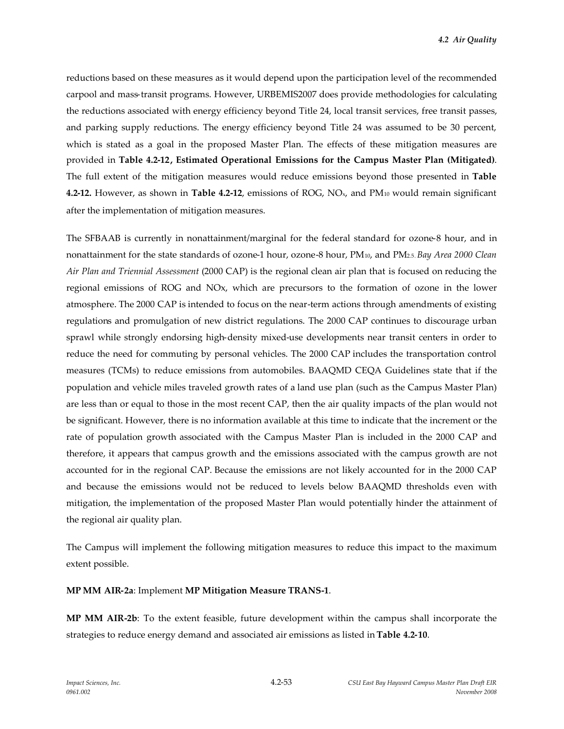reductions based on these measures as it would depend upon the participation level of the recommended carpool and mass-transit programs. However, URBEMIS2007 does provide methodologies for calculating the reductions associated with energy efficiency beyond Title 24, local transit services, free transit passes, and parking supply reductions. The energy efficiency beyond Title 24 was assumed to be 30 percent, which is stated as a goal in the proposed Master Plan. The effects of these mitigation measures are provided in **Table 4.2-12, Estimated Operational Emissions for the Campus Master Plan (Mitigated)**. The full extent of the mitigation measures would reduce emissions beyond those presented in **Table 4.2-12.** However, as shown in **Table 4.2-12**, emissions of ROG, $NO_x$, and $PM_{10}$ would remain significant after the implementation of mitigation measures.

The SFBAAB is currently in nonattainment/marginal for the federal standard for ozone-8 hour, and in nonattainment for the state standards of ozone-1 hour, ozone-8 hour, $PM_{10}$, and $PM_{2.5}$. *Bay Area 2000 Clean Air Plan and Triennial Assessment* (2000 CAP) is the regional clean air plan that is focused on reducing the regional emissions of ROG and NOx, which are precursors to the formation of ozone in the lower atmosphere. The 2000 CAP is intended to focus on the near-term actions through amendments of existing regulations and promulgation of new district regulations. The 2000 CAP continues to discourage urban sprawl while strongly endorsing high-density mixed-use developments near transit centers in order to reduce the need for commuting by personal vehicles. The 2000 CAP includes the transportation control measures (TCMs) to reduce emissions from automobiles. BAAQMD CEQA Guidelines state that if the population and vehicle miles traveled growth rates of a land use plan (such as the Campus Master Plan) are less than or equal to those in the most recent CAP, then the air quality impacts of the plan would not be significant. However, there is no information available at this time to indicate that the increment or the rate of population growth associated with the Campus Master Plan is included in the 2000 CAP and therefore, it appears that campus growth and the emissions associated with the campus growth are not accounted for in the regional CAP. Because the emissions are not likely accounted for in the 2000 CAP and because the emissions would not be reduced to levels below BAAQMD thresholds even with mitigation, the implementation of the proposed Master Plan would potentially hinder the attainment of the regional air quality plan.

The Campus will implement the following mitigation measures to reduce this impact to the maximum extent possible.

**MP MM AIR-2a**: Implement **MP Mitigation Measure TRANS-1**.

**MP MM AIR-2b**: To the extent feasible, future development within the campus shall incorporate the strategies to reduce energy demand and associated air emissions as listed in **Table 4.2-10**.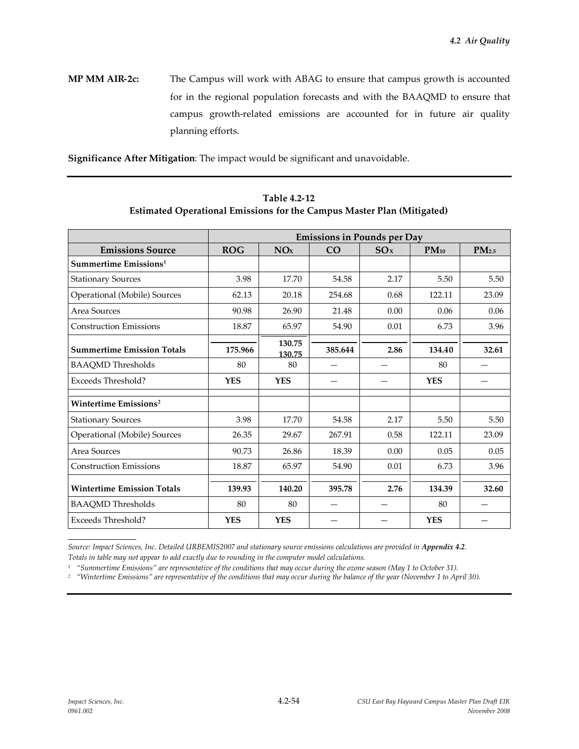**MP MM AIR-2c:** The Campus will work with ABAG to ensure that campus growth is accounted for in the regional population forecasts and with the BAAQMD to ensure that campus growth-related emissions are accounted for in future air quality planning efforts.

**Significance After Mitigation**: The impact would be significant and unavoidable.

**Table 4.2-12**
**Estimated Operational Emissions for the Campus Master Plan (Mitigated)**

| | Emissions in Pounds per Day | | | | | |
|---|---|---|---|---|---|---|
| **Emissions Source** | **ROG** | **$NO_X$** | **CO** | **$SO_X$** | **$PM_{10}$** | **$PM_{2.5}$** |
| **Summertime Emissions[1]** | | | | | | |
| Stationary Sources | 3.98 | 17.70 | 54.58 | 2.17 | 5.50 | 5.50 |
| Operational (Mobile) Sources | 62.13 | 20.18 | 254.68 | 0.68 | 122.11 | 23.09 |
| Area Sources | 90.98 | 26.90 | 21.48 | 0.00 | 0.06 | 0.06 |
| Construction Emissions | 18.87 | 65.97 | 54.90 | 0.01 | 6.73 | 3.96 |
| **Summertime Emission Totals** | **175.966** | **130.75 130.75** | **385.644** | **2.86** | **134.40** | **32.61** |
| BAAQMD Thresholds | 80 | 80 | — | — | 80 | — |
| Exceeds Threshold? | **YES** | **YES** | — | — | **YES** | — |
| **Wintertime Emissions[2]** | | | | | | |
| Stationary Sources | 3.98 | 17.70 | 54.58 | 2.17 | 5.50 | 5.50 |
| Operational (Mobile) Sources | 26.35 | 29.67 | 267.91 | 0.58 | 122.11 | 23.09 |
| Area Sources | 90.73 | 26.86 | 18.39 | 0.00 | 0.05 | 0.05 |
| Construction Emissions | 18.87 | 65.97 | 54.90 | 0.01 | 6.73 | 3.96 |
| **Wintertime Emission Totals** | **139.93** | **140.20** | **395.78** | **2.76** | **134.39** | **32.60** |
| BAAQMD Thresholds | 80 | 80 | — | — | 80 | — |
| Exceeds Threshold? | **YES** | **YES** | — | — | **YES** | — |

*Source: Impact Sciences, Inc. Detailed URBEMIS2007 and stationary source emissions calculations are provided in* ***Appendix 4.2****.*
*Totals in table may not appear to add exactly due to rounding in the computer model calculations.*

[1] *"Summertime Emissions" are representative of the conditions that may occur during the ozone season (May 1 to October 31).*

[2] *"Wintertime Emissions" are representative of the conditions that may occur during the balance of the year (November 1 to April 30).*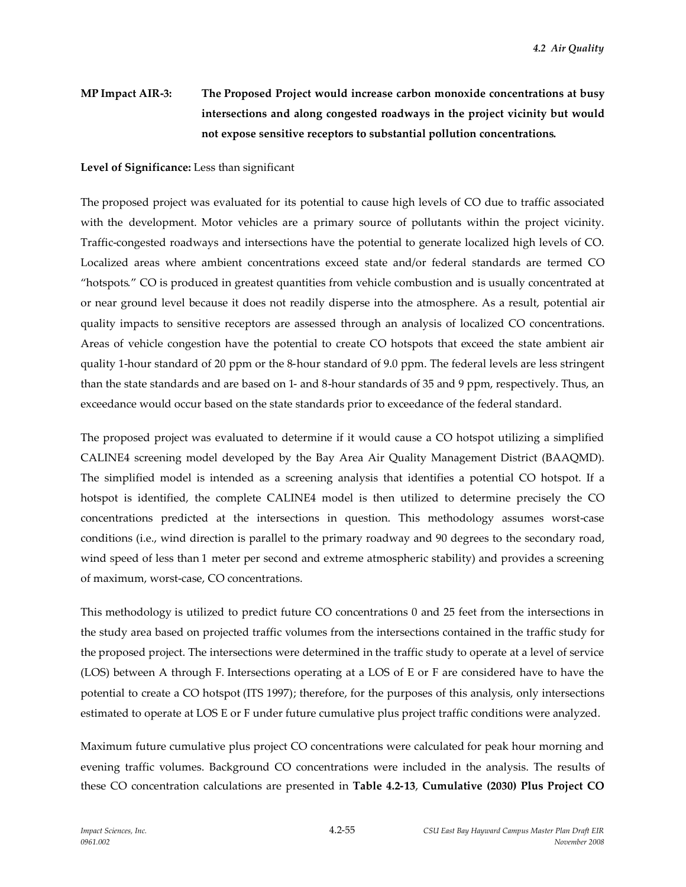**MP Impact AIR-3: The Proposed Project would increase carbon monoxide concentrations at busy intersections and along congested roadways in the project vicinity but would not expose sensitive receptors to substantial pollution concentrations.**

**Level of Significance:** Less than significant

The proposed project was evaluated for its potential to cause high levels of CO due to traffic associated with the development. Motor vehicles are a primary source of pollutants within the project vicinity. Traffic-congested roadways and intersections have the potential to generate localized high levels of CO. Localized areas where ambient concentrations exceed state and/or federal standards are termed CO "hotspots." CO is produced in greatest quantities from vehicle combustion and is usually concentrated at or near ground level because it does not readily disperse into the atmosphere. As a result, potential air quality impacts to sensitive receptors are assessed through an analysis of localized CO concentrations. Areas of vehicle congestion have the potential to create CO hotspots that exceed the state ambient air quality 1-hour standard of 20 ppm or the 8-hour standard of 9.0 ppm. The federal levels are less stringent than the state standards and are based on 1- and 8-hour standards of 35 and 9 ppm, respectively. Thus, an exceedance would occur based on the state standards prior to exceedance of the federal standard.

The proposed project was evaluated to determine if it would cause a CO hotspot utilizing a simplified CALINE4 screening model developed by the Bay Area Air Quality Management District (BAAQMD). The simplified model is intended as a screening analysis that identifies a potential CO hotspot. If a hotspot is identified, the complete CALINE4 model is then utilized to determine precisely the CO concentrations predicted at the intersections in question. This methodology assumes worst-case conditions (i.e., wind direction is parallel to the primary roadway and 90 degrees to the secondary road, wind speed of less than 1 meter per second and extreme atmospheric stability) and provides a screening of maximum, worst-case, CO concentrations.

This methodology is utilized to predict future CO concentrations 0 and 25 feet from the intersections in the study area based on projected traffic volumes from the intersections contained in the traffic study for the proposed project. The intersections were determined in the traffic study to operate at a level of service (LOS) between A through F. Intersections operating at a LOS of E or F are considered have to have the potential to create a CO hotspot (ITS 1997); therefore, for the purposes of this analysis, only intersections estimated to operate at LOS E or F under future cumulative plus project traffic conditions were analyzed.

Maximum future cumulative plus project CO concentrations were calculated for peak hour morning and evening traffic volumes. Background CO concentrations were included in the analysis. The results of these CO concentration calculations are presented in **Table 4.2-13**, **Cumulative (2030) Plus Project CO**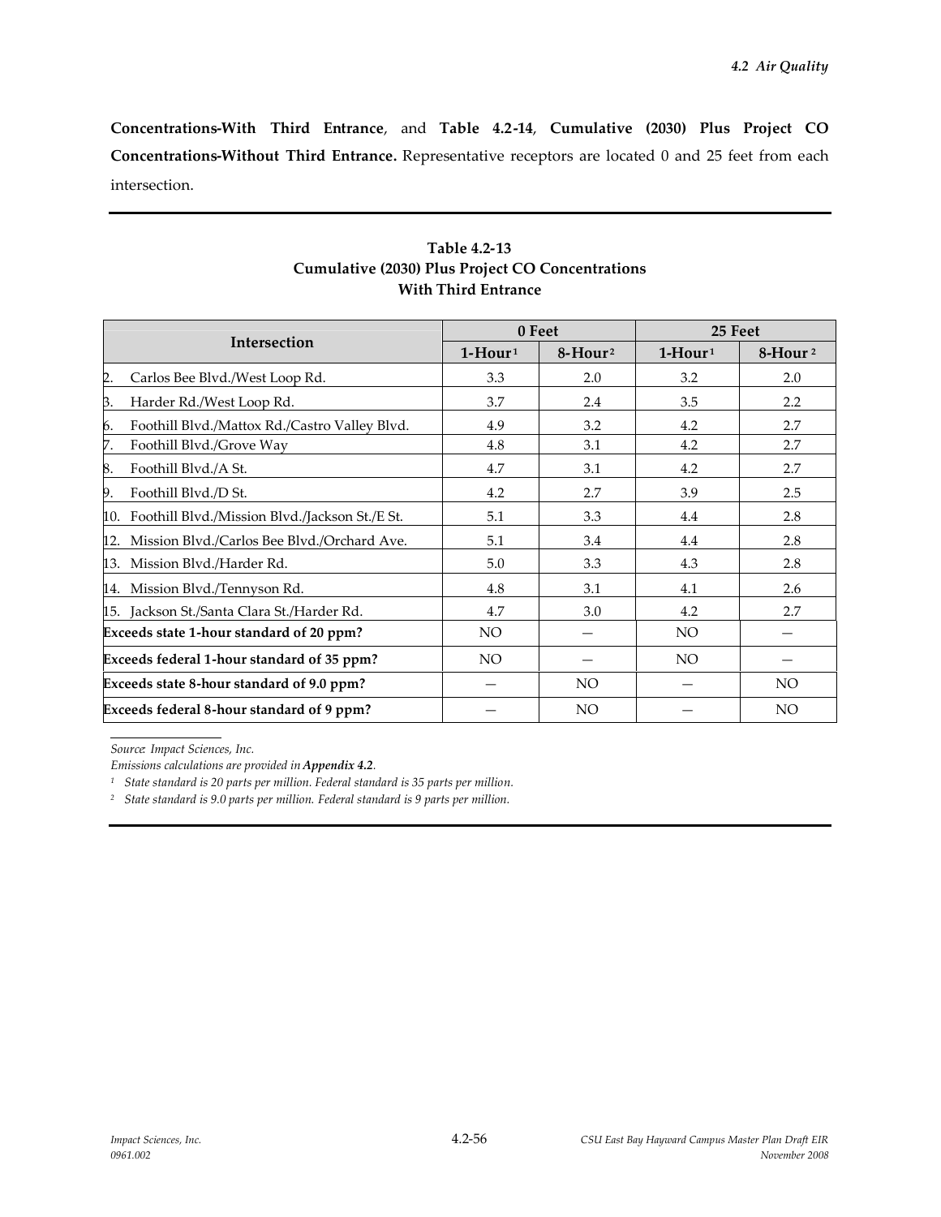**Concentrations-With Third Entrance**, and **Table 4.2-14**, **Cumulative (2030) Plus Project CO Concentrations-Without Third Entrance.** Representative receptors are located 0 and 25 feet from each intersection.

**Table 4.2-13**
**Cumulative (2030) Plus Project CO Concentrations**
**With Third Entrance**

| Intersection | 0 Feet | | 25 Feet | |
|---|---|---|---|---|
| | 1-Hour[1] | 8-Hour[2] | 1-Hour[1] | 8-Hour[2] |
| 2. Carlos Bee Blvd./West Loop Rd. | 3.3 | 2.0 | 3.2 | 2.0 |
| 3. Harder Rd./West Loop Rd. | 3.7 | 2.4 | 3.5 | 2.2 |
| 6. Foothill Blvd./Mattox Rd./Castro Valley Blvd. | 4.9 | 3.2 | 4.2 | 2.7 |
| 7. Foothill Blvd./Grove Way | 4.8 | 3.1 | 4.2 | 2.7 |
| 8. Foothill Blvd./A St. | 4.7 | 3.1 | 4.2 | 2.7 |
| 9. Foothill Blvd./D St. | 4.2 | 2.7 | 3.9 | 2.5 |
| 10. Foothill Blvd./Mission Blvd./Jackson St./E St. | 5.1 | 3.3 | 4.4 | 2.8 |
| 12. Mission Blvd./Carlos Bee Blvd./Orchard Ave. | 5.1 | 3.4 | 4.4 | 2.8 |
| 13. Mission Blvd./Harder Rd. | 5.0 | 3.3 | 4.3 | 2.8 |
| 14. Mission Blvd./Tennyson Rd. | 4.8 | 3.1 | 4.1 | 2.6 |
| 15. Jackson St./Santa Clara St./Harder Rd. | 4.7 | 3.0 | 4.2 | 2.7 |
| **Exceeds state 1-hour standard of 20 ppm?** | NO | — | NO | — |
| **Exceeds federal 1-hour standard of 35 ppm?** | NO | — | NO | — |
| **Exceeds state 8-hour standard of 9.0 ppm?** | — | NO | — | NO |
| **Exceeds federal 8-hour standard of 9 ppm?** | — | NO | — | NO |

*Source: Impact Sciences, Inc.*
*Emissions calculations are provided in **Appendix 4.2**.*
[1] *State standard is 20 parts per million. Federal standard is 35 parts per million.*
[2] *State standard is 9.0 parts per million. Federal standard is 9 parts per million.*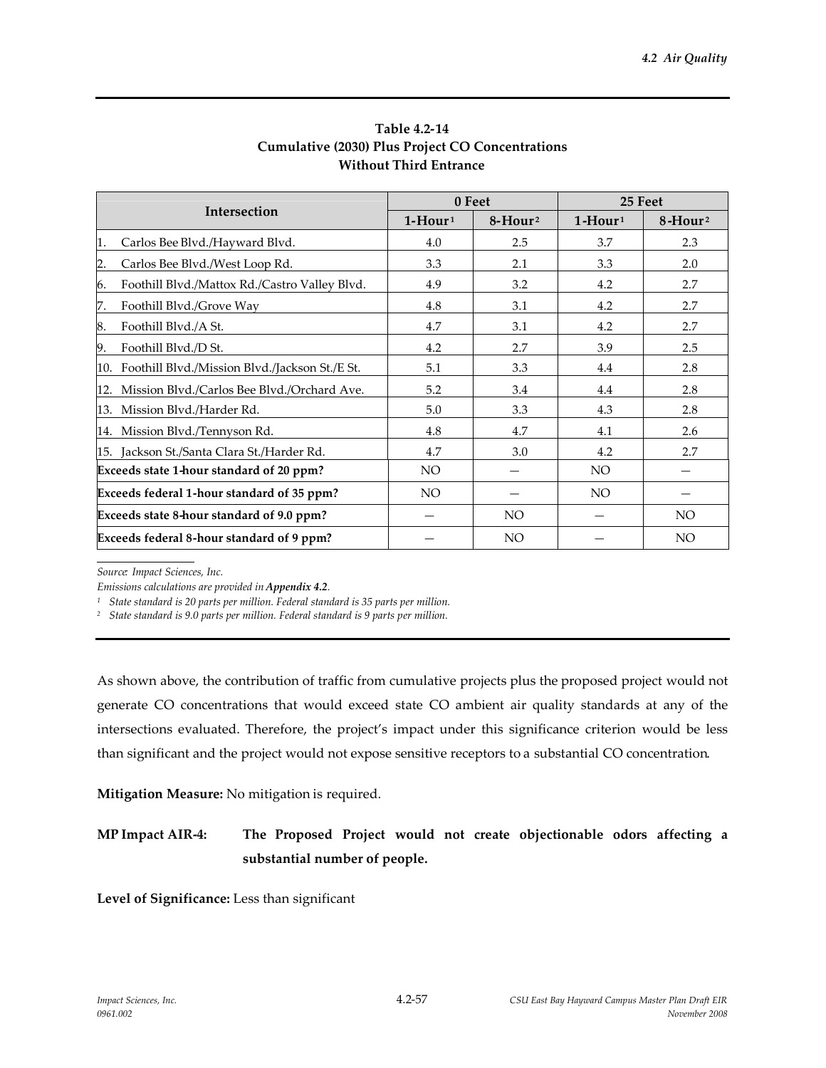**Table 4.2-14**
**Cumulative (2030) Plus Project CO Concentrations**
**Without Third Entrance**

| Intersection | 0 Feet | | 25 Feet | |
|---|---|---|---|---|
| | 1-Hour[1] | 8-Hour[2] | 1-Hour[1] | 8-Hour[2] |
| 1. Carlos Bee Blvd./Hayward Blvd. | 4.0 | 2.5 | 3.7 | 2.3 |
| 2. Carlos Bee Blvd./West Loop Rd. | 3.3 | 2.1 | 3.3 | 2.0 |
| 6. Foothill Blvd./Mattox Rd./Castro Valley Blvd. | 4.9 | 3.2 | 4.2 | 2.7 |
| 7. Foothill Blvd./Grove Way | 4.8 | 3.1 | 4.2 | 2.7 |
| 8. Foothill Blvd./A St. | 4.7 | 3.1 | 4.2 | 2.7 |
| 9. Foothill Blvd./D St. | 4.2 | 2.7 | 3.9 | 2.5 |
| 10. Foothill Blvd./Mission Blvd./Jackson St./E St. | 5.1 | 3.3 | 4.4 | 2.8 |
| 12. Mission Blvd./Carlos Bee Blvd./Orchard Ave. | 5.2 | 3.4 | 4.4 | 2.8 |
| 13. Mission Blvd./Harder Rd. | 5.0 | 3.3 | 4.3 | 2.8 |
| 14. Mission Blvd./Tennyson Rd. | 4.8 | 4.7 | 4.1 | 2.6 |
| 15. Jackson St./Santa Clara St./Harder Rd. | 4.7 | 3.0 | 4.2 | 2.7 |
| **Exceeds state 1-hour standard of 20 ppm?** | NO | — | NO | — |
| **Exceeds federal 1-hour standard of 35 ppm?** | NO | — | NO | — |
| **Exceeds state 8-hour standard of 9.0 ppm?** | — | NO | — | NO |
| **Exceeds federal 8-hour standard of 9 ppm?** | — | NO | — | NO |

*Source: Impact Sciences, Inc.*
*Emissions calculations are provided in* ***Appendix 4.2****.*
[1] *State standard is 20 parts per million. Federal standard is 35 parts per million.*
[2] *State standard is 9.0 parts per million. Federal standard is 9 parts per million.*

As shown above, the contribution of traffic from cumulative projects plus the proposed project would not generate CO concentrations that would exceed state CO ambient air quality standards at any of the intersections evaluated. Therefore, the project's impact under this significance criterion would be less than significant and the project would not expose sensitive receptors to a substantial CO concentration.

**Mitigation Measure:** No mitigation is required.

**MP Impact AIR-4: The Proposed Project would not create objectionable odors affecting a substantial number of people.**

**Level of Significance:** Less than significant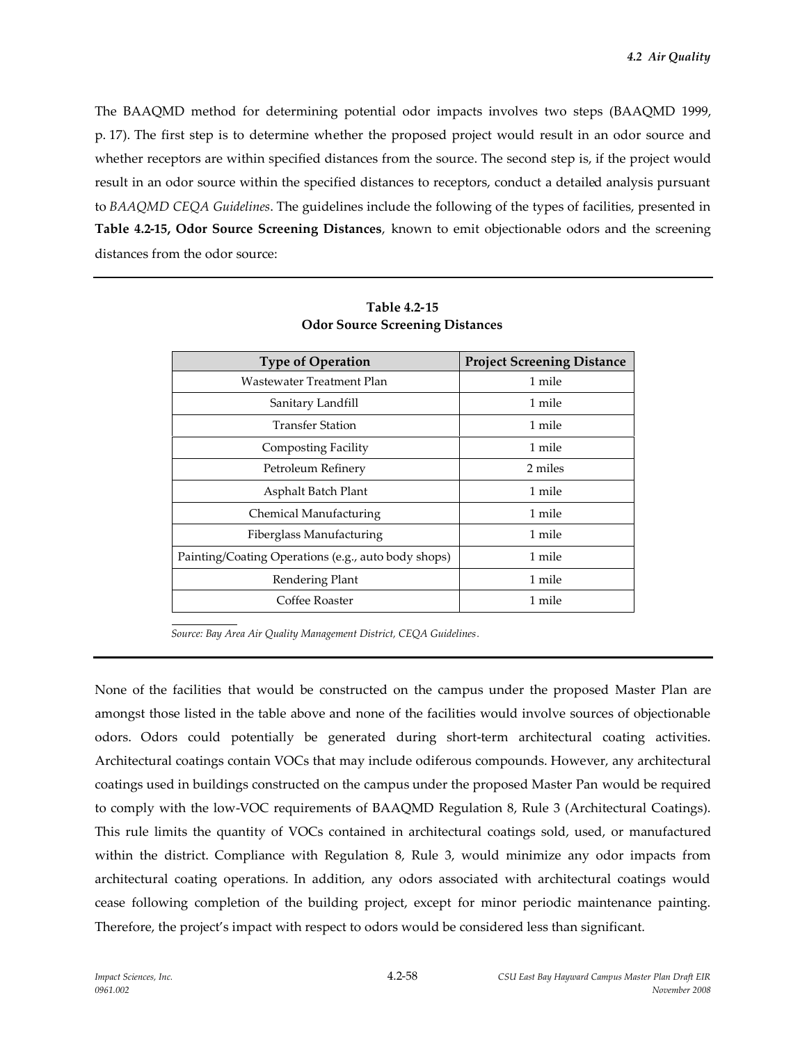The BAAQMD method for determining potential odor impacts involves two steps (BAAQMD 1999, p. 17). The first step is to determine whether the proposed project would result in an odor source and whether receptors are within specified distances from the source. The second step is, if the project would result in an odor source within the specified distances to receptors, conduct a detailed analysis pursuant to *BAAQMD CEQA Guidelines*. The guidelines include the following of the types of facilities, presented in **Table 4.2-15, Odor Source Screening Distances**, known to emit objectionable odors and the screening distances from the odor source:

**Table 4.2-15**
**Odor Source Screening Distances**

| Type of Operation | Project Screening Distance |
|---|---|
| Wastewater Treatment Plan | 1 mile |
| Sanitary Landfill | 1 mile |
| Transfer Station | 1 mile |
| Composting Facility | 1 mile |
| Petroleum Refinery | 2 miles |
| Asphalt Batch Plant | 1 mile |
| Chemical Manufacturing | 1 mile |
| Fiberglass Manufacturing | 1 mile |
| Painting/Coating Operations (e.g., auto body shops) | 1 mile |
| Rendering Plant | 1 mile |
| Coffee Roaster | 1 mile |

*Source: Bay Area Air Quality Management District, CEQA Guidelines.*

None of the facilities that would be constructed on the campus under the proposed Master Plan are amongst those listed in the table above and none of the facilities would involve sources of objectionable odors. Odors could potentially be generated during short-term architectural coating activities. Architectural coatings contain VOCs that may include odiferous compounds. However, any architectural coatings used in buildings constructed on the campus under the proposed Master Pan would be required to comply with the low-VOC requirements of BAAQMD Regulation 8, Rule 3 (Architectural Coatings). This rule limits the quantity of VOCs contained in architectural coatings sold, used, or manufactured within the district. Compliance with Regulation 8, Rule 3, would minimize any odor impacts from architectural coating operations. In addition, any odors associated with architectural coatings would cease following completion of the building project, except for minor periodic maintenance painting. Therefore, the project's impact with respect to odors would be considered less than significant.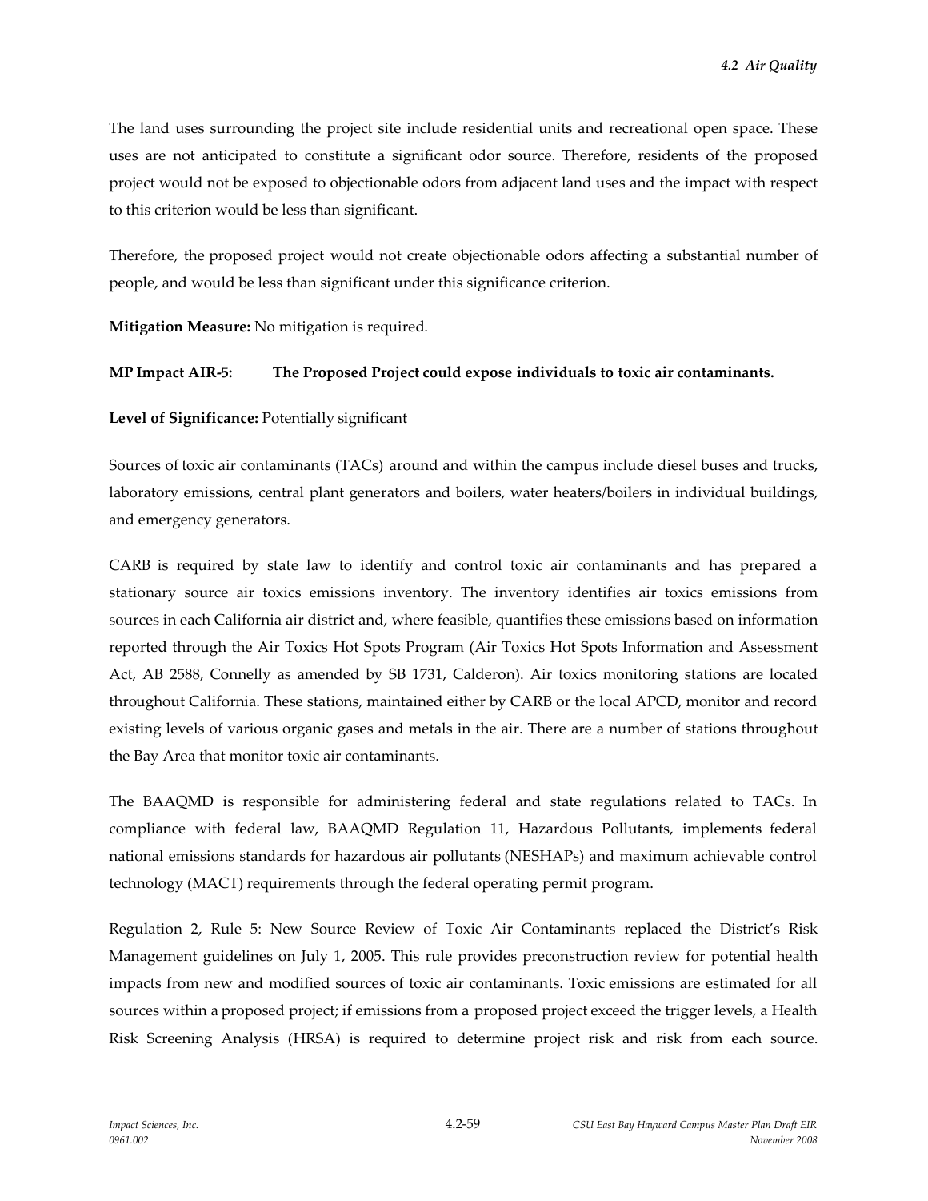The land uses surrounding the project site include residential units and recreational open space. These uses are not anticipated to constitute a significant odor source. Therefore, residents of the proposed project would not be exposed to objectionable odors from adjacent land uses and the impact with respect to this criterion would be less than significant.

Therefore, the proposed project would not create objectionable odors affecting a substantial number of people, and would be less than significant under this significance criterion.

**Mitigation Measure:** No mitigation is required.

**MP Impact AIR-5: The Proposed Project could expose individuals to toxic air contaminants.**

**Level of Significance:** Potentially significant

Sources of toxic air contaminants (TACs) around and within the campus include diesel buses and trucks, laboratory emissions, central plant generators and boilers, water heaters/boilers in individual buildings, and emergency generators.

CARB is required by state law to identify and control toxic air contaminants and has prepared a stationary source air toxics emissions inventory. The inventory identifies air toxics emissions from sources in each California air district and, where feasible, quantifies these emissions based on information reported through the Air Toxics Hot Spots Program (Air Toxics Hot Spots Information and Assessment Act, AB 2588, Connelly as amended by SB 1731, Calderon). Air toxics monitoring stations are located throughout California. These stations, maintained either by CARB or the local APCD, monitor and record existing levels of various organic gases and metals in the air. There are a number of stations throughout the Bay Area that monitor toxic air contaminants.

The BAAQMD is responsible for administering federal and state regulations related to TACs. In compliance with federal law, BAAQMD Regulation 11, Hazardous Pollutants, implements federal national emissions standards for hazardous air pollutants (NESHAPs) and maximum achievable control technology (MACT) requirements through the federal operating permit program.

Regulation 2, Rule 5: New Source Review of Toxic Air Contaminants replaced the District's Risk Management guidelines on July 1, 2005. This rule provides preconstruction review for potential health impacts from new and modified sources of toxic air contaminants. Toxic emissions are estimated for all sources within a proposed project; if emissions from a proposed project exceed the trigger levels, a Health Risk Screening Analysis (HRSA) is required to determine project risk and risk from each source.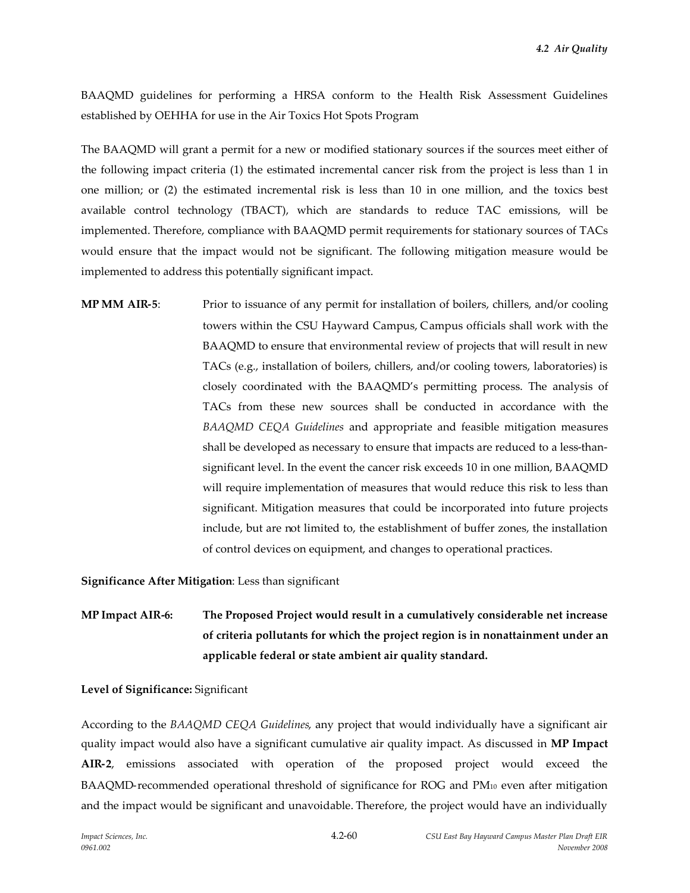BAAQMD guidelines for performing a HRSA conform to the Health Risk Assessment Guidelines established by OEHHA for use in the Air Toxics Hot Spots Program

The BAAQMD will grant a permit for a new or modified stationary sources if the sources meet either of the following impact criteria (1) the estimated incremental cancer risk from the project is less than 1 in one million; or (2) the estimated incremental risk is less than 10 in one million, and the toxics best available control technology (TBACT), which are standards to reduce TAC emissions, will be implemented. Therefore, compliance with BAAQMD permit requirements for stationary sources of TACs would ensure that the impact would not be significant. The following mitigation measure would be implemented to address this potentially significant impact.

**MP MM AIR-5**: Prior to issuance of any permit for installation of boilers, chillers, and/or cooling towers within the CSU Hayward Campus, Campus officials shall work with the BAAQMD to ensure that environmental review of projects that will result in new TACs (e.g., installation of boilers, chillers, and/or cooling towers, laboratories) is closely coordinated with the BAAQMD's permitting process. The analysis of TACs from these new sources shall be conducted in accordance with the *BAAQMD CEQA Guidelines* and appropriate and feasible mitigation measures shall be developed as necessary to ensure that impacts are reduced to a less-than-significant level. In the event the cancer risk exceeds 10 in one million, BAAQMD will require implementation of measures that would reduce this risk to less than significant. Mitigation measures that could be incorporated into future projects include, but are not limited to, the establishment of buffer zones, the installation of control devices on equipment, and changes to operational practices.

**Significance After Mitigation**: Less than significant

**MP Impact AIR-6: The Proposed Project would result in a cumulatively considerable net increase of criteria pollutants for which the project region is in nonattainment under an applicable federal or state ambient air quality standard.**

**Level of Significance:** Significant

According to the *BAAQMD CEQA Guidelines*, any project that would individually have a significant air quality impact would also have a significant cumulative air quality impact. As discussed in **MP Impact AIR-2**, emissions associated with operation of the proposed project would exceed the BAAQMD-recommended operational threshold of significance for ROG and $PM_{10}$ even after mitigation and the impact would be significant and unavoidable. Therefore, the project would have an individually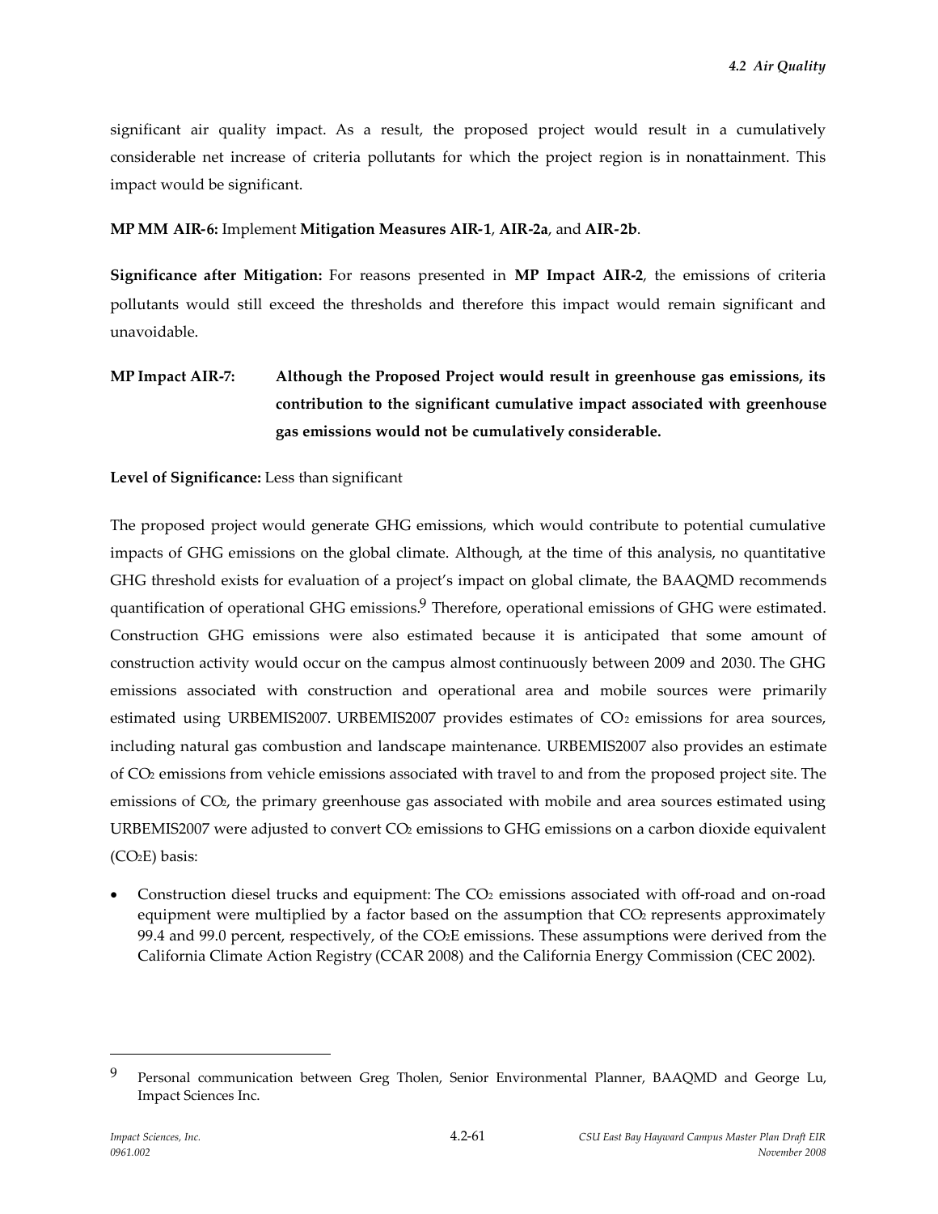significant air quality impact. As a result, the proposed project would result in a cumulatively considerable net increase of criteria pollutants for which the project region is in nonattainment. This impact would be significant.

**MP MM AIR-6:** Implement **Mitigation Measures AIR-1**, **AIR-2a**, and **AIR-2b**.

**Significance after Mitigation:** For reasons presented in **MP Impact AIR-2**, the emissions of criteria pollutants would still exceed the thresholds and therefore this impact would remain significant and unavoidable.

**MP Impact AIR-7: Although the Proposed Project would result in greenhouse gas emissions, its contribution to the significant cumulative impact associated with greenhouse gas emissions would not be cumulatively considerable.**

**Level of Significance:** Less than significant

The proposed project would generate GHG emissions, which would contribute to potential cumulative impacts of GHG emissions on the global climate. Although, at the time of this analysis, no quantitative GHG threshold exists for evaluation of a project's impact on global climate, the BAAQMD recommends quantification of operational GHG emissions.[9] Therefore, operational emissions of GHG were estimated. Construction GHG emissions were also estimated because it is anticipated that some amount of construction activity would occur on the campus almost continuously between 2009 and 2030. The GHG emissions associated with construction and operational area and mobile sources were primarily estimated using URBEMIS2007. URBEMIS2007 provides estimates of $CO_2$ emissions for area sources, including natural gas combustion and landscape maintenance. URBEMIS2007 also provides an estimate of $CO_2$ emissions from vehicle emissions associated with travel to and from the proposed project site. The emissions of $CO_2$, the primary greenhouse gas associated with mobile and area sources estimated using URBEMIS2007 were adjusted to convert $CO_2$ emissions to GHG emissions on a carbon dioxide equivalent ($CO_2E$) basis:

- Construction diesel trucks and equipment: The $CO_2$ emissions associated with off-road and on-road equipment were multiplied by a factor based on the assumption that $CO_2$ represents approximately 99.4 and 99.0 percent, respectively, of the $CO_2E$ emissions. These assumptions were derived from the California Climate Action Registry (CCAR 2008) and the California Energy Commission (CEC 2002).

---

[9] Personal communication between Greg Tholen, Senior Environmental Planner, BAAQMD and George Lu, Impact Sciences Inc.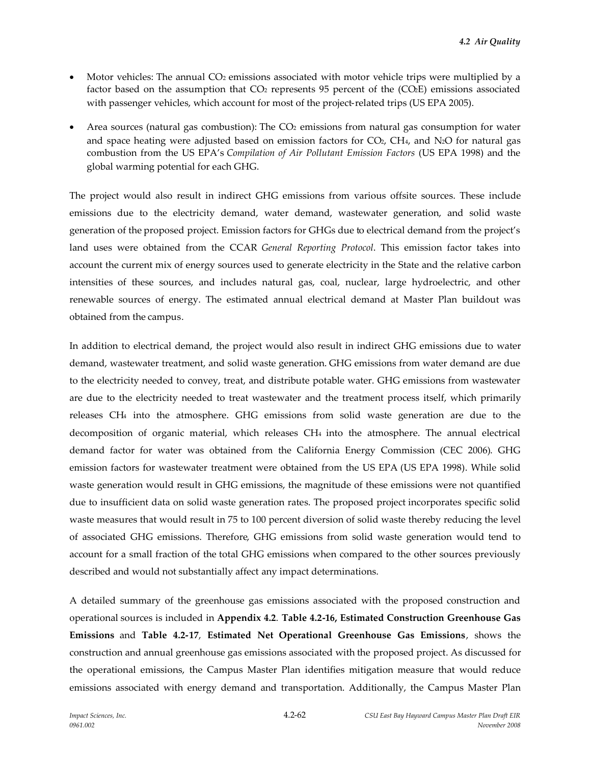- Motor vehicles: The annual $CO_2$ emissions associated with motor vehicle trips were multiplied by a factor based on the assumption that $CO_2$ represents 95 percent of the ($CO_2E$) emissions associated with passenger vehicles, which account for most of the project-related trips (US EPA 2005).
- Area sources (natural gas combustion): The $CO_2$ emissions from natural gas consumption for water and space heating were adjusted based on emission factors for $CO_2$, $CH_4$, and $N_2O$ for natural gas combustion from the US EPA's *Compilation of Air Pollutant Emission Factors* (US EPA 1998) and the global warming potential for each GHG.

The project would also result in indirect GHG emissions from various offsite sources. These include emissions due to the electricity demand, water demand, wastewater generation, and solid waste generation of the proposed project. Emission factors for GHGs due to electrical demand from the project's land uses were obtained from the CCAR *General Reporting Protocol*. This emission factor takes into account the current mix of energy sources used to generate electricity in the State and the relative carbon intensities of these sources, and includes natural gas, coal, nuclear, large hydroelectric, and other renewable sources of energy. The estimated annual electrical demand at Master Plan buildout was obtained from the campus.

In addition to electrical demand, the project would also result in indirect GHG emissions due to water demand, wastewater treatment, and solid waste generation. GHG emissions from water demand are due to the electricity needed to convey, treat, and distribute potable water. GHG emissions from wastewater are due to the electricity needed to treat wastewater and the treatment process itself, which primarily releases $CH_4$ into the atmosphere. GHG emissions from solid waste generation are due to the decomposition of organic material, which releases $CH_4$ into the atmosphere. The annual electrical demand factor for water was obtained from the California Energy Commission (CEC 2006). GHG emission factors for wastewater treatment were obtained from the US EPA (US EPA 1998). While solid waste generation would result in GHG emissions, the magnitude of these emissions were not quantified due to insufficient data on solid waste generation rates. The proposed project incorporates specific solid waste measures that would result in 75 to 100 percent diversion of solid waste thereby reducing the level of associated GHG emissions. Therefore, GHG emissions from solid waste generation would tend to account for a small fraction of the total GHG emissions when compared to the other sources previously described and would not substantially affect any impact determinations.

A detailed summary of the greenhouse gas emissions associated with the proposed construction and operational sources is included in **Appendix 4.2**. **Table 4.2-16, Estimated Construction Greenhouse Gas Emissions** and **Table 4.2-17**, **Estimated Net Operational Greenhouse Gas Emissions**, shows the construction and annual greenhouse gas emissions associated with the proposed project. As discussed for the operational emissions, the Campus Master Plan identifies mitigation measure that would reduce emissions associated with energy demand and transportation. Additionally, the Campus Master Plan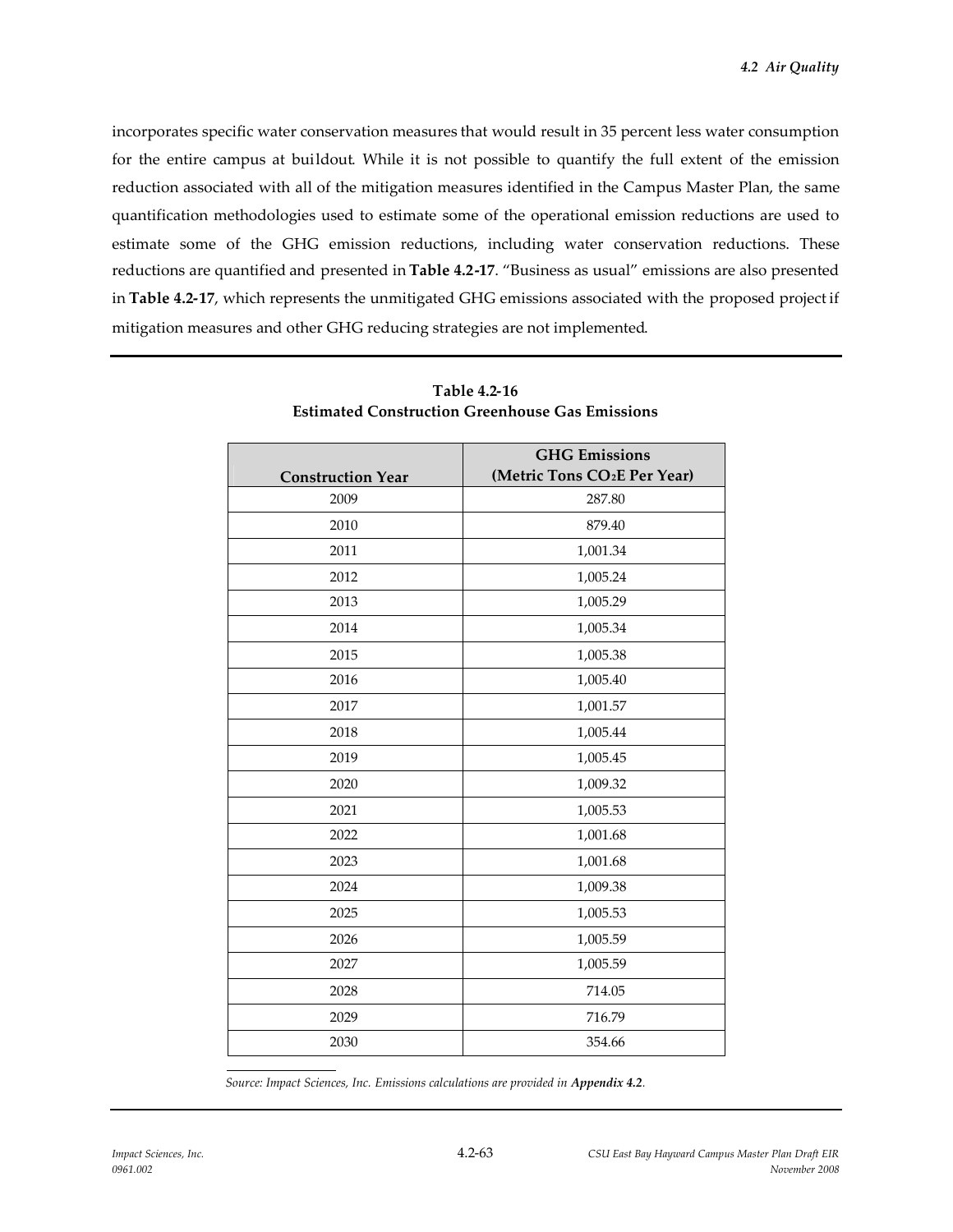incorporates specific water conservation measures that would result in 35 percent less water consumption for the entire campus at buildout. While it is not possible to quantify the full extent of the emission reduction associated with all of the mitigation measures identified in the Campus Master Plan, the same quantification methodologies used to estimate some of the operational emission reductions are used to estimate some of the GHG emission reductions, including water conservation reductions. These reductions are quantified and presented in **Table 4.2-17**. "Business as usual" emissions are also presented in **Table 4.2-17**, which represents the unmitigated GHG emissions associated with the proposed project if mitigation measures and other GHG reducing strategies are not implemented.

**Table 4.2-16**
**Estimated Construction Greenhouse Gas Emissions**

| Construction Year | GHG Emissions (Metric Tons $CO_2E$ Per Year) |
|---|---|
| 2009 | 287.80 |
| 2010 | 879.40 |
| 2011 | 1,001.34 |
| 2012 | 1,005.24 |
| 2013 | 1,005.29 |
| 2014 | 1,005.34 |
| 2015 | 1,005.38 |
| 2016 | 1,005.40 |
| 2017 | 1,001.57 |
| 2018 | 1,005.44 |
| 2019 | 1,005.45 |
| 2020 | 1,009.32 |
| 2021 | 1,005.53 |
| 2022 | 1,001.68 |
| 2023 | 1,001.68 |
| 2024 | 1,009.38 |
| 2025 | 1,005.53 |
| 2026 | 1,005.59 |
| 2027 | 1,005.59 |
| 2028 | 714.05 |
| 2029 | 716.79 |
| 2030 | 354.66 |

*Source: Impact Sciences, Inc. Emissions calculations are provided in* ***Appendix 4.2****.*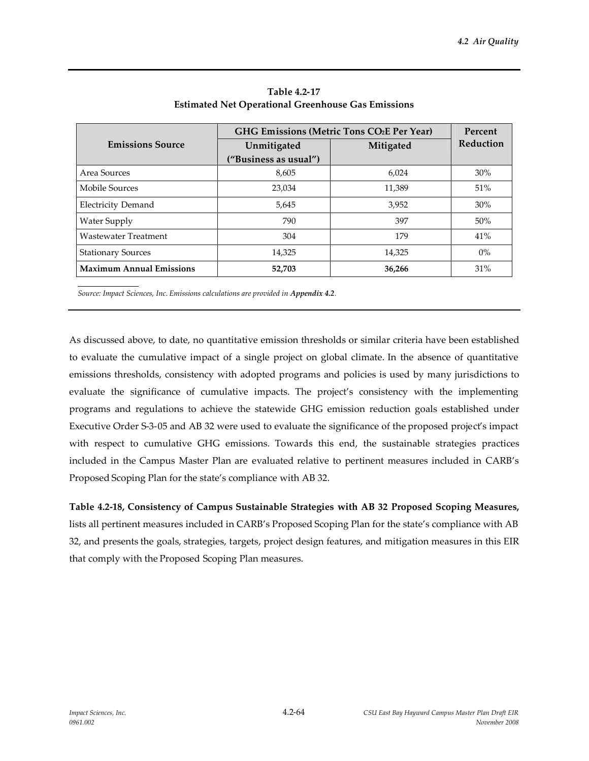**Table 4.2-17**
**Estimated Net Operational Greenhouse Gas Emissions**

| Emissions Source | GHG Emissions (Metric Tons $CO_2E$ Per Year) | | Percent Reduction |
|---|---|---|---|
| | Unmitigated ("Business as usual") | Mitigated | |
| Area Sources | 8,605 | 6,024 | 30% |
| Mobile Sources | 23,034 | 11,389 | 51% |
| Electricity Demand | 5,645 | 3,952 | 30% |
| Water Supply | 790 | 397 | 50% |
| Wastewater Treatment | 304 | 179 | 41% |
| Stationary Sources | 14,325 | 14,325 | 0% |
| **Maximum Annual Emissions** | **52,703** | **36,266** | 31% |

*Source: Impact Sciences, Inc. Emissions calculations are provided in* ***Appendix 4.2****.*

As discussed above, to date, no quantitative emission thresholds or similar criteria have been established to evaluate the cumulative impact of a single project on global climate. In the absence of quantitative emissions thresholds, consistency with adopted programs and policies is used by many jurisdictions to evaluate the significance of cumulative impacts. The project's consistency with the implementing programs and regulations to achieve the statewide GHG emission reduction goals established under Executive Order S-3-05 and AB 32 were used to evaluate the significance of the proposed project's impact with respect to cumulative GHG emissions. Towards this end, the sustainable strategies practices included in the Campus Master Plan are evaluated relative to pertinent measures included in CARB's Proposed Scoping Plan for the state's compliance with AB 32.

**Table 4.2-18, Consistency of Campus Sustainable Strategies with AB 32 Proposed Scoping Measures,** lists all pertinent measures included in CARB's Proposed Scoping Plan for the state's compliance with AB 32, and presents the goals, strategies, targets, project design features, and mitigation measures in this EIR that comply with the Proposed Scoping Plan measures.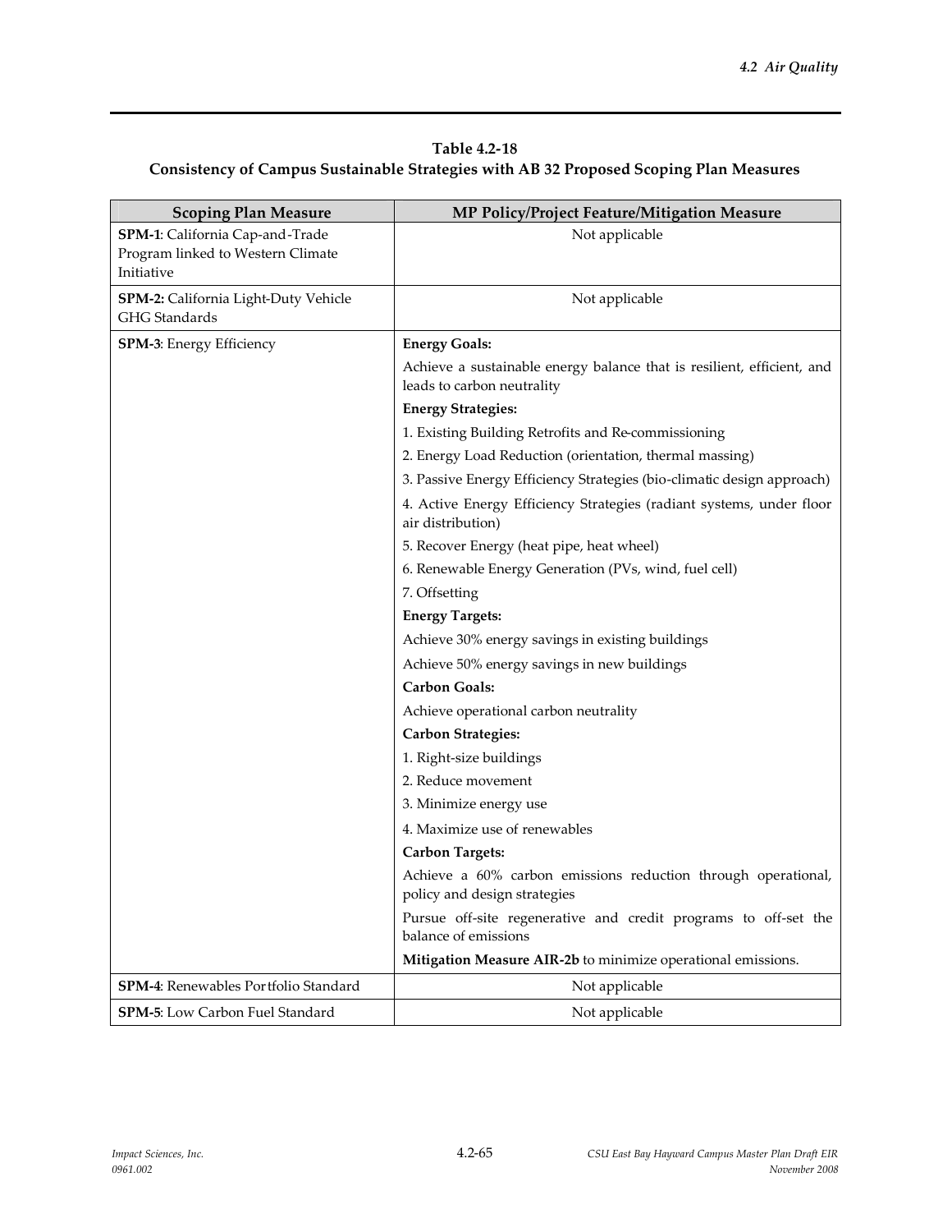**Table 4.2-18**
**Consistency of Campus Sustainable Strategies with AB 32 Proposed Scoping Plan Measures**

| Scoping Plan Measure | MP Policy/Project Feature/Mitigation Measure |
|---|---|
| **SPM-1**: California Cap-and-Trade Program linked to Western Climate Initiative | Not applicable |
| **SPM-2:** California Light-Duty Vehicle GHG Standards | Not applicable |
| **SPM-3**: Energy Efficiency | **Energy Goals:**<br>Achieve a sustainable energy balance that is resilient, efficient, and leads to carbon neutrality<br>**Energy Strategies:**<br>1. Existing Building Retrofits and Re-commissioning<br>2. Energy Load Reduction (orientation, thermal massing)<br>3. Passive Energy Efficiency Strategies (bio-climatic design approach)<br>4. Active Energy Efficiency Strategies (radiant systems, under floor air distribution)<br>5. Recover Energy (heat pipe, heat wheel)<br>6. Renewable Energy Generation (PVs, wind, fuel cell)<br>7. Offsetting<br>**Energy Targets:**<br>Achieve 30% energy savings in existing buildings<br>Achieve 50% energy savings in new buildings<br>**Carbon Goals:**<br>Achieve operational carbon neutrality<br>**Carbon Strategies:**<br>1. Right-size buildings<br>2. Reduce movement<br>3. Minimize energy use<br>4. Maximize use of renewables<br>**Carbon Targets:**<br>Achieve a 60% carbon emissions reduction through operational, policy and design strategies<br>Pursue off-site regenerative and credit programs to off-set the balance of emissions<br>**Mitigation Measure AIR-2b** to minimize operational emissions. |
| **SPM-4**: Renewables Portfolio Standard | Not applicable |
| **SPM-5**: Low Carbon Fuel Standard | Not applicable |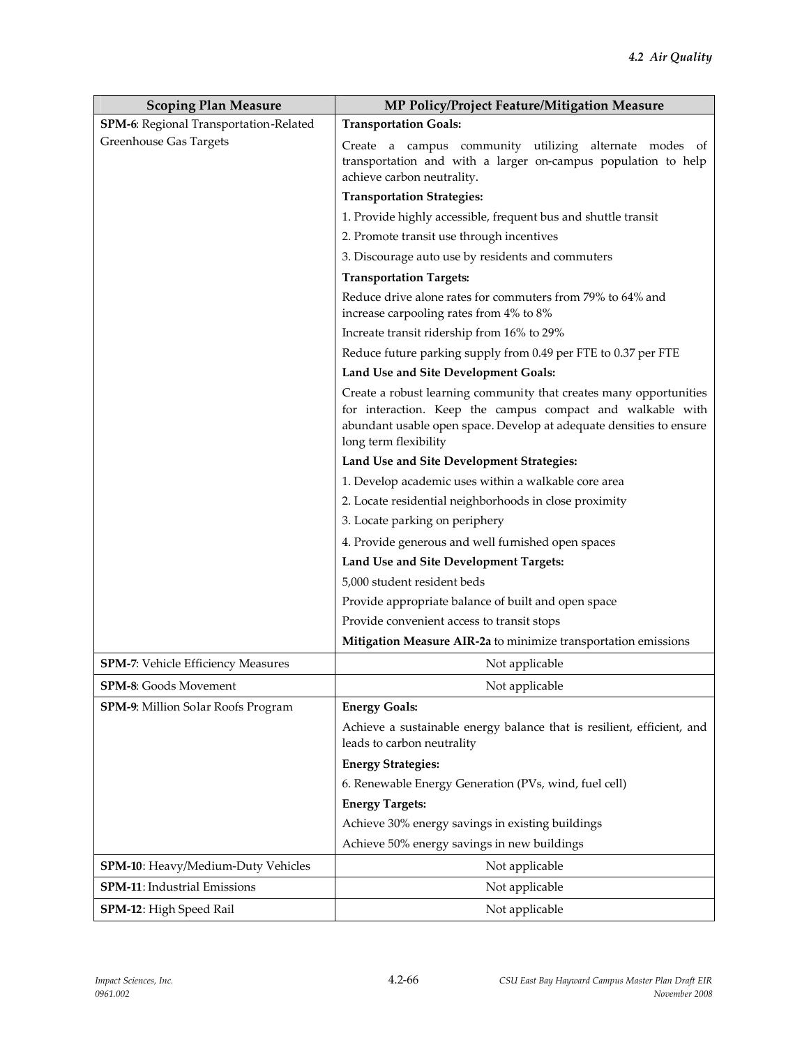| Scoping Plan Measure | MP Policy/Project Feature/Mitigation Measure |
|---|---|
| **SPM-6**: Regional Transportation-Related Greenhouse Gas Targets | **Transportation Goals:**<br>Create a campus community utilizing alternate modes of transportation and with a larger on-campus population to help achieve carbon neutrality.<br>**Transportation Strategies:**<br>1. Provide highly accessible, frequent bus and shuttle transit<br>2. Promote transit use through incentives<br>3. Discourage auto use by residents and commuters<br>**Transportation Targets:**<br>Reduce drive alone rates for commuters from 79% to 64% and increase carpooling rates from 4% to 8%<br>Increate transit ridership from 16% to 29%<br>Reduce future parking supply from 0.49 per FTE to 0.37 per FTE<br>**Land Use and Site Development Goals:**<br>Create a robust learning community that creates many opportunities for interaction. Keep the campus compact and walkable with abundant usable open space. Develop at adequate densities to ensure long term flexibility<br>**Land Use and Site Development Strategies:**<br>1. Develop academic uses within a walkable core area<br>2. Locate residential neighborhoods in close proximity<br>3. Locate parking on periphery<br>4. Provide generous and well furnished open spaces<br>**Land Use and Site Development Targets:**<br>5,000 student resident beds<br>Provide appropriate balance of built and open space<br>Provide convenient access to transit stops<br>**Mitigation Measure AIR-2a** to minimize transportation emissions |
| **SPM-7**: Vehicle Efficiency Measures | Not applicable |
| **SPM-8**: Goods Movement | Not applicable |
| **SPM-9**: Million Solar Roofs Program | **Energy Goals:**<br>Achieve a sustainable energy balance that is resilient, efficient, and leads to carbon neutrality<br>**Energy Strategies:**<br>6. Renewable Energy Generation (PVs, wind, fuel cell)<br>**Energy Targets:**<br>Achieve 30% energy savings in existing buildings<br>Achieve 50% energy savings in new buildings |
| **SPM-10**: Heavy/Medium-Duty Vehicles | Not applicable |
| **SPM-11**: Industrial Emissions | Not applicable |
| **SPM-12**: High Speed Rail | Not applicable |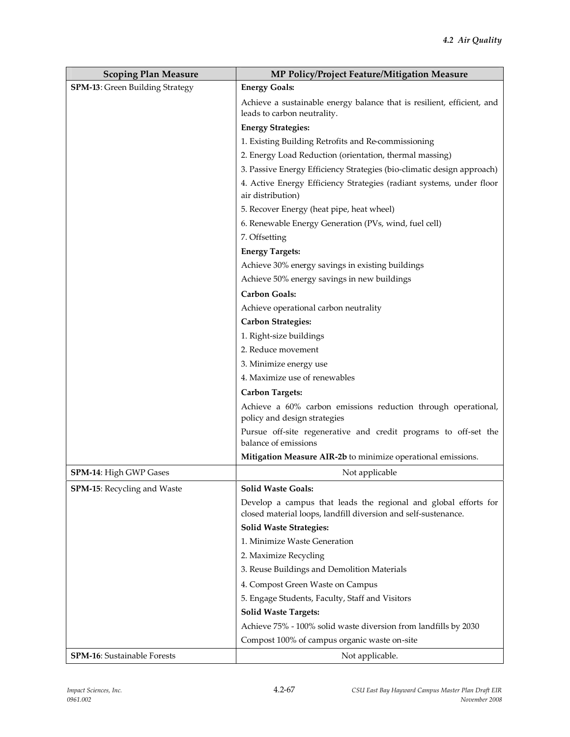| Scoping Plan Measure | MP Policy/Project Feature/Mitigation Measure |
|---|---|
| **SPM-13**: Green Building Strategy | **Energy Goals:** |
| | Achieve a sustainable energy balance that is resilient, efficient, and leads to carbon neutrality. |
| | **Energy Strategies:** |
| | 1. Existing Building Retrofits and Re-commissioning |
| | 2. Energy Load Reduction (orientation, thermal massing) |
| | 3. Passive Energy Efficiency Strategies (bio-climatic design approach) |
| | 4. Active Energy Efficiency Strategies (radiant systems, under floor air distribution) |
| | 5. Recover Energy (heat pipe, heat wheel) |
| | 6. Renewable Energy Generation (PVs, wind, fuel cell) |
| | 7. Offsetting |
| | **Energy Targets:** |
| | Achieve 30% energy savings in existing buildings |
| | Achieve 50% energy savings in new buildings |
| | **Carbon Goals:** |
| | Achieve operational carbon neutrality |
| | **Carbon Strategies:** |
| | 1. Right-size buildings |
| | 2. Reduce movement |
| | 3. Minimize energy use |
| | 4. Maximize use of renewables |
| | **Carbon Targets:** |
| | Achieve a 60% carbon emissions reduction through operational, policy and design strategies |
| | Pursue off-site regenerative and credit programs to off-set the balance of emissions |
| | **Mitigation Measure AIR-2b** to minimize operational emissions. |
| **SPM-14**: High GWP Gases | Not applicable |
| **SPM-15**: Recycling and Waste | **Solid Waste Goals:** |
| | Develop a campus that leads the regional and global efforts for closed material loops, landfill diversion and self-sustenance. |
| | **Solid Waste Strategies:** |
| | 1. Minimize Waste Generation |
| | 2. Maximize Recycling |
| | 3. Reuse Buildings and Demolition Materials |
| | 4. Compost Green Waste on Campus |
| | 5. Engage Students, Faculty, Staff and Visitors |
| | **Solid Waste Targets:** |
| | Achieve 75% - 100% solid waste diversion from landfills by 2030 |
| | Compost 100% of campus organic waste on-site |
| **SPM-16**: Sustainable Forests | Not applicable. |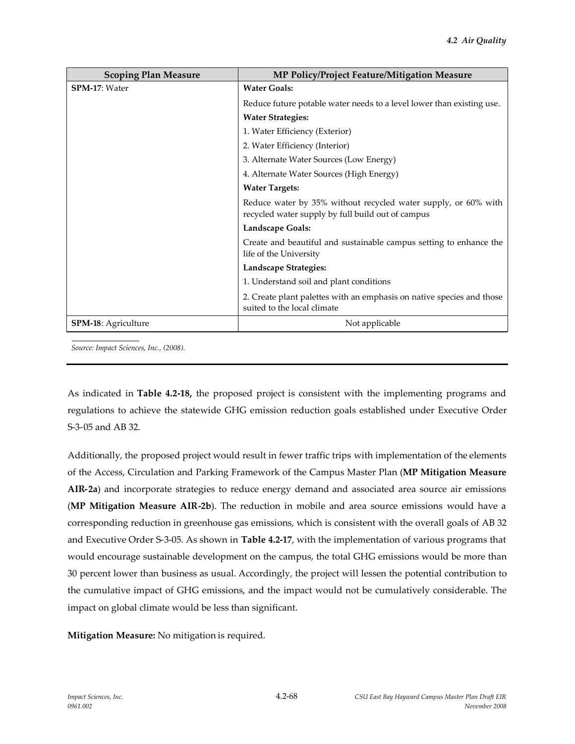| Scoping Plan Measure | MP Policy/Project Feature/Mitigation Measure |
|---|---|
| **SPM-17**: Water | **Water Goals:** |
| | Reduce future potable water needs to a level lower than existing use. |
| | **Water Strategies:** |
| | 1. Water Efficiency (Exterior) |
| | 2. Water Efficiency (Interior) |
| | 3. Alternate Water Sources (Low Energy) |
| | 4. Alternate Water Sources (High Energy) |
| | **Water Targets:** |
| | Reduce water by 35% without recycled water supply, or 60% with recycled water supply by full build out of campus |
| | **Landscape Goals:** |
| | Create and beautiful and sustainable campus setting to enhance the life of the University |
| | **Landscape Strategies:** |
| | 1. Understand soil and plant conditions |
| | 2. Create plant palettes with an emphasis on native species and those suited to the local climate |
| **SPM-18**: Agriculture | Not applicable |

*Source: Impact Sciences, Inc., (2008).*

As indicated in **Table 4.2-18,** the proposed project is consistent with the implementing programs and regulations to achieve the statewide GHG emission reduction goals established under Executive Order S-3-05 and AB 32.

Additionally, the proposed project would result in fewer traffic trips with implementation of the elements of the Access, Circulation and Parking Framework of the Campus Master Plan (**MP Mitigation Measure AIR-2a**) and incorporate strategies to reduce energy demand and associated area source air emissions (**MP Mitigation Measure AIR-2b**). The reduction in mobile and area source emissions would have a corresponding reduction in greenhouse gas emissions, which is consistent with the overall goals of AB 32 and Executive Order S-3-05. As shown in **Table 4.2-17**, with the implementation of various programs that would encourage sustainable development on the campus, the total GHG emissions would be more than 30 percent lower than business as usual. Accordingly, the project will lessen the potential contribution to the cumulative impact of GHG emissions, and the impact would not be cumulatively considerable. The impact on global climate would be less than significant.

**Mitigation Measure:** No mitigation is required.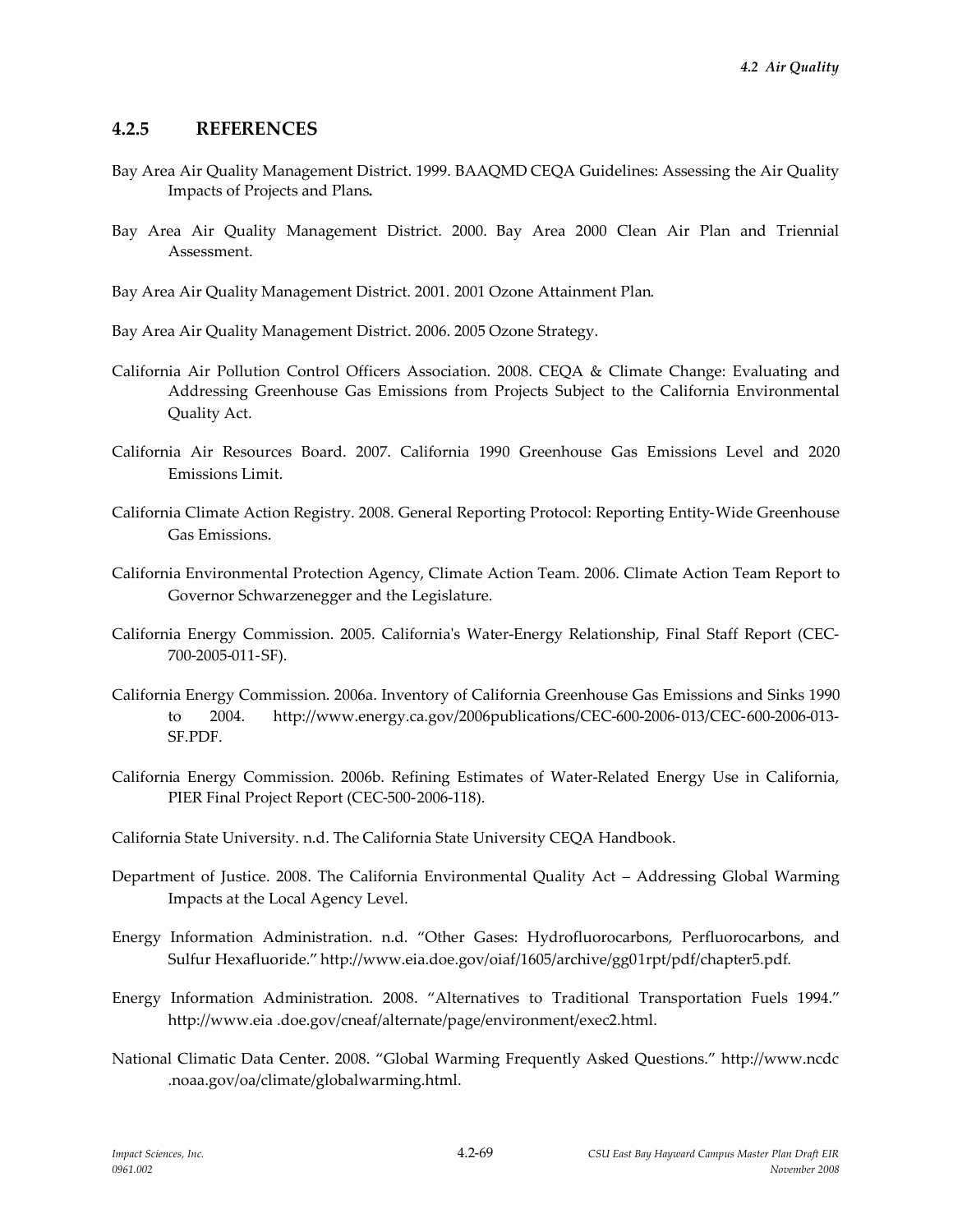### 4.2.5 REFERENCES

Bay Area Air Quality Management District. 1999. BAAQMD CEQA Guidelines: Assessing the Air Quality Impacts of Projects and Plans**.**

Bay Area Air Quality Management District. 2000. Bay Area 2000 Clean Air Plan and Triennial Assessment.

Bay Area Air Quality Management District. 2001. 2001 Ozone Attainment Plan*.*

Bay Area Air Quality Management District. 2006. 2005 Ozone Strategy.

California Air Pollution Control Officers Association. 2008. CEQA & Climate Change: Evaluating and Addressing Greenhouse Gas Emissions from Projects Subject to the California Environmental Quality Act.

California Air Resources Board. 2007. California 1990 Greenhouse Gas Emissions Level and 2020 Emissions Limit.

California Climate Action Registry. 2008. General Reporting Protocol: Reporting Entity-Wide Greenhouse Gas Emissions.

California Environmental Protection Agency, Climate Action Team. 2006. Climate Action Team Report to Governor Schwarzenegger and the Legislature.

California Energy Commission. 2005. California's Water-Energy Relationship, Final Staff Report (CEC-700-2005-011-SF).

California Energy Commission. 2006a. Inventory of California Greenhouse Gas Emissions and Sinks 1990 to 2004. http://www.energy.ca.gov/2006publications/CEC-600-2006-013/CEC-600-2006-013-SF.PDF.

California Energy Commission. 2006b. Refining Estimates of Water-Related Energy Use in California, PIER Final Project Report (CEC-500-2006-118).

California State University. n.d. The California State University CEQA Handbook.

Department of Justice. 2008. The California Environmental Quality Act – Addressing Global Warming Impacts at the Local Agency Level.

Energy Information Administration. n.d. "Other Gases: Hydrofluorocarbons, Perfluorocarbons, and Sulfur Hexafluoride." http://www.eia.doe.gov/oiaf/1605/archive/gg01rpt/pdf/chapter5.pdf.

Energy Information Administration. 2008. "Alternatives to Traditional Transportation Fuels 1994." http://www.eia .doe.gov/cneaf/alternate/page/environment/exec2.html.

National Climatic Data Center. 2008. "Global Warming Frequently Asked Questions." http://www.ncdc .noaa.gov/oa/climate/globalwarming.html.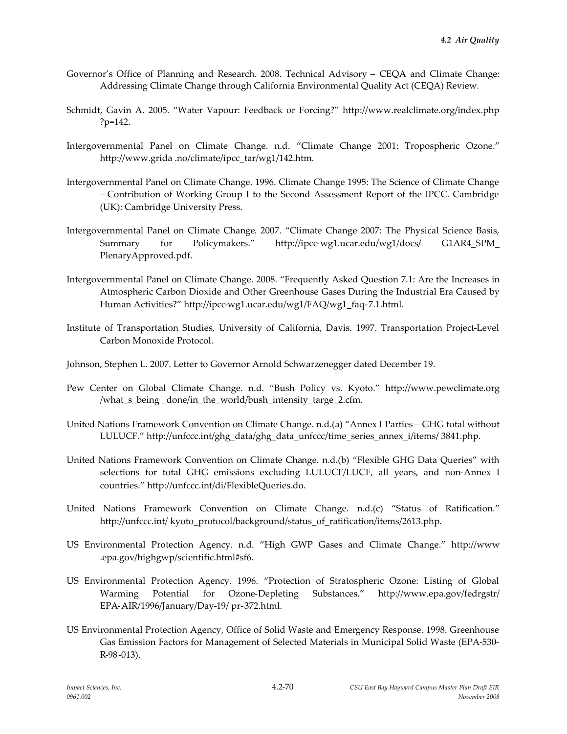Governor's Office of Planning and Research. 2008. Technical Advisory – CEQA and Climate Change: Addressing Climate Change through California Environmental Quality Act (CEQA) Review.

Schmidt, Gavin A. 2005. "Water Vapour: Feedback or Forcing?" http://www.realclimate.org/index.php ?p=142.

Intergovernmental Panel on Climate Change. n.d. "Climate Change 2001: Tropospheric Ozone." http://www.grida .no/climate/ipcc_tar/wg1/142.htm.

Intergovernmental Panel on Climate Change. 1996. Climate Change 1995: The Science of Climate Change – Contribution of Working Group I to the Second Assessment Report of the IPCC. Cambridge (UK): Cambridge University Press.

Intergovernmental Panel on Climate Change. 2007. "Climate Change 2007: The Physical Science Basis, Summary for Policymakers." http://ipcc-wg1.ucar.edu/wg1/docs/ G1AR4_SPM_ PlenaryApproved.pdf.

Intergovernmental Panel on Climate Change. 2008. "Frequently Asked Question 7.1: Are the Increases in Atmospheric Carbon Dioxide and Other Greenhouse Gases During the Industrial Era Caused by Human Activities?" http://ipcc-wg1.ucar.edu/wg1/FAQ/wg1_faq-7.1.html.

Institute of Transportation Studies, University of California, Davis. 1997. Transportation Project-Level Carbon Monoxide Protocol.

Johnson, Stephen L. 2007. Letter to Governor Arnold Schwarzenegger dated December 19.

Pew Center on Global Climate Change. n.d. "Bush Policy vs. Kyoto." http://www.pewclimate.org /what_s_being _done/in_the_world/bush_intensity_targe_2.cfm.

United Nations Framework Convention on Climate Change. n.d.(a) "Annex I Parties – GHG total without LULUCF." http://unfccc.int/ghg_data/ghg_data_unfccc/time_series_annex_i/items/ 3841.php.

United Nations Framework Convention on Climate Change. n.d.(b) "Flexible GHG Data Queries" with selections for total GHG emissions excluding LULUCF/LUCF, all years, and non-Annex I countries." http://unfccc.int/di/FlexibleQueries.do.

United Nations Framework Convention on Climate Change. n.d.(c) "Status of Ratification." http://unfccc.int/ kyoto_protocol/background/status_of_ratification/items/2613.php.

US Environmental Protection Agency. n.d. "High GWP Gases and Climate Change." http://www .epa.gov/highgwp/scientific.html#sf6.

US Environmental Protection Agency. 1996. "Protection of Stratospheric Ozone: Listing of Global Warming Potential for Ozone-Depleting Substances." http://www.epa.gov/fedrgstr/ EPA-AIR/1996/January/Day-19/ pr-372.html.

US Environmental Protection Agency, Office of Solid Waste and Emergency Response. 1998. Greenhouse Gas Emission Factors for Management of Selected Materials in Municipal Solid Waste (EPA-530-R-98-013).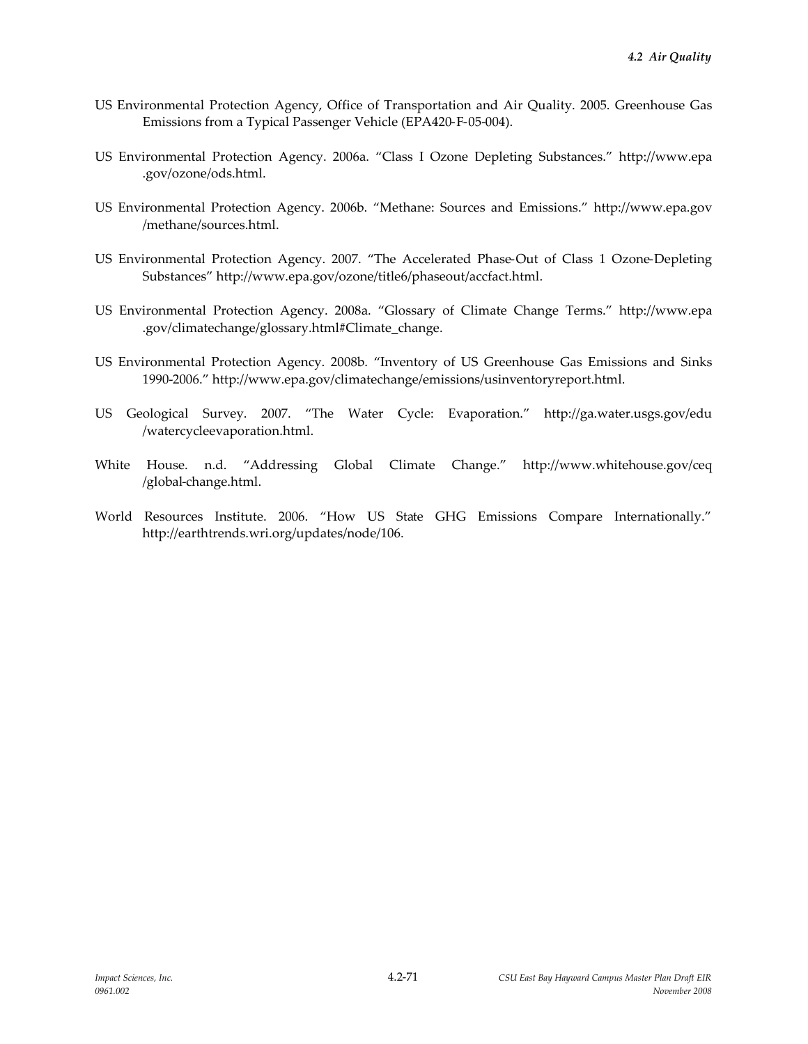US Environmental Protection Agency, Office of Transportation and Air Quality. 2005. Greenhouse Gas Emissions from a Typical Passenger Vehicle (EPA420-F-05-004).

US Environmental Protection Agency. 2006a. "Class I Ozone Depleting Substances." http://www.epa.gov/ozone/ods.html.

US Environmental Protection Agency. 2006b. "Methane: Sources and Emissions." http://www.epa.gov/methane/sources.html.

US Environmental Protection Agency. 2007. "The Accelerated Phase-Out of Class 1 Ozone-Depleting Substances" http://www.epa.gov/ozone/title6/phaseout/accfact.html.

US Environmental Protection Agency. 2008a. "Glossary of Climate Change Terms." http://www.epa.gov/climatechange/glossary.html#Climate_change.

US Environmental Protection Agency. 2008b. "Inventory of US Greenhouse Gas Emissions and Sinks 1990-2006." http://www.epa.gov/climatechange/emissions/usinventoryreport.html.

US Geological Survey. 2007. "The Water Cycle: Evaporation." http://ga.water.usgs.gov/edu/watercycleevaporation.html.

White House. n.d. "Addressing Global Climate Change." http://www.whitehouse.gov/ceq/global-change.html.

World Resources Institute. 2006. "How US State GHG Emissions Compare Internationally." http://earthtrends.wri.org/updates/node/106.